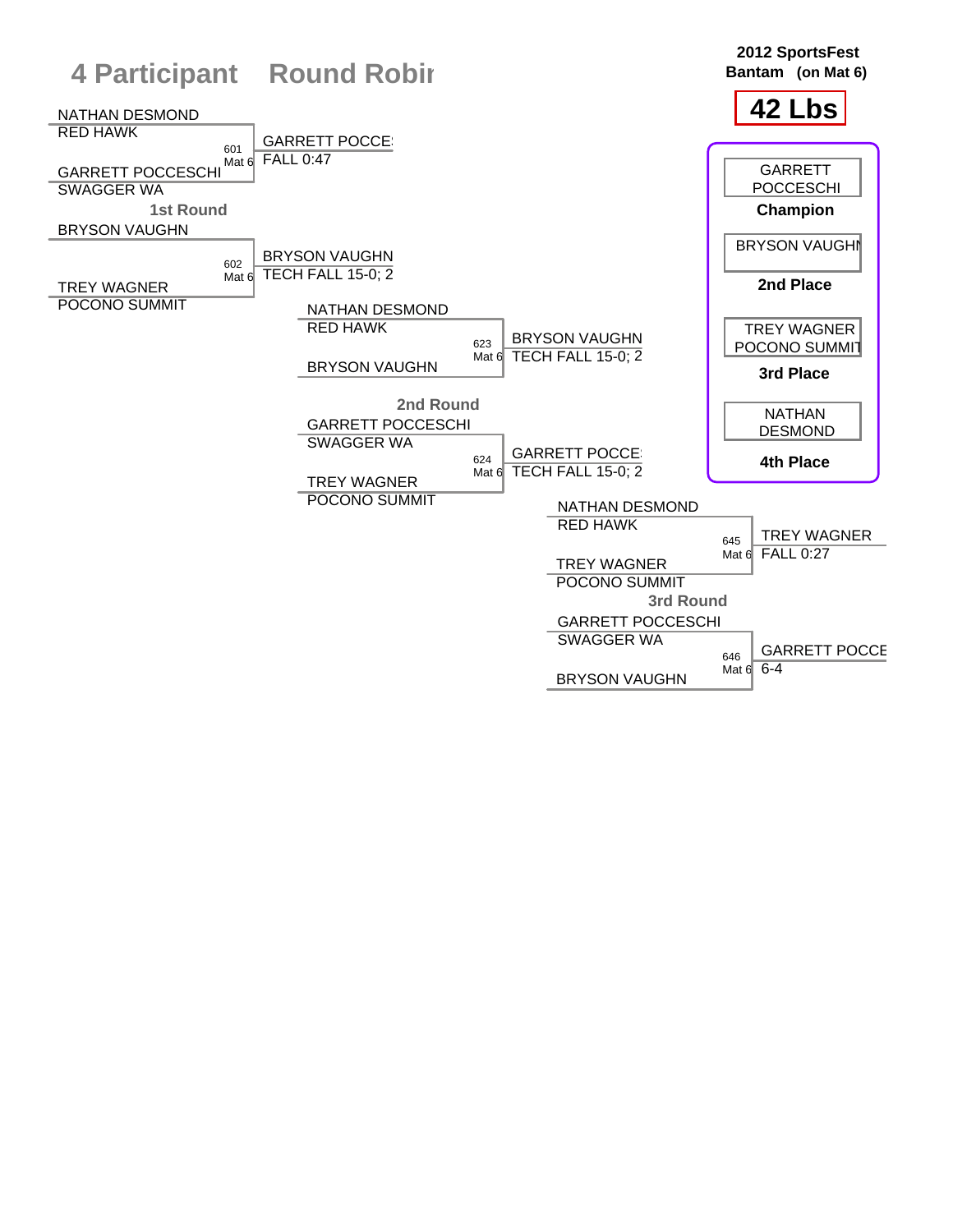# 4 Participant Round Robi

**2012 SportsFest**
**Bantam (on Mat 6)**

## 42 Lbs

### 1st Round

| Bout | Wrestler 1 | Wrestler 2 | Winner | Result |
|---|---|---|---|---|
| 601 Mat 6 | NATHAN DESMOND (RED HAWK) | GARRETT POCCESCHI (SWAGGER WA) | GARRETT POCCE: | FALL 0:47 |
| 602 Mat 6 | BRYSON VAUGHN | TREY WAGNER (POCONO SUMMIT) | BRYSON VAUGHN | TECH FALL 15-0; 2 |

### 2nd Round

| Bout | Wrestler 1 | Wrestler 2 | Winner | Result |
|---|---|---|---|---|
| 623 Mat 6 | NATHAN DESMOND (RED HAWK) | BRYSON VAUGHN | BRYSON VAUGHN | TECH FALL 15-0; 2 |
| 624 Mat 6 | GARRETT POCCESCHI (SWAGGER WA) | TREY WAGNER (POCONO SUMMIT) | GARRETT POCCE: | TECH FALL 15-0; 2 |

### 3rd Round

| Bout | Wrestler 1 | Wrestler 2 | Winner | Result |
|---|---|---|---|---|
| 645 Mat 6 | NATHAN DESMOND (RED HAWK) | TREY WAGNER (POCONO SUMMIT) | TREY WAGNER | FALL 0:27 |
| 646 Mat 6 | GARRETT POCCESCHI (SWAGGER WA) | BRYSON VAUGHN | GARRETT POCCE | 6-4 |

### Final Placings

- **Champion:** GARRETT POCCESCHI
- **2nd Place:** BRYSON VAUGHN
- **3rd Place:** TREY WAGNER, POCONO SUMMIT
- **4th Place:** NATHAN DESMOND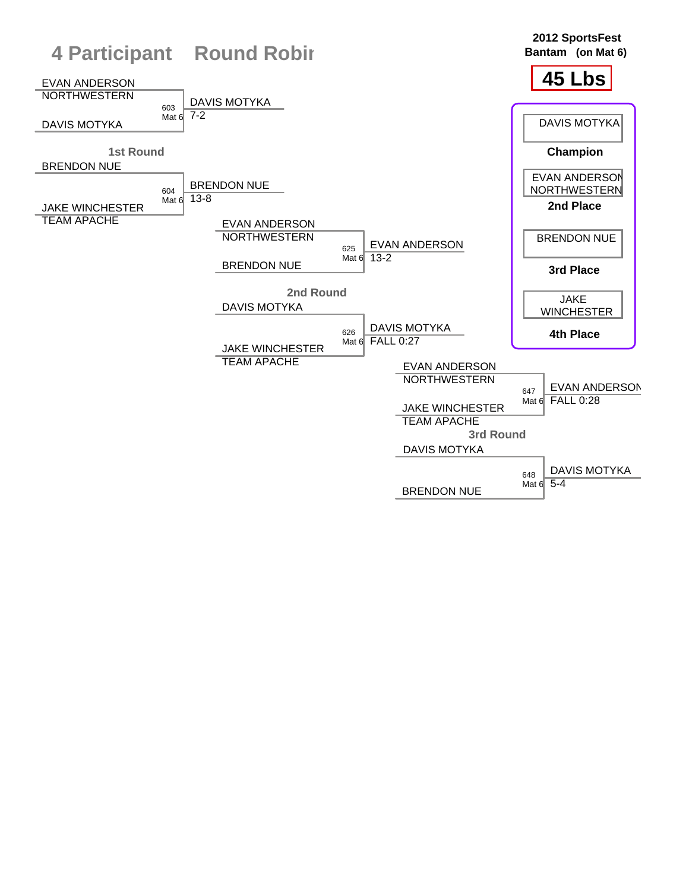# 4 Participant Round Robin

**2012 SportsFest**
**Bantam (on Mat 6)**

## 45 Lbs

### 1st Round

| Bout | Mat | Wrestler 1 | Wrestler 2 | Winner | Result |
|---|---|---|---|---|---|
| 603 | Mat 6 | EVAN ANDERSON (NORTHWESTERN) | DAVIS MOTYKA | DAVIS MOTYKA | 7-2 |
| 604 | Mat 6 | BRENDON NUE | JAKE WINCHESTER (TEAM APACHE) | BRENDON NUE | 13-8 |

### 2nd Round

| Bout | Mat | Wrestler 1 | Wrestler 2 | Winner | Result |
|---|---|---|---|---|---|
| 625 | Mat 6 | EVAN ANDERSON (NORTHWESTERN) | BRENDON NUE | EVAN ANDERSON | 13-2 |
| 626 | Mat 6 | DAVIS MOTYKA | JAKE WINCHESTER (TEAM APACHE) | DAVIS MOTYKA | FALL 0:27 |

### 3rd Round

| Bout | Mat | Wrestler 1 | Wrestler 2 | Winner | Result |
|---|---|---|---|---|---|
| 647 | Mat 6 | EVAN ANDERSON (NORTHWESTERN) | JAKE WINCHESTER (TEAM APACHE) | EVAN ANDERSON | FALL 0:28 |
| 648 | Mat 6 | DAVIS MOTYKA | BRENDON NUE | DAVIS MOTYKA | 5-4 |

### Final Placings

- **Champion:** DAVIS MOTYKA
- **2nd Place:** EVAN ANDERSON, NORTHWESTERN
- **3rd Place:** BRENDON NUE
- **4th Place:** JAKE WINCHESTER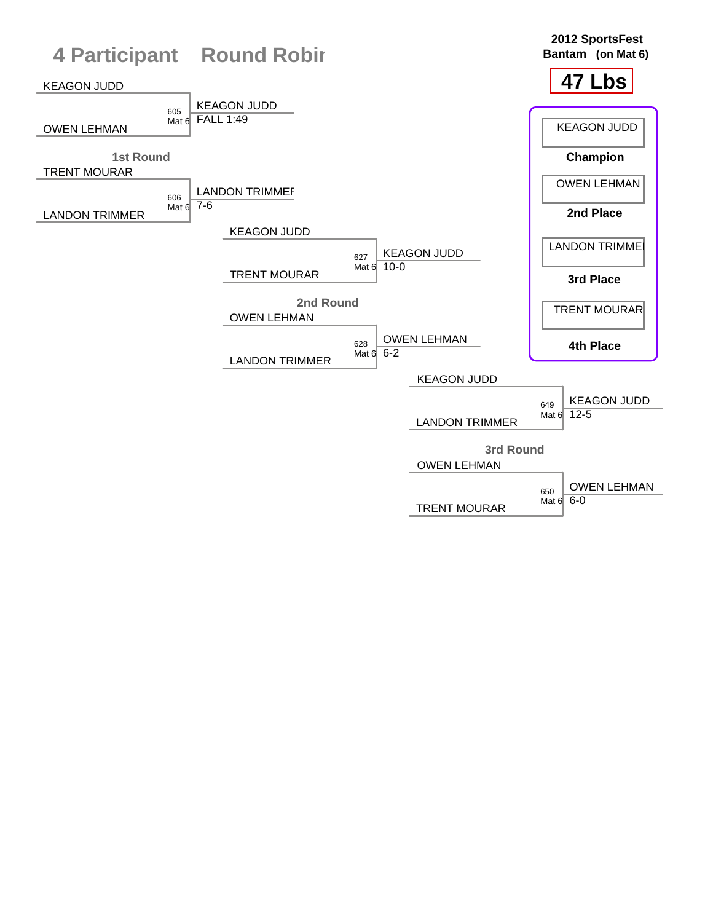# 4 Participant Round Robin

**2012 SportsFest**
**Bantam (on Mat 6)**

## 47 Lbs

### 1st Round

| Bout | Mat | Wrestler 1 | Wrestler 2 | Winner | Result |
|---|---|---|---|---|---|
| 605 | Mat 6 | KEAGON JUDD | OWEN LEHMAN | KEAGON JUDD | FALL 1:49 |
| 606 | Mat 6 | TRENT MOURAR | LANDON TRIMMER | LANDON TRIMMER | 7-6 |

### 2nd Round

| Bout | Mat | Wrestler 1 | Wrestler 2 | Winner | Result |
|---|---|---|---|---|---|
| 627 | Mat 6 | KEAGON JUDD | TRENT MOURAR | KEAGON JUDD | 10-0 |
| 628 | Mat 6 | OWEN LEHMAN | LANDON TRIMMER | OWEN LEHMAN | 6-2 |

### 3rd Round

| Bout | Mat | Wrestler 1 | Wrestler 2 | Winner | Result |
|---|---|---|---|---|---|
| 649 | Mat 6 | KEAGON JUDD | LANDON TRIMMER | KEAGON JUDD | 12-5 |
| 650 | Mat 6 | OWEN LEHMAN | TRENT MOURAR | OWEN LEHMAN | 6-0 |

### Placings

| Place | Wrestler |
|---|---|
| Champion | KEAGON JUDD |
| 2nd Place | OWEN LEHMAN |
| 3rd Place | LANDON TRIMMER |
| 4th Place | TRENT MOURAR |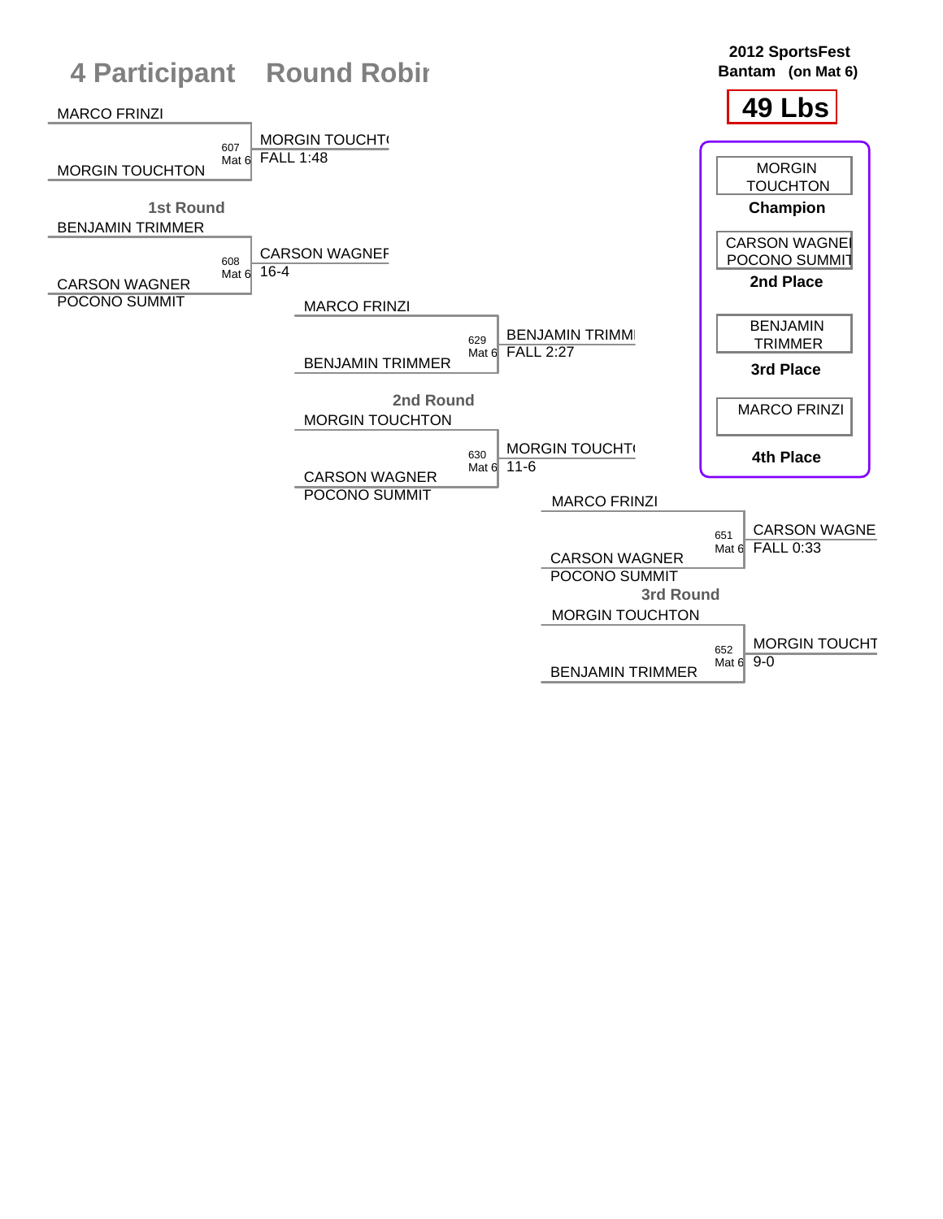# 4 Participant Round Robin

**2012 SportsFest**
**Bantam (on Mat 6)**

## 49 Lbs

### 1st Round

| Bout | Mat | Wrestler 1 | Wrestler 2 | Winner | Result |
|---|---|---|---|---|---|
| 607 | Mat 6 | MARCO FRINZI | MORGIN TOUCHTON | MORGIN TOUCHTON | FALL 1:48 |
| 608 | Mat 6 | BENJAMIN TRIMMER | CARSON WAGNER (POCONO SUMMIT) | CARSON WAGNER | 16-4 |

### 2nd Round

| Bout | Mat | Wrestler 1 | Wrestler 2 | Winner | Result |
|---|---|---|---|---|---|
| 629 | Mat 6 | MARCO FRINZI | BENJAMIN TRIMMER | BENJAMIN TRIMMER | FALL 2:27 |
| 630 | Mat 6 | MORGIN TOUCHTON | CARSON WAGNER (POCONO SUMMIT) | MORGIN TOUCHTON | 11-6 |

### 3rd Round

| Bout | Mat | Wrestler 1 | Wrestler 2 | Winner | Result |
|---|---|---|---|---|---|
| 651 | Mat 6 | MARCO FRINZI | CARSON WAGNER (POCONO SUMMIT) | CARSON WAGNER | FALL 0:33 |
| 652 | Mat 6 | MORGIN TOUCHTON | BENJAMIN TRIMMER | MORGIN TOUCHTON | 9-0 |

### Placings

| Place | Wrestler |
|---|---|
| Champion | MORGIN TOUCHTON |
| 2nd Place | CARSON WAGNER, POCONO SUMMIT |
| 3rd Place | BENJAMIN TRIMMER |
| 4th Place | MARCO FRINZI |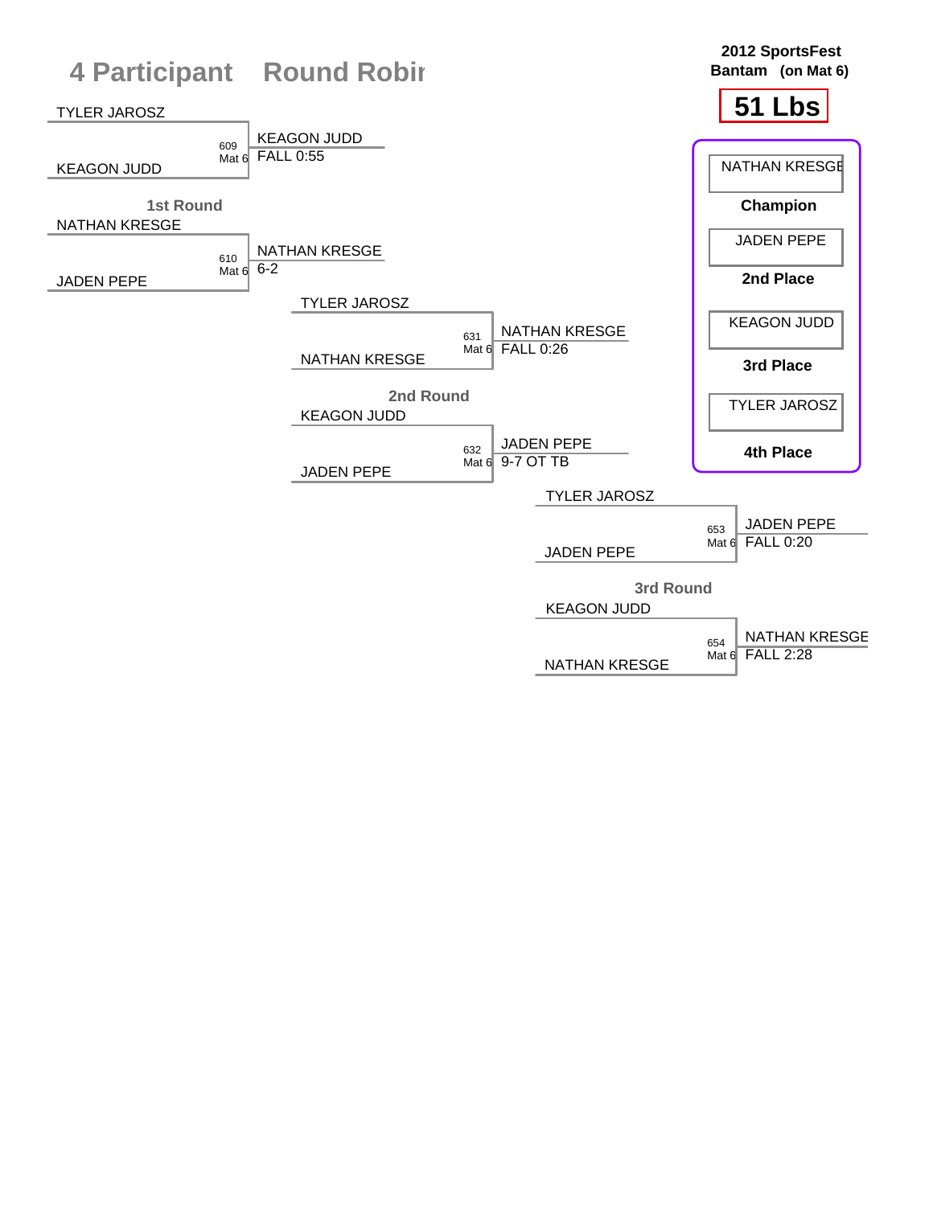# 4 Participant Round Robin

**2012 SportsFest**
**Bantam (on Mat 6)**

## 51 Lbs

### 1st Round

| Bout | Mat | Wrestler 1 | Wrestler 2 | Winner | Result |
|---|---|---|---|---|---|
| 609 | Mat 6 | TYLER JAROSZ | KEAGON JUDD | KEAGON JUDD | FALL 0:55 |
| 610 | Mat 6 | NATHAN KRESGE | JADEN PEPE | NATHAN KRESGE | 6-2 |

### 2nd Round

| Bout | Mat | Wrestler 1 | Wrestler 2 | Winner | Result |
|---|---|---|---|---|---|
| 631 | Mat 6 | TYLER JAROSZ | NATHAN KRESGE | NATHAN KRESGE | FALL 0:26 |
| 632 | Mat 6 | KEAGON JUDD | JADEN PEPE | JADEN PEPE | 9-7 OT TB |

### 3rd Round

| Bout | Mat | Wrestler 1 | Wrestler 2 | Winner | Result |
|---|---|---|---|---|---|
| 653 | Mat 6 | TYLER JAROSZ | JADEN PEPE | JADEN PEPE | FALL 0:20 |
| 654 | Mat 6 | KEAGON JUDD | NATHAN KRESGE | NATHAN KRESGE | FALL 2:28 |

### Final Placings

| Place | Wrestler |
|---|---|
| Champion | NATHAN KRESGE |
| 2nd Place | JADEN PEPE |
| 3rd Place | KEAGON JUDD |
| 4th Place | TYLER JAROSZ |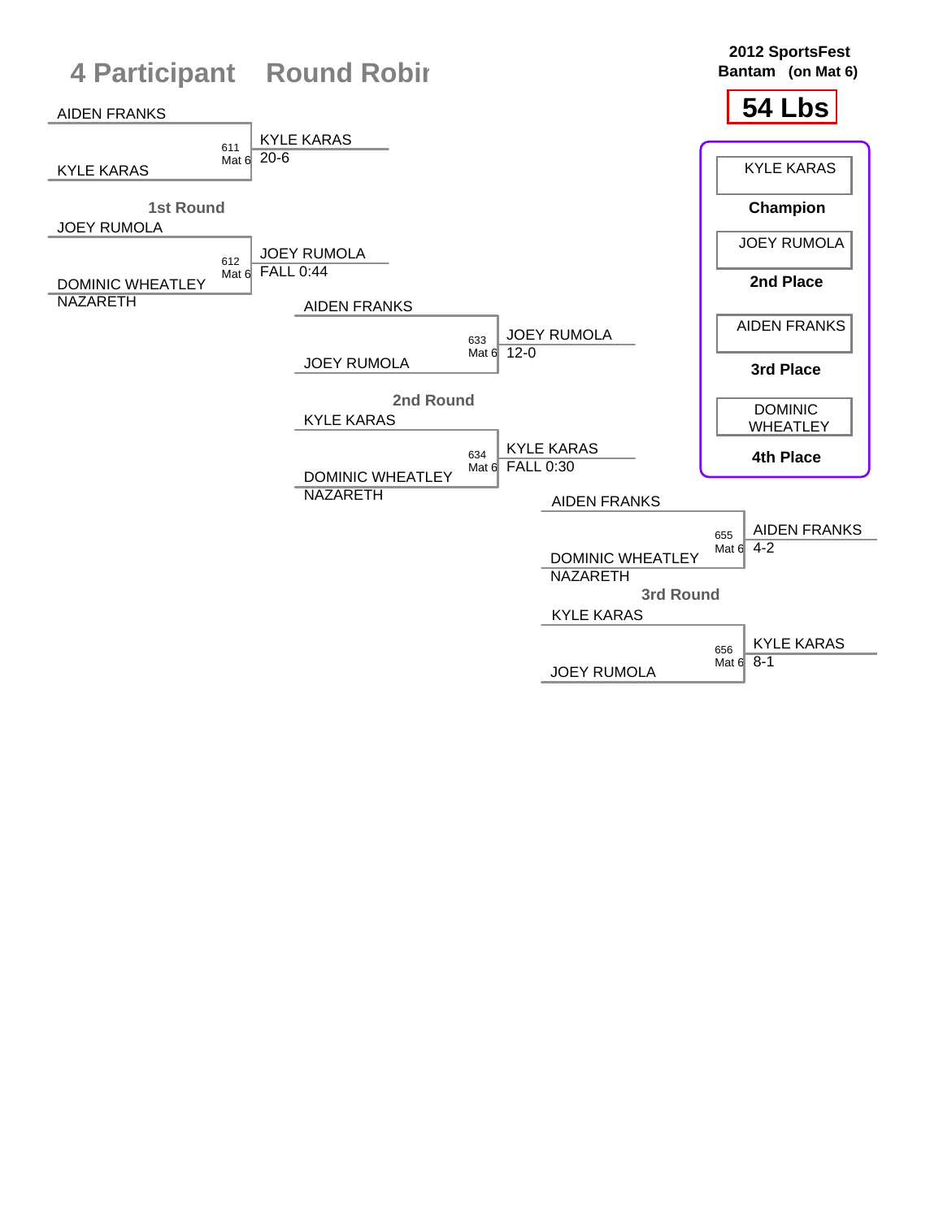# 4 Participant Round Robin

**2012 SportsFest**
**Bantam (on Mat 6)**

## 54 Lbs

### 1st Round

| Bout | Wrestler 1 | Wrestler 2 | Winner | Result |
|---|---|---|---|---|
| 611 (Mat 6) | AIDEN FRANKS | KYLE KARAS | KYLE KARAS | 20-6 |
| 612 (Mat 6) | JOEY RUMOLA | DOMINIC WHEATLEY NAZARETH | JOEY RUMOLA | FALL 0:44 |

### 2nd Round

| Bout | Wrestler 1 | Wrestler 2 | Winner | Result |
|---|---|---|---|---|
| 633 (Mat 6) | AIDEN FRANKS | JOEY RUMOLA | JOEY RUMOLA | 12-0 |
| 634 (Mat 6) | KYLE KARAS | DOMINIC WHEATLEY NAZARETH | KYLE KARAS | FALL 0:30 |

### 3rd Round

| Bout | Wrestler 1 | Wrestler 2 | Winner | Result |
|---|---|---|---|---|
| 655 (Mat 6) | AIDEN FRANKS | DOMINIC WHEATLEY NAZARETH | AIDEN FRANKS | 4-2 |
| 656 (Mat 6) | KYLE KARAS | JOEY RUMOLA | KYLE KARAS | 8-1 |

### Placements

| Place | Wrestler |
|---|---|
| Champion | KYLE KARAS |
| 2nd Place | JOEY RUMOLA |
| 3rd Place | AIDEN FRANKS |
| 4th Place | DOMINIC WHEATLEY |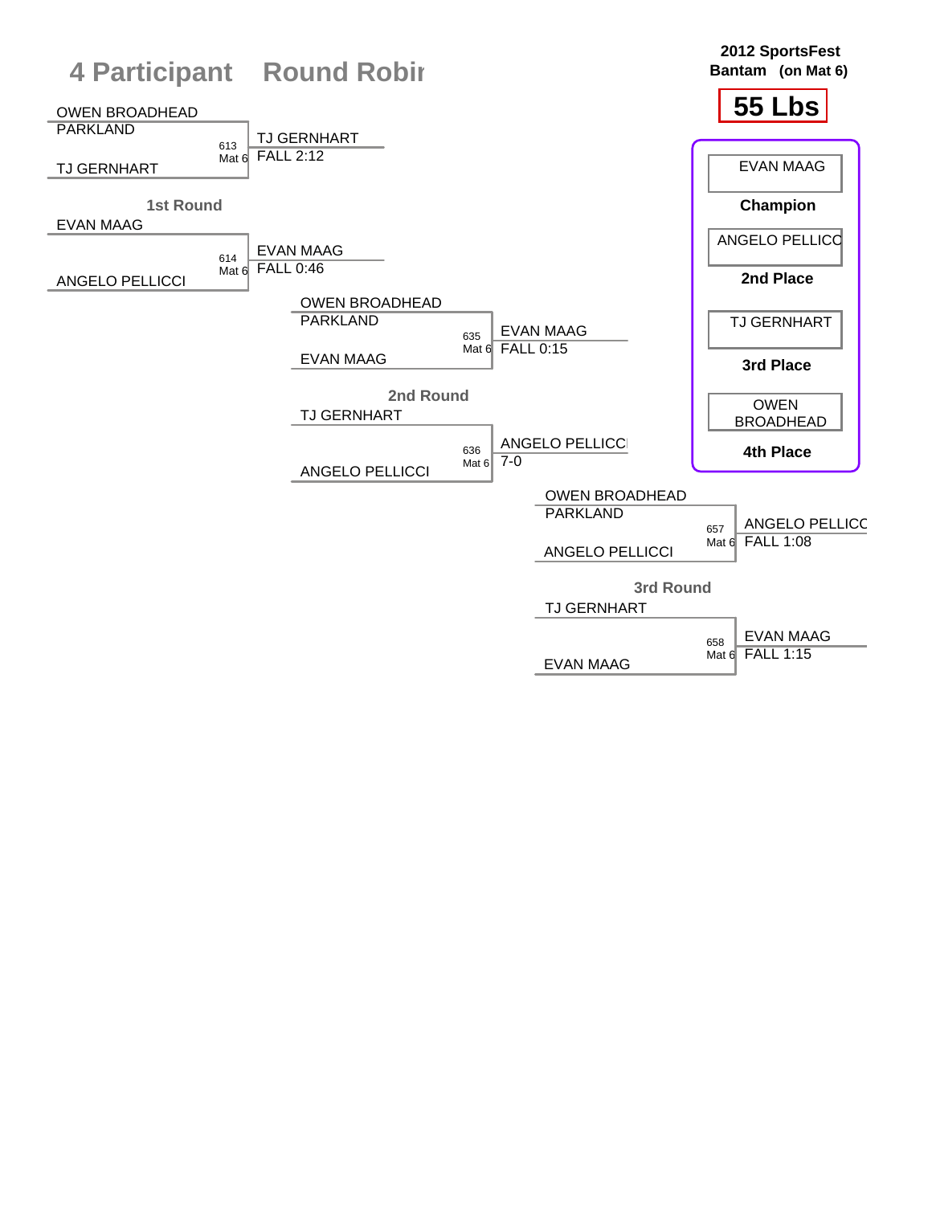# 4 Participant Round Robin

**2012 SportsFest**
**Bantam (on Mat 6)**

## 55 Lbs

### 1st Round

| Bout | Mat | Wrestler 1 | Wrestler 2 | Winner | Result |
|---|---|---|---|---|---|
| 613 | Mat 6 | OWEN BROADHEAD (PARKLAND) | TJ GERNHART | TJ GERNHART | FALL 2:12 |
| 614 | Mat 6 | EVAN MAAG | ANGELO PELLICCI | EVAN MAAG | FALL 0:46 |

### 2nd Round

| Bout | Mat | Wrestler 1 | Wrestler 2 | Winner | Result |
|---|---|---|---|---|---|
| 635 | Mat 6 | OWEN BROADHEAD (PARKLAND) | EVAN MAAG | EVAN MAAG | FALL 0:15 |
| 636 | Mat 6 | TJ GERNHART | ANGELO PELLICCI | ANGELO PELLICCI | 7-0 |

### 3rd Round

| Bout | Mat | Wrestler 1 | Wrestler 2 | Winner | Result |
|---|---|---|---|---|---|
| 657 | Mat 6 | OWEN BROADHEAD (PARKLAND) | ANGELO PELLICCI | ANGELO PELLICCI | FALL 1:08 |
| 658 | Mat 6 | TJ GERNHART | EVAN MAAG | EVAN MAAG | FALL 1:15 |

### Final Standings

| Place | Wrestler |
|---|---|
| Champion | EVAN MAAG |
| 2nd Place | ANGELO PELLICCI |
| 3rd Place | TJ GERNHART |
| 4th Place | OWEN BROADHEAD |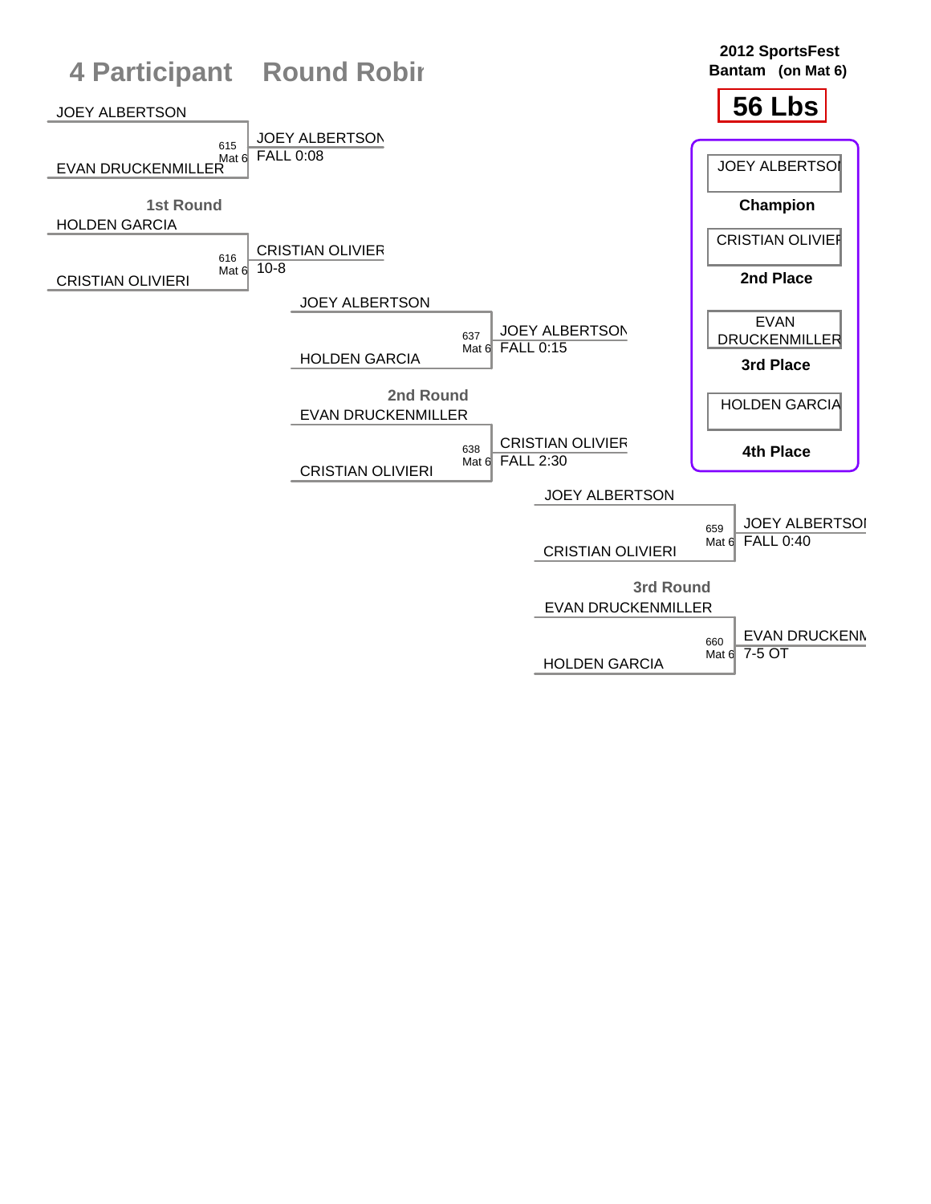# 4 Participant Round Robin

**2012 SportsFest**
**Bantam (on Mat 6)**

**56 Lbs**

## 1st Round

- JOEY ALBERTSON vs EVAN DRUCKENMILLER — 615, Mat 6 — JOEY ALBERTSON, FALL 0:08
- HOLDEN GARCIA vs CRISTIAN OLIVIERI — 616, Mat 6 — CRISTIAN OLIVIER, 10-8

## 2nd Round

- JOEY ALBERTSON vs HOLDEN GARCIA — 637, Mat 6 — JOEY ALBERTSON, FALL 0:15
- EVAN DRUCKENMILLER vs CRISTIAN OLIVIERI — 638, Mat 6 — CRISTIAN OLIVIER, FALL 2:30

## 3rd Round

- JOEY ALBERTSON vs CRISTIAN OLIVIERI — 659, Mat 6 — JOEY ALBERTSOI, FALL 0:40
- EVAN DRUCKENMILLER vs HOLDEN GARCIA — 660, Mat 6 — EVAN DRUCKENN, 7-5 OT

## Placings

| Place | Wrestler |
| --- | --- |
| Champion | JOEY ALBERTSOI |
| 2nd Place | CRISTIAN OLIVIEF |
| 3rd Place | EVAN DRUCKENMILLER |
| 4th Place | HOLDEN GARCIA |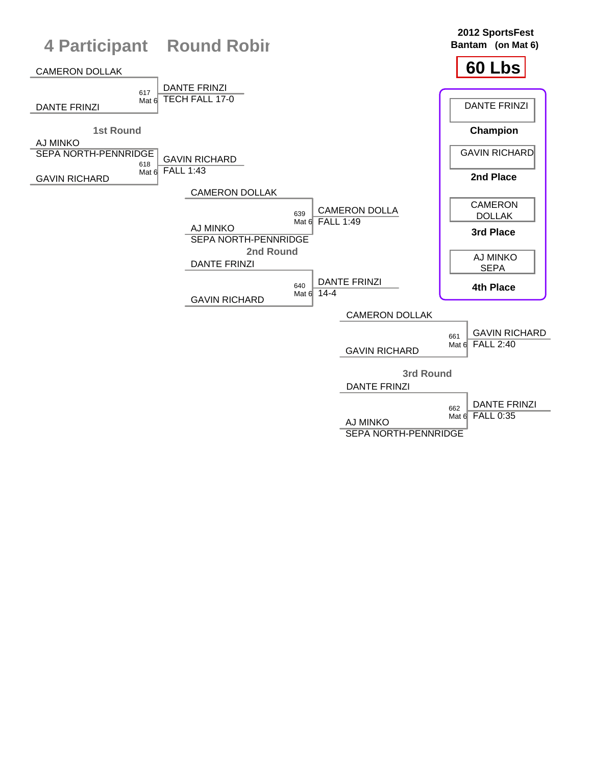# 4 Participant Round Robin

**2012 SportsFest**
**Bantam (on Mat 6)**

## 60 Lbs

### 1st Round

| Match | Mat | Wrestler 1 | Wrestler 2 | Winner | Result |
|---|---|---|---|---|---|
| 617 | Mat 6 | CAMERON DOLLAK | DANTE FRINZI | DANTE FRINZI | TECH FALL 17-0 |
| 618 | Mat 6 | AJ MINKO SEPA NORTH-PENNRIDGE | GAVIN RICHARD | GAVIN RICHARD | FALL 1:43 |

### 2nd Round

| Match | Mat | Wrestler 1 | Wrestler 2 | Winner | Result |
|---|---|---|---|---|---|
| 639 | Mat 6 | CAMERON DOLLAK | AJ MINKO SEPA NORTH-PENNRIDGE | CAMERON DOLLA | FALL 1:49 |
| 640 | Mat 6 | DANTE FRINZI | GAVIN RICHARD | DANTE FRINZI | 14-4 |

### 3rd Round

| Match | Mat | Wrestler 1 | Wrestler 2 | Winner | Result |
|---|---|---|---|---|---|
| 661 | Mat 6 | CAMERON DOLLAK | GAVIN RICHARD | GAVIN RICHARD | FALL 2:40 |
| 662 | Mat 6 | DANTE FRINZI | AJ MINKO SEPA NORTH-PENNRIDGE | DANTE FRINZI | FALL 0:35 |

### Placings

| Place | Wrestler |
|---|---|
| **Champion** | DANTE FRINZI |
| **2nd Place** | GAVIN RICHARD |
| **3rd Place** | CAMERON DOLLAK |
| **4th Place** | AJ MINKO SEPA |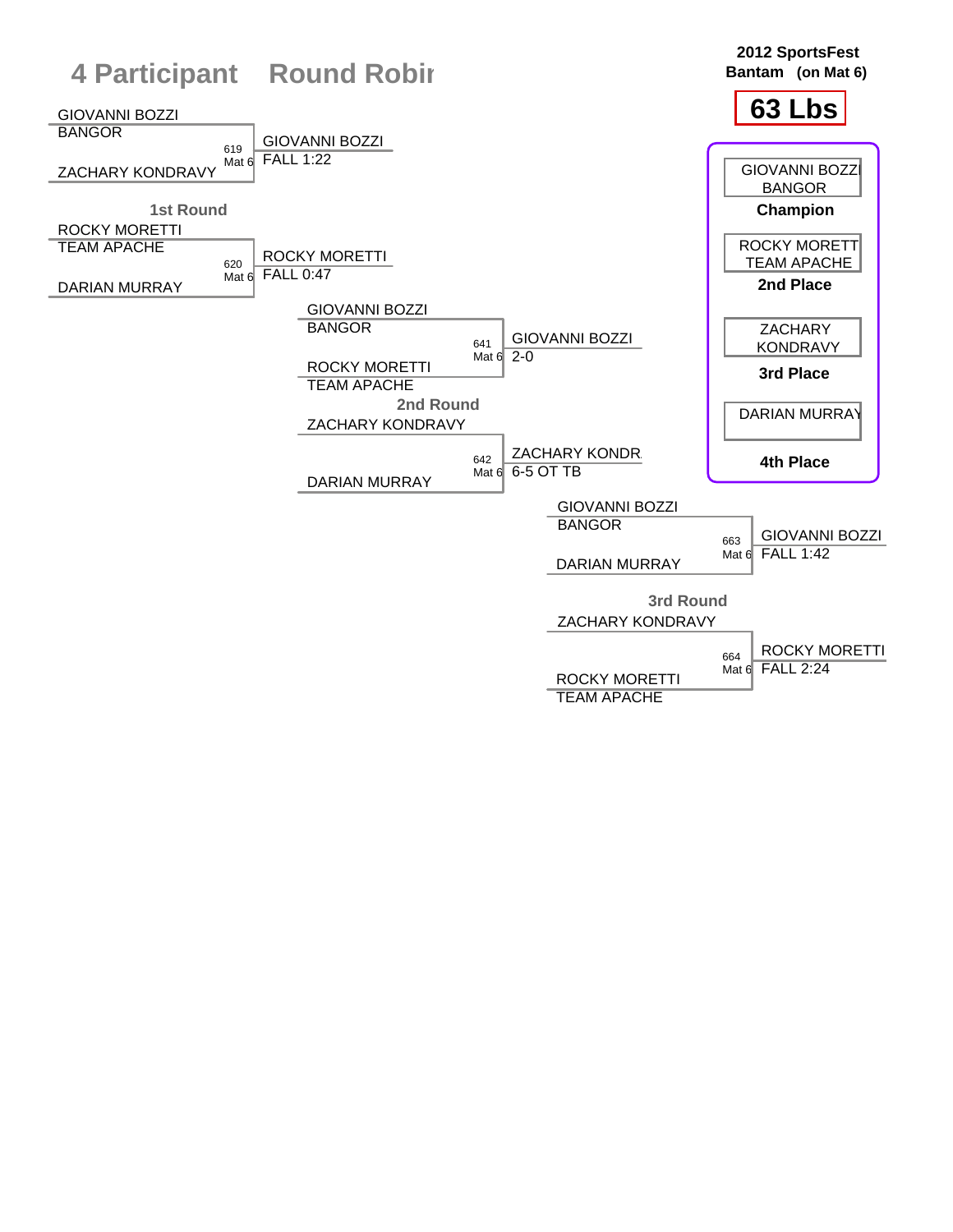# 4 Participant Round Robin

**2012 SportsFest**
**Bantam (on Mat 6)**

## 63 Lbs

### 1st Round

| Bout | Mat | Wrestler 1 | Wrestler 2 | Winner | Result |
|---|---|---|---|---|---|
| 619 | Mat 6 | GIOVANNI BOZZI (BANGOR) | ZACHARY KONDRAVY | GIOVANNI BOZZI | FALL 1:22 |
| 620 | Mat 6 | ROCKY MORETTI (TEAM APACHE) | DARIAN MURRAY | ROCKY MORETTI | FALL 0:47 |

### 2nd Round

| Bout | Mat | Wrestler 1 | Wrestler 2 | Winner | Result |
|---|---|---|---|---|---|
| 641 | Mat 6 | GIOVANNI BOZZI (BANGOR) | ROCKY MORETTI (TEAM APACHE) | GIOVANNI BOZZI | 2-0 |
| 642 | Mat 6 | ZACHARY KONDRAVY | DARIAN MURRAY | ZACHARY KONDR. | 6-5 OT TB |

### 3rd Round

| Bout | Mat | Wrestler 1 | Wrestler 2 | Winner | Result |
|---|---|---|---|---|---|
| 663 | Mat 6 | GIOVANNI BOZZI (BANGOR) | DARIAN MURRAY | GIOVANNI BOZZI | FALL 1:42 |
| 664 | Mat 6 | ZACHARY KONDRAVY | ROCKY MORETTI (TEAM APACHE) | ROCKY MORETTI | FALL 2:24 |

### Placings

| Place | Wrestler |
|---|---|
| Champion | GIOVANNI BOZZI (BANGOR) |
| 2nd Place | ROCKY MORETTI (TEAM APACHE) |
| 3rd Place | ZACHARY KONDRAVY |
| 4th Place | DARIAN MURRAY |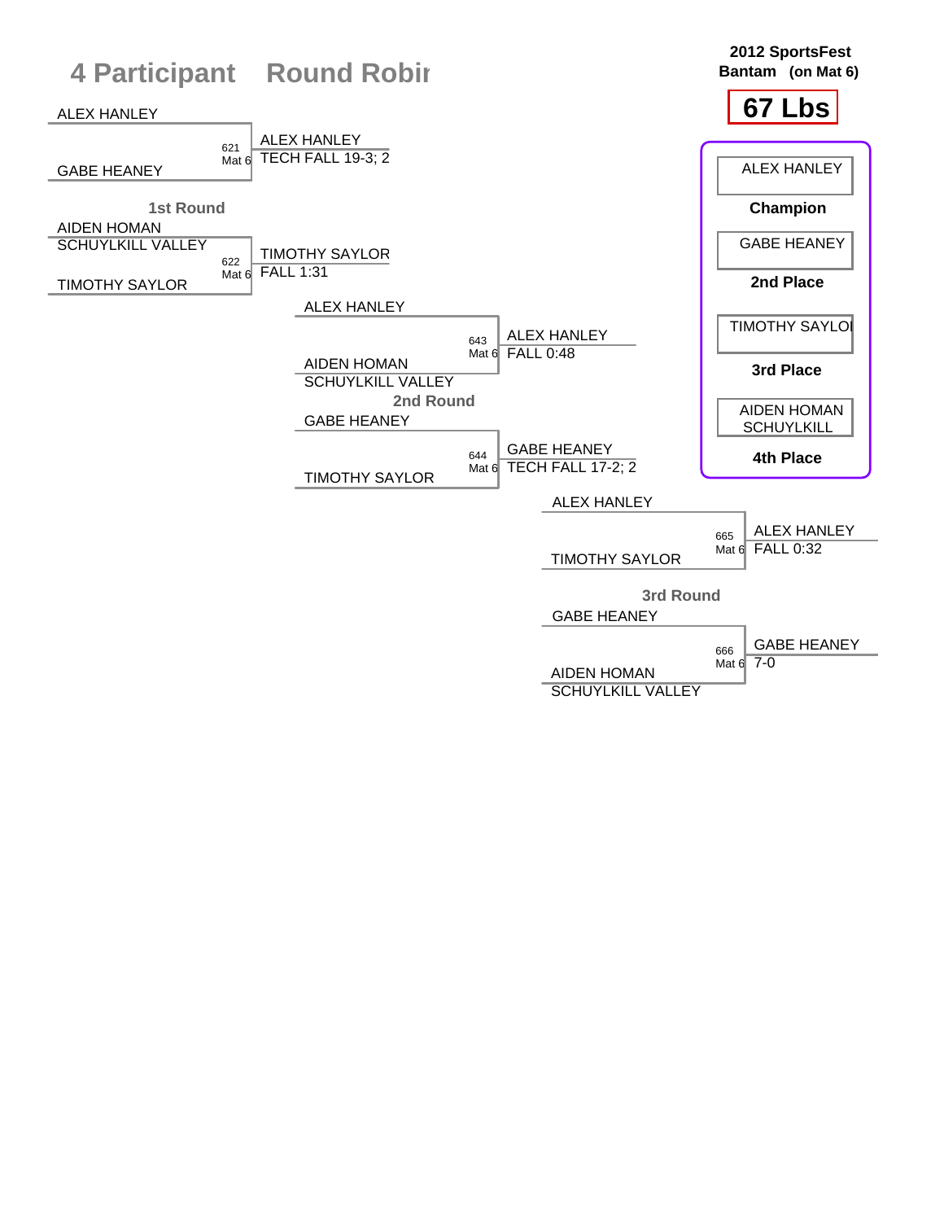# 4 Participant Round Robin

**2012 SportsFest**
**Bantam (on Mat 6)**

## 67 Lbs

### 1st Round

| Bout | Mat | Wrestler 1 | Wrestler 2 | Winner | Result |
|---|---|---|---|---|---|
| 621 | Mat 6 | ALEX HANLEY | GABE HEANEY | ALEX HANLEY | TECH FALL 19-3; 2 |
| 622 | Mat 6 | AIDEN HOMAN SCHUYLKILL VALLEY | TIMOTHY SAYLOR | TIMOTHY SAYLOR | FALL 1:31 |

### 2nd Round

| Bout | Mat | Wrestler 1 | Wrestler 2 | Winner | Result |
|---|---|---|---|---|---|
| 643 | Mat 6 | ALEX HANLEY | AIDEN HOMAN SCHUYLKILL VALLEY | ALEX HANLEY | FALL 0:48 |
| 644 | Mat 6 | GABE HEANEY | TIMOTHY SAYLOR | GABE HEANEY | TECH FALL 17-2; 2 |

### 3rd Round

| Bout | Mat | Wrestler 1 | Wrestler 2 | Winner | Result |
|---|---|---|---|---|---|
| 665 | Mat 6 | ALEX HANLEY | TIMOTHY SAYLOR | ALEX HANLEY | FALL 0:32 |
| 666 | Mat 6 | GABE HEANEY | AIDEN HOMAN SCHUYLKILL VALLEY | GABE HEANEY | 7-0 |

### Placings

| Place | Wrestler |
|---|---|
| Champion | ALEX HANLEY |
| 2nd Place | GABE HEANEY |
| 3rd Place | TIMOTHY SAYLOR |
| 4th Place | AIDEN HOMAN SCHUYLKILL |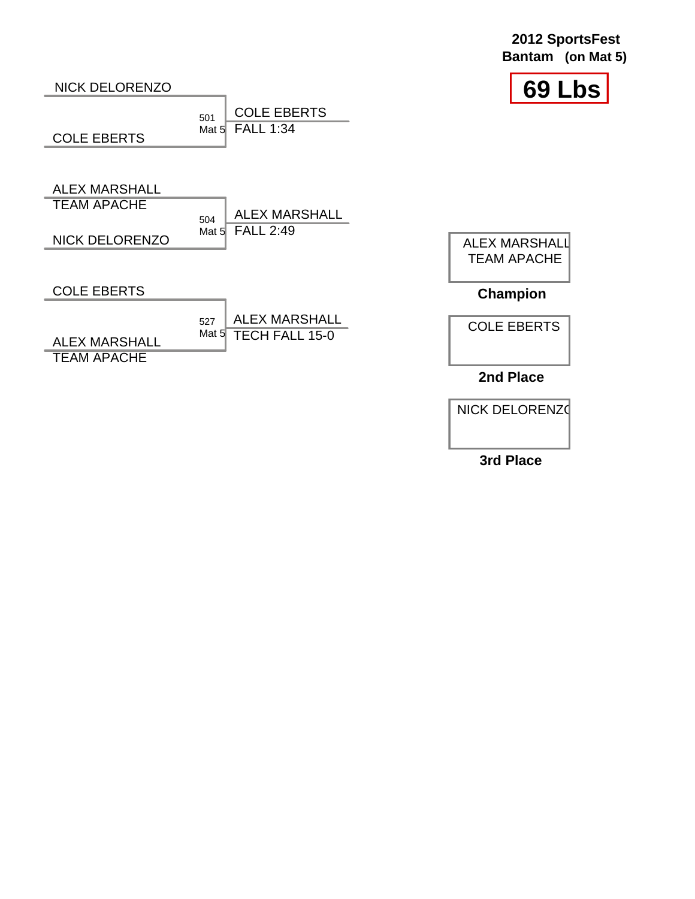**2012 SportsFest**
**Bantam (on Mat 5)**

# 69 Lbs

| Bout | Wrestler 1 | Wrestler 2 | Winner | Result |
|---|---|---|---|---|
| 501 Mat 5 | NICK DELORENZO | COLE EBERTS | COLE EBERTS | FALL 1:34 |
| 504 Mat 5 | ALEX MARSHALL TEAM APACHE | NICK DELORENZO | ALEX MARSHALL | FALL 2:49 |
| 527 Mat 5 | COLE EBERTS | ALEX MARSHALL TEAM APACHE | ALEX MARSHALL | TECH FALL 15-0 |

**Champion:** ALEX MARSHALL TEAM APACHE

**2nd Place:** COLE EBERTS

**3rd Place:** NICK DELORENZO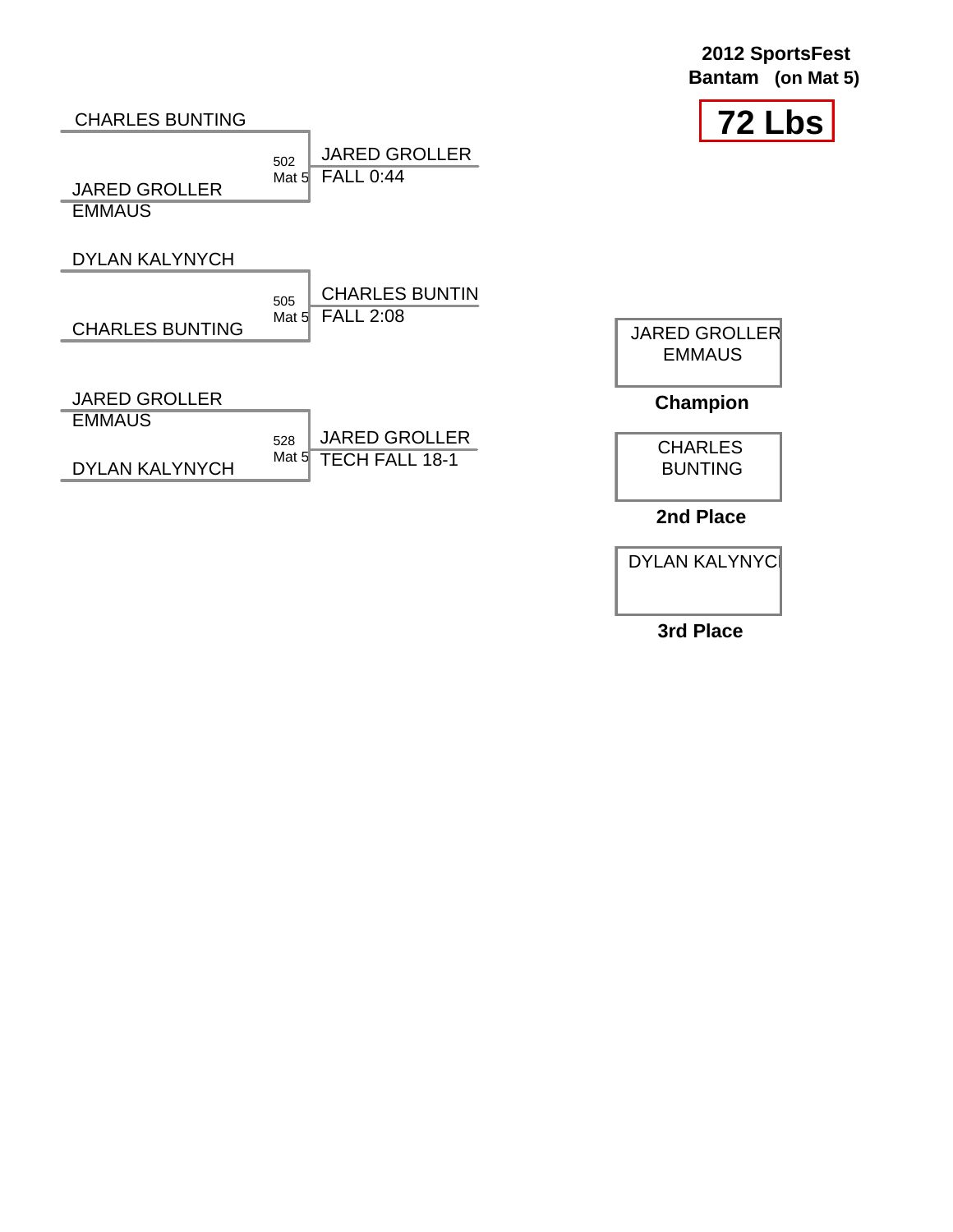**2012 SportsFest**
**Bantam (on Mat 5)**

# 72 Lbs

CHARLES BUNTING

JARED GROLLER
EMMAUS

502 Mat 5 — JARED GROLLER — FALL 0:44

DYLAN KALYNYCH

CHARLES BUNTING

505 Mat 5 — CHARLES BUNTIN — FALL 2:08

JARED GROLLER
EMMAUS

DYLAN KALYNYCH

528 Mat 5 — JARED GROLLER — TECH FALL 18-1

JARED GROLLER
EMMAUS

**Champion**

CHARLES BUNTING

**2nd Place**

DYLAN KALYNYCI

**3rd Place**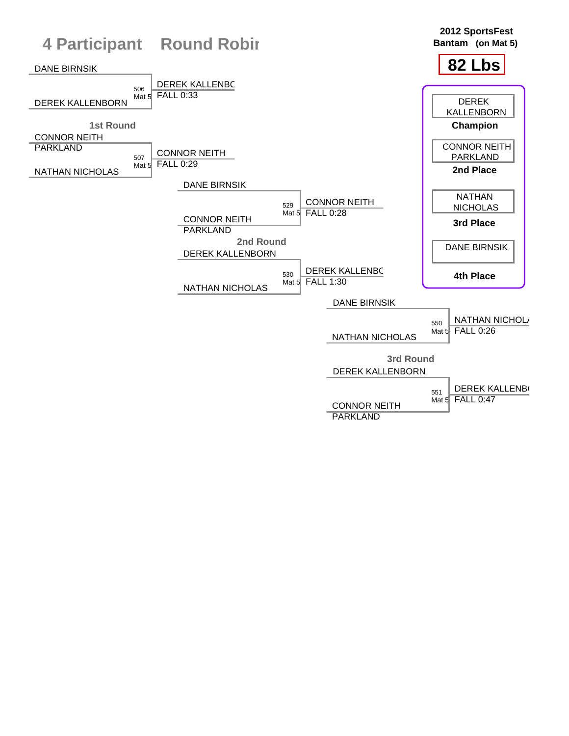# 4 Participant Round Robin

**2012 SportsFest**
**Bantam (on Mat 5)**

**82 Lbs**

## 1st Round

| Match | Mat | Wrestler 1 | Wrestler 2 | Winner | Result |
|---|---|---|---|---|---|
| 506 | Mat 5 | DANE BIRNSIK | DEREK KALLENBORN | DEREK KALLENBC | FALL 0:33 |
| 507 | Mat 5 | CONNOR NEITH PARKLAND | NATHAN NICHOLAS | CONNOR NEITH | FALL 0:29 |

## 2nd Round

| Match | Mat | Wrestler 1 | Wrestler 2 | Winner | Result |
|---|---|---|---|---|---|
| 529 | Mat 5 | DANE BIRNSIK | CONNOR NEITH PARKLAND | CONNOR NEITH | FALL 0:28 |
| 530 | Mat 5 | DEREK KALLENBORN | NATHAN NICHOLAS | DEREK KALLENBC | FALL 1:30 |

## 3rd Round

| Match | Mat | Wrestler 1 | Wrestler 2 | Winner | Result |
|---|---|---|---|---|---|
| 550 | Mat 5 | DANE BIRNSIK | NATHAN NICHOLAS | NATHAN NICHOL/ | FALL 0:26 |
| 551 | Mat 5 | DEREK KALLENBORN | CONNOR NEITH PARKLAND | DEREK KALLENB( | FALL 0:47 |

## Placings

| Wrestler | Place |
|---|---|
| DEREK KALLENBORN | **Champion** |
| CONNOR NEITH PARKLAND | **2nd Place** |
| NATHAN NICHOLAS | **3rd Place** |
| DANE BIRNSIK | **4th Place** |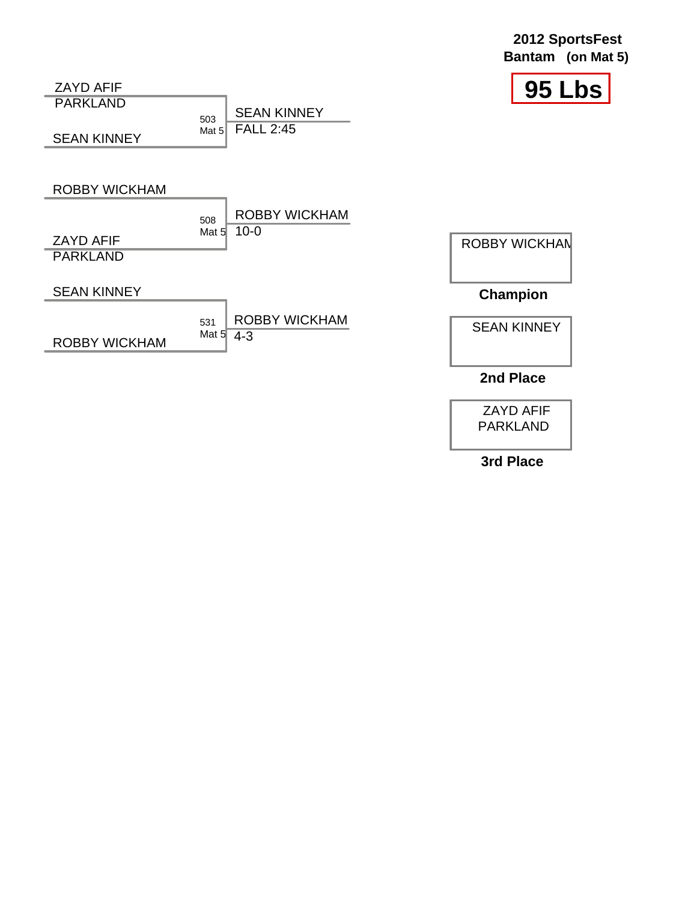**2012 SportsFest**
**Bantam (on Mat 5)**

# 95 Lbs

| Match | Wrestler 1 | Wrestler 2 | Winner | Result |
|---|---|---|---|---|
| 503 Mat 5 | ZAYD AFIF PARKLAND | SEAN KINNEY | SEAN KINNEY | FALL 2:45 |
| 508 Mat 5 | ROBBY WICKHAM | ZAYD AFIF PARKLAND | ROBBY WICKHAM | 10-0 |
| 531 Mat 5 | SEAN KINNEY | ROBBY WICKHAM | ROBBY WICKHAM | 4-3 |

| Place | Wrestler |
|---|---|
| **Champion** | ROBBY WICKHAM |
| **2nd Place** | SEAN KINNEY |
| **3rd Place** | ZAYD AFIF PARKLAND |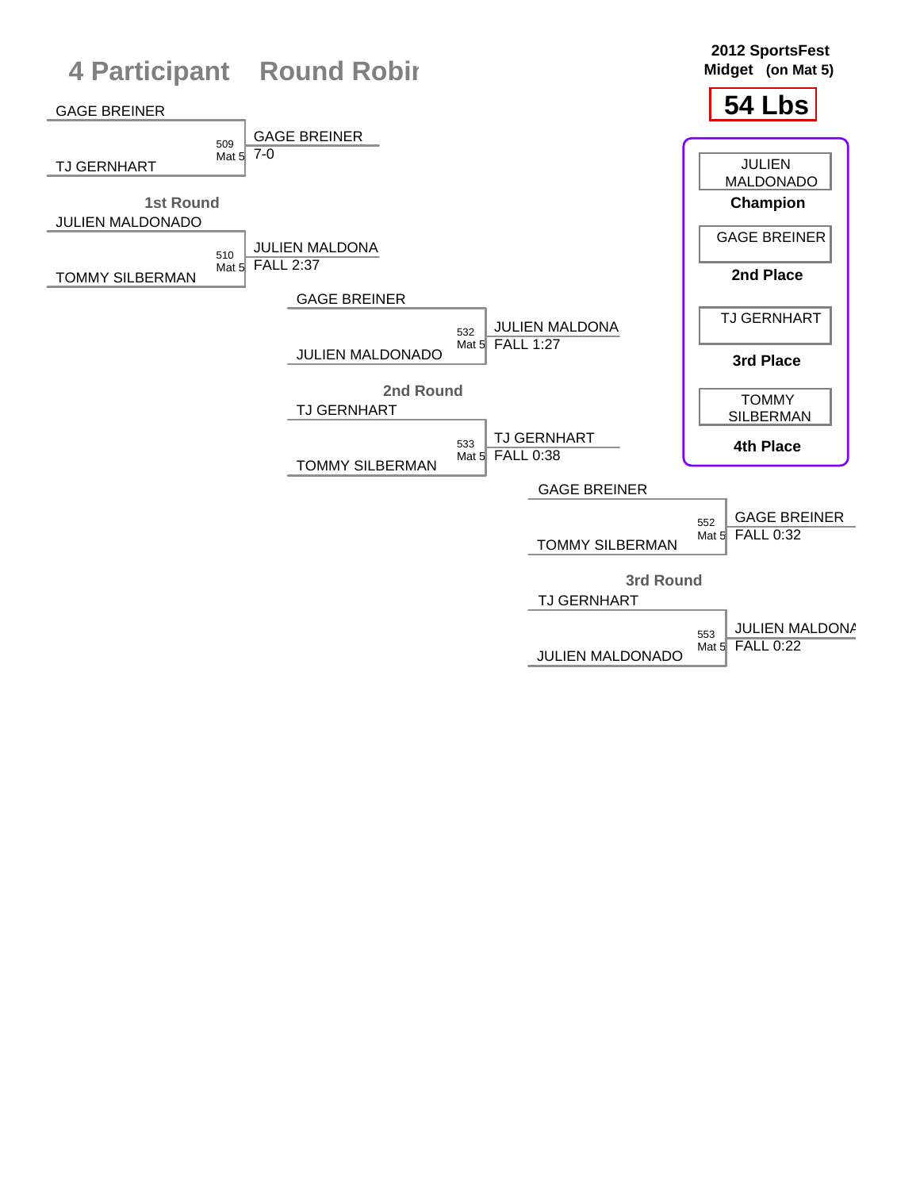# 4 Participant Round Robin

**2012 SportsFest**
**Midget (on Mat 5)**

**54 Lbs**

## 1st Round

| Wrestler 1 | Wrestler 2 | Bout | Winner | Result |
|---|---|---|---|---|
| GAGE BREINER | TJ GERNHART | 509 Mat 5 | GAGE BREINER | 7-0 |
| JULIEN MALDONADO | TOMMY SILBERMAN | 510 Mat 5 | JULIEN MALDONA | FALL 2:37 |

## 2nd Round

| Wrestler 1 | Wrestler 2 | Bout | Winner | Result |
|---|---|---|---|---|
| GAGE BREINER | JULIEN MALDONADO | 532 Mat 5 | JULIEN MALDONA | FALL 1:27 |
| TJ GERNHART | TOMMY SILBERMAN | 533 Mat 5 | TJ GERNHART | FALL 0:38 |

## 3rd Round

| Wrestler 1 | Wrestler 2 | Bout | Winner | Result |
|---|---|---|---|---|
| GAGE BREINER | TOMMY SILBERMAN | 552 Mat 5 | GAGE BREINER | FALL 0:32 |
| TJ GERNHART | JULIEN MALDONADO | 553 Mat 5 | JULIEN MALDONA | FALL 0:22 |

## Final Standings

| Wrestler | Place |
|---|---|
| JULIEN MALDONADO | Champion |
| GAGE BREINER | 2nd Place |
| TJ GERNHART | 3rd Place |
| TOMMY SILBERMAN | 4th Place |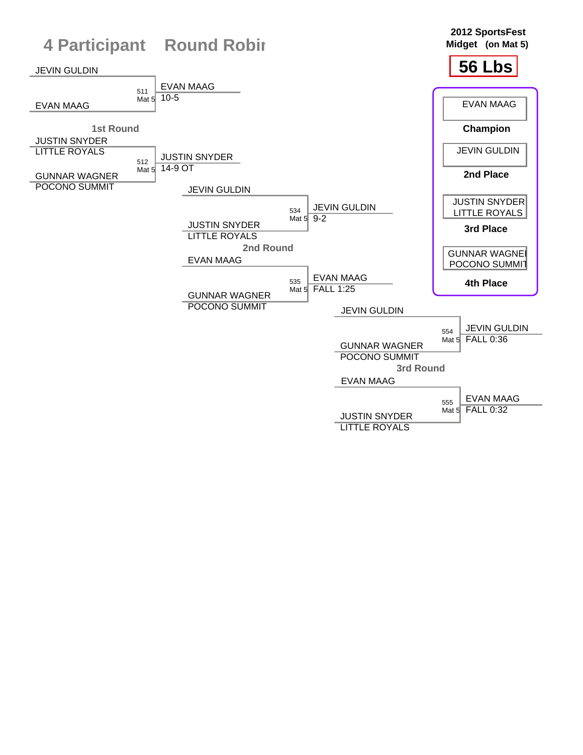# 4 Participant Round Robin

**2012 SportsFest**
**Midget (on Mat 5)**

## 56 Lbs

### 1st Round

| Bout | Mat | Wrestler 1 | Wrestler 2 | Winner | Result |
|---|---|---|---|---|---|
| 511 | Mat 5 | JEVIN GULDIN | EVAN MAAG | EVAN MAAG | 10-5 |
| 512 | Mat 5 | JUSTIN SNYDER, LITTLE ROYALS | GUNNAR WAGNER, POCONO SUMMIT | JUSTIN SNYDER | 14-9 OT |

### 2nd Round

| Bout | Mat | Wrestler 1 | Wrestler 2 | Winner | Result |
|---|---|---|---|---|---|
| 534 | Mat 5 | JEVIN GULDIN | JUSTIN SNYDER, LITTLE ROYALS | JEVIN GULDIN | 9-2 |
| 535 | Mat 5 | EVAN MAAG | GUNNAR WAGNER, POCONO SUMMIT | EVAN MAAG | FALL 1:25 |

### 3rd Round

| Bout | Mat | Wrestler 1 | Wrestler 2 | Winner | Result |
|---|---|---|---|---|---|
| 554 | Mat 5 | JEVIN GULDIN | GUNNAR WAGNER, POCONO SUMMIT | JEVIN GULDIN | FALL 0:36 |
| 555 | Mat 5 | EVAN MAAG | JUSTIN SNYDER, LITTLE ROYALS | EVAN MAAG | FALL 0:32 |

### Placings

- **Champion:** EVAN MAAG
- **2nd Place:** JEVIN GULDIN
- **3rd Place:** JUSTIN SNYDER, LITTLE ROYALS
- **4th Place:** GUNNAR WAGNER, POCONO SUMMIT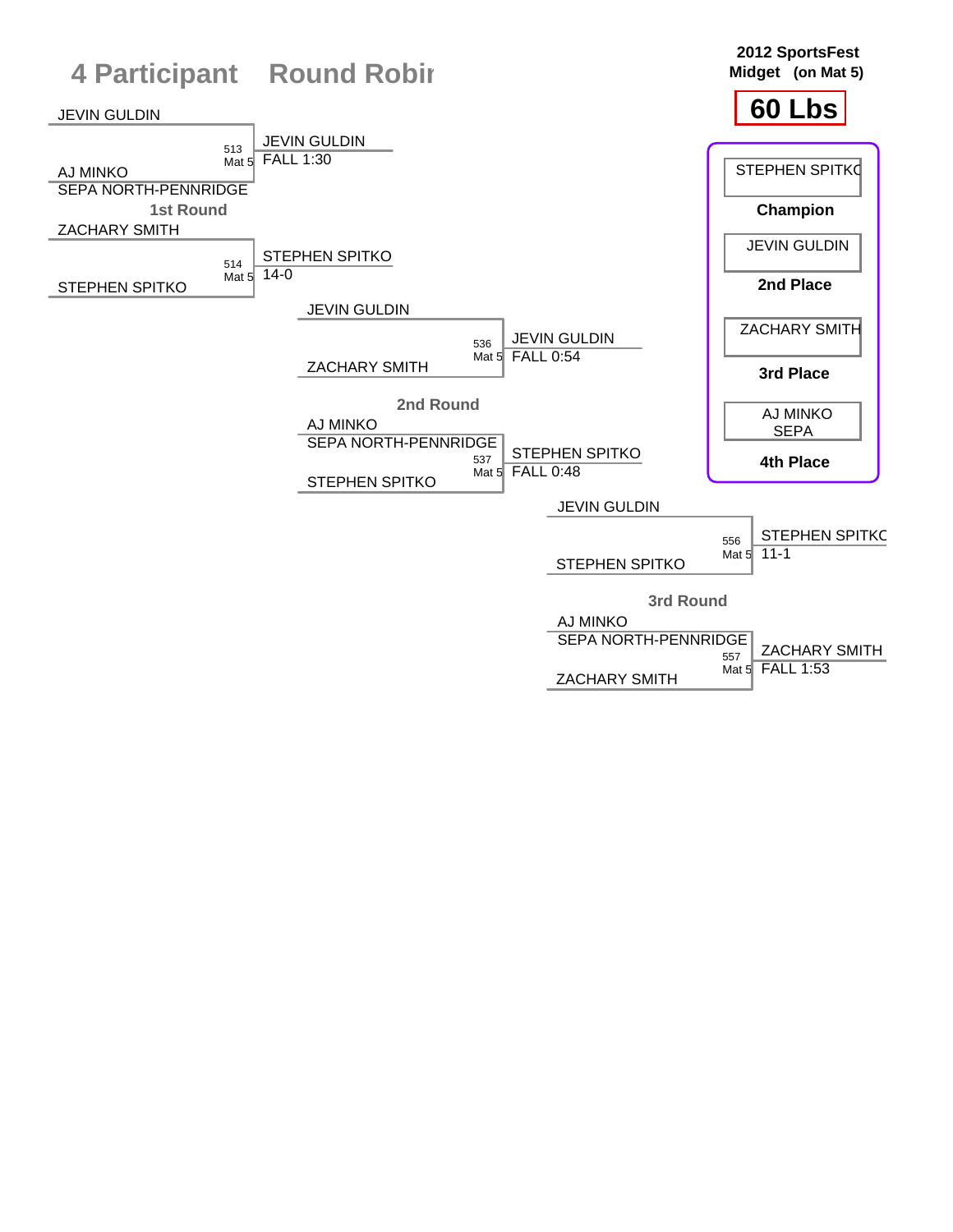# 4 Participant Round Robin

**2012 SportsFest**
**Midget (on Mat 5)**

## 60 Lbs

### 1st Round

| Wrestler 1 | Wrestler 2 | Bout | Mat | Winner | Result |
|---|---|---|---|---|---|
| JEVIN GULDIN | AJ MINKO (SEPA NORTH-PENNRIDGE) | 513 | Mat 5 | JEVIN GULDIN | FALL 1:30 |
| ZACHARY SMITH | STEPHEN SPITKO | 514 | Mat 5 | STEPHEN SPITKO | 14-0 |

### 2nd Round

| Wrestler 1 | Wrestler 2 | Bout | Mat | Winner | Result |
|---|---|---|---|---|---|
| JEVIN GULDIN | ZACHARY SMITH | 536 | Mat 5 | JEVIN GULDIN | FALL 0:54 |
| AJ MINKO (SEPA NORTH-PENNRIDGE) | STEPHEN SPITKO | 537 | Mat 5 | STEPHEN SPITKO | FALL 0:48 |

### 3rd Round

| Wrestler 1 | Wrestler 2 | Bout | Mat | Winner | Result |
|---|---|---|---|---|---|
| JEVIN GULDIN | STEPHEN SPITKO | 556 | Mat 5 | STEPHEN SPITKO | 11-1 |
| AJ MINKO (SEPA NORTH-PENNRIDGE) | ZACHARY SMITH | 557 | Mat 5 | ZACHARY SMITH | FALL 1:53 |

### Final Standings

| Place | Wrestler |
|---|---|
| Champion | STEPHEN SPITKO |
| 2nd Place | JEVIN GULDIN |
| 3rd Place | ZACHARY SMITH |
| 4th Place | AJ MINKO (SEPA) |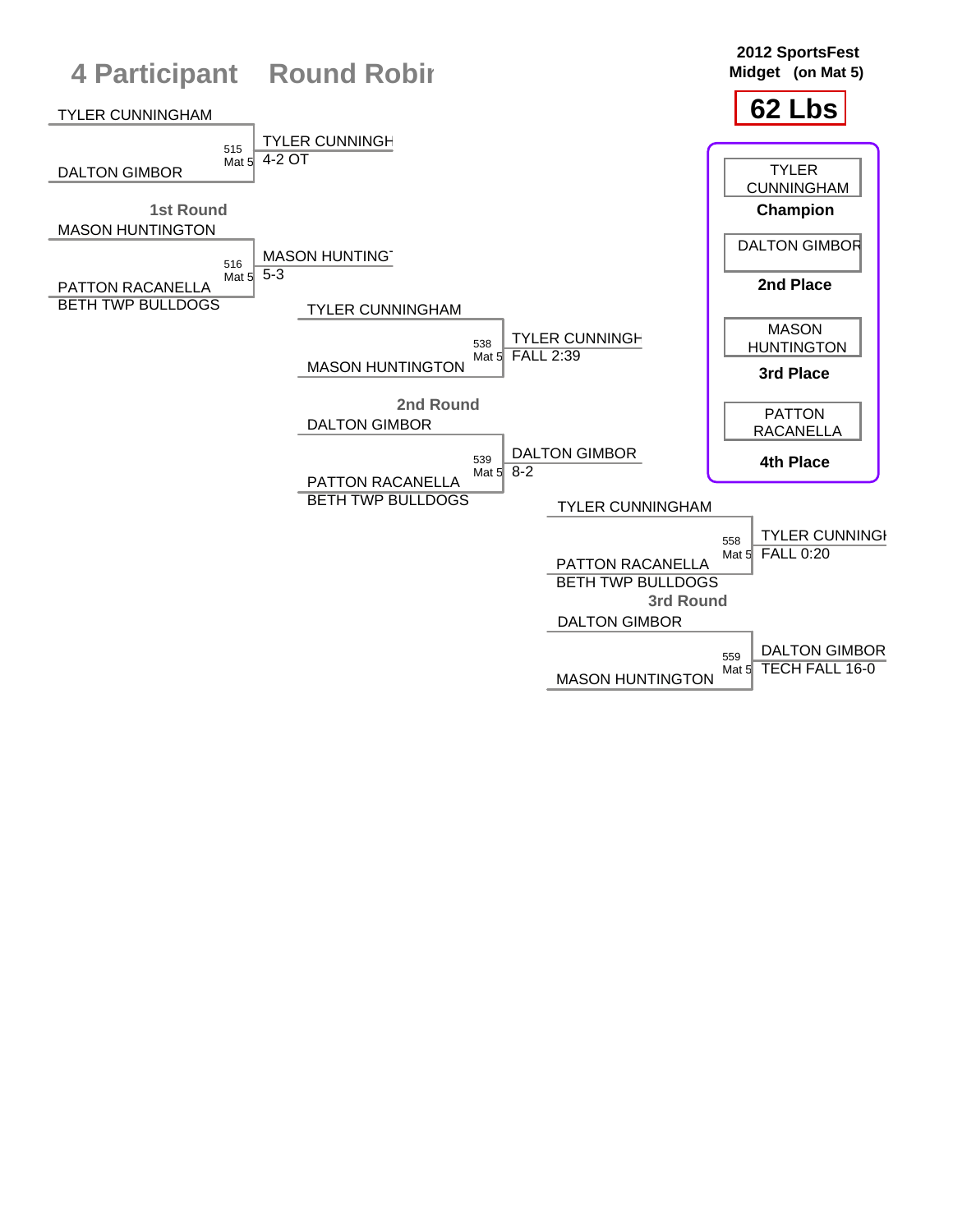# 4 Participant Round Robin

**2012 SportsFest**
**Midget (on Mat 5)**

## 62 Lbs

### 1st Round

| Match | Mat | Wrestler 1 | Wrestler 2 | Winner | Result |
|---|---|---|---|---|---|
| 515 | Mat 5 | TYLER CUNNINGHAM | DALTON GIMBOR | TYLER CUNNINGH | 4-2 OT |
| 516 | Mat 5 | MASON HUNTINGTON | PATTON RACANELLA (BETH TWP BULLDOGS) | MASON HUNTING | 5-3 |

### 2nd Round

| Match | Mat | Wrestler 1 | Wrestler 2 | Winner | Result |
|---|---|---|---|---|---|
| 538 | Mat 5 | TYLER CUNNINGHAM | MASON HUNTINGTON | TYLER CUNNINGH | FALL 2:39 |
| 539 | Mat 5 | DALTON GIMBOR | PATTON RACANELLA (BETH TWP BULLDOGS) | DALTON GIMBOR | 8-2 |

### 3rd Round

| Match | Mat | Wrestler 1 | Wrestler 2 | Winner | Result |
|---|---|---|---|---|---|
| 558 | Mat 5 | TYLER CUNNINGHAM | PATTON RACANELLA (BETH TWP BULLDOGS) | TYLER CUNNINGH | FALL 0:20 |
| 559 | Mat 5 | DALTON GIMBOR | MASON HUNTINGTON | DALTON GIMBOR | TECH FALL 16-0 |

### Final Placings

| Place | Wrestler |
|---|---|
| **Champion** | TYLER CUNNINGHAM |
| **2nd Place** | DALTON GIMBOR |
| **3rd Place** | MASON HUNTINGTON |
| **4th Place** | PATTON RACANELLA |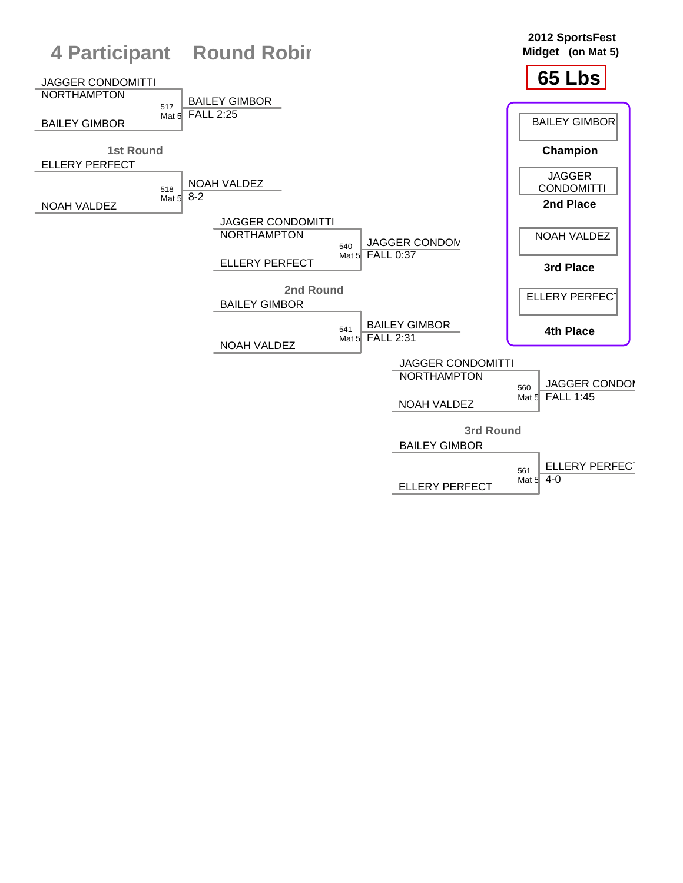# 4 Participant Round Robin

**2012 SportsFest**
**Midget (on Mat 5)**

## 65 Lbs

### 1st Round

| Wrestler 1 | Wrestler 2 | Bout | Mat | Winner | Result |
|---|---|---|---|---|---|
| JAGGER CONDOMITTI (NORTHAMPTON) | BAILEY GIMBOR | 517 | Mat 5 | BAILEY GIMBOR | FALL 2:25 |
| ELLERY PERFECT | NOAH VALDEZ | 518 | Mat 5 | NOAH VALDEZ | 8-2 |

### 2nd Round

| Wrestler 1 | Wrestler 2 | Bout | Mat | Winner | Result |
|---|---|---|---|---|---|
| JAGGER CONDOMITTI (NORTHAMPTON) | ELLERY PERFECT | 540 | Mat 5 | JAGGER CONDOM | FALL 0:37 |
| BAILEY GIMBOR | NOAH VALDEZ | 541 | Mat 5 | BAILEY GIMBOR | FALL 2:31 |

### 3rd Round

| Wrestler 1 | Wrestler 2 | Bout | Mat | Winner | Result |
|---|---|---|---|---|---|
| JAGGER CONDOMITTI (NORTHAMPTON) | NOAH VALDEZ | 560 | Mat 5 | JAGGER CONDOM | FALL 1:45 |
| BAILEY GIMBOR | ELLERY PERFECT | 561 | Mat 5 | ELLERY PERFECT | 4-0 |

### Final Placements

| Place | Wrestler |
|---|---|
| Champion | BAILEY GIMBOR |
| 2nd Place | JAGGER CONDOMITTI |
| 3rd Place | NOAH VALDEZ |
| 4th Place | ELLERY PERFECT |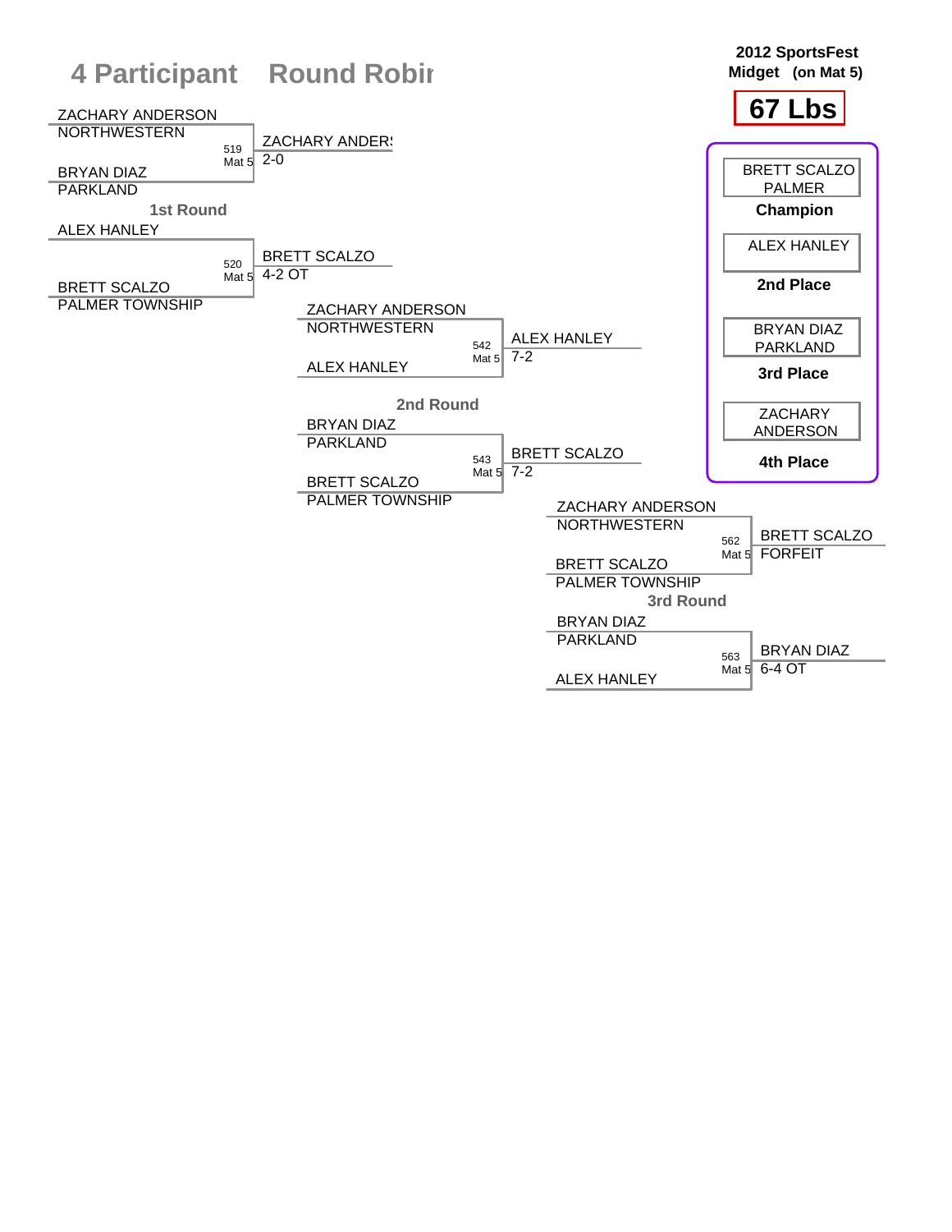# 4 Participant Round Robin

**2012 SportsFest**
**Midget (on Mat 5)**

## 67 Lbs

### 1st Round

| Bout | Wrestler 1 | Wrestler 2 | Winner | Result |
|---|---|---|---|---|
| 519 Mat 5 | ZACHARY ANDERSON (NORTHWESTERN) | BRYAN DIAZ (PARKLAND) | ZACHARY ANDERS | 2-0 |
| 520 Mat 5 | ALEX HANLEY | BRETT SCALZO (PALMER TOWNSHIP) | BRETT SCALZO | 4-2 OT |

### 2nd Round

| Bout | Wrestler 1 | Wrestler 2 | Winner | Result |
|---|---|---|---|---|
| 542 Mat 5 | ZACHARY ANDERSON (NORTHWESTERN) | ALEX HANLEY | ALEX HANLEY | 7-2 |
| 543 Mat 5 | BRYAN DIAZ (PARKLAND) | BRETT SCALZO (PALMER TOWNSHIP) | BRETT SCALZO | 7-2 |

### 3rd Round

| Bout | Wrestler 1 | Wrestler 2 | Winner | Result |
|---|---|---|---|---|
| 562 Mat 5 | ZACHARY ANDERSON (NORTHWESTERN) | BRETT SCALZO (PALMER TOWNSHIP) | BRETT SCALZO | FORFEIT |
| 563 Mat 5 | BRYAN DIAZ (PARKLAND) | ALEX HANLEY | BRYAN DIAZ | 6-4 OT |

### Placings

| Place | Wrestler |
|---|---|
| Champion | BRETT SCALZO, PALMER |
| 2nd Place | ALEX HANLEY |
| 3rd Place | BRYAN DIAZ, PARKLAND |
| 4th Place | ZACHARY ANDERSON |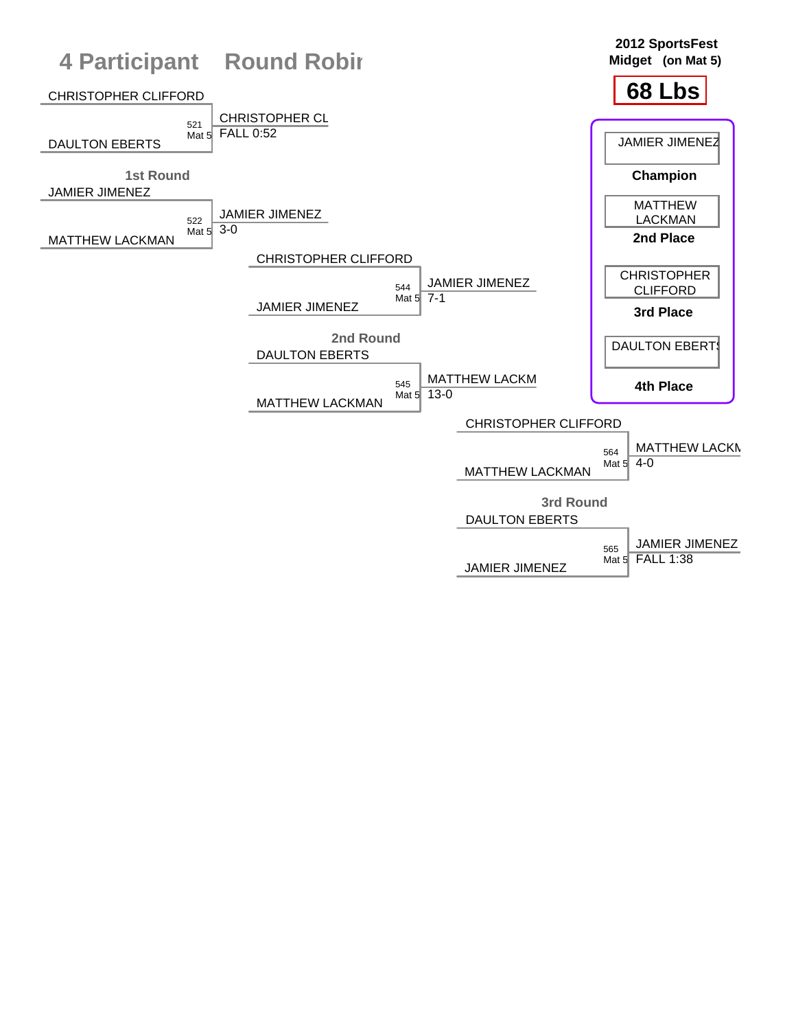# 4 Participant Round Robin

**2012 SportsFest**
**Midget (on Mat 5)**

**68 Lbs**

## 1st Round

| Match | Wrestler 1 | Wrestler 2 | Winner | Result |
|---|---|---|---|---|
| 521 Mat 5 | CHRISTOPHER CLIFFORD | DAULTON EBERTS | CHRISTOPHER CL | FALL 0:52 |
| 522 Mat 5 | JAMIER JIMENEZ | MATTHEW LACKMAN | JAMIER JIMENEZ | 3-0 |

## 2nd Round

| Match | Wrestler 1 | Wrestler 2 | Winner | Result |
|---|---|---|---|---|
| 544 Mat 5 | CHRISTOPHER CLIFFORD | JAMIER JIMENEZ | JAMIER JIMENEZ | 7-1 |
| 545 Mat 5 | DAULTON EBERTS | MATTHEW LACKMAN | MATTHEW LACKM | 13-0 |

## 3rd Round

| Match | Wrestler 1 | Wrestler 2 | Winner | Result |
|---|---|---|---|---|
| 564 Mat 5 | CHRISTOPHER CLIFFORD | MATTHEW LACKMAN | MATTHEW LACKM | 4-0 |
| 565 Mat 5 | DAULTON EBERTS | JAMIER JIMENEZ | JAMIER JIMENEZ | FALL 1:38 |

## Placements

| Place | Wrestler |
|---|---|
| Champion | JAMIER JIMENEZ |
| 2nd Place | MATTHEW LACKMAN |
| 3rd Place | CHRISTOPHER CLIFFORD |
| 4th Place | DAULTON EBERTS |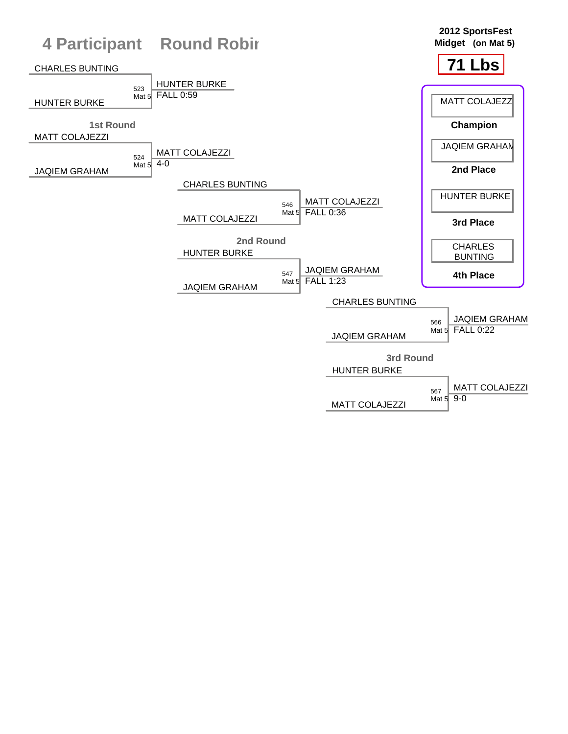# 4 Participant Round Robin

**2012 SportsFest**
**Midget (on Mat 5)**

## 71 Lbs

### 1st Round

| Bout | Mat | Wrestler 1 | Wrestler 2 | Winner | Result |
|---|---|---|---|---|---|
| 523 | Mat 5 | CHARLES BUNTING | HUNTER BURKE | HUNTER BURKE | FALL 0:59 |
| 524 | Mat 5 | MATT COLAJEZZI | JAQIEM GRAHAM | MATT COLAJEZZI | 4-0 |

### 2nd Round

| Bout | Mat | Wrestler 1 | Wrestler 2 | Winner | Result |
|---|---|---|---|---|---|
| 546 | Mat 5 | CHARLES BUNTING | MATT COLAJEZZI | MATT COLAJEZZI | FALL 0:36 |
| 547 | Mat 5 | HUNTER BURKE | JAQIEM GRAHAM | JAQIEM GRAHAM | FALL 1:23 |

### 3rd Round

| Bout | Mat | Wrestler 1 | Wrestler 2 | Winner | Result |
|---|---|---|---|---|---|
| 566 | Mat 5 | CHARLES BUNTING | JAQIEM GRAHAM | JAQIEM GRAHAM | FALL 0:22 |
| 567 | Mat 5 | HUNTER BURKE | MATT COLAJEZZI | MATT COLAJEZZI | 9-0 |

### Final Placements

| Place | Wrestler |
|---|---|
| Champion | MATT COLAJEZZI |
| 2nd Place | JAQIEM GRAHAM |
| 3rd Place | HUNTER BURKE |
| 4th Place | CHARLES BUNTING |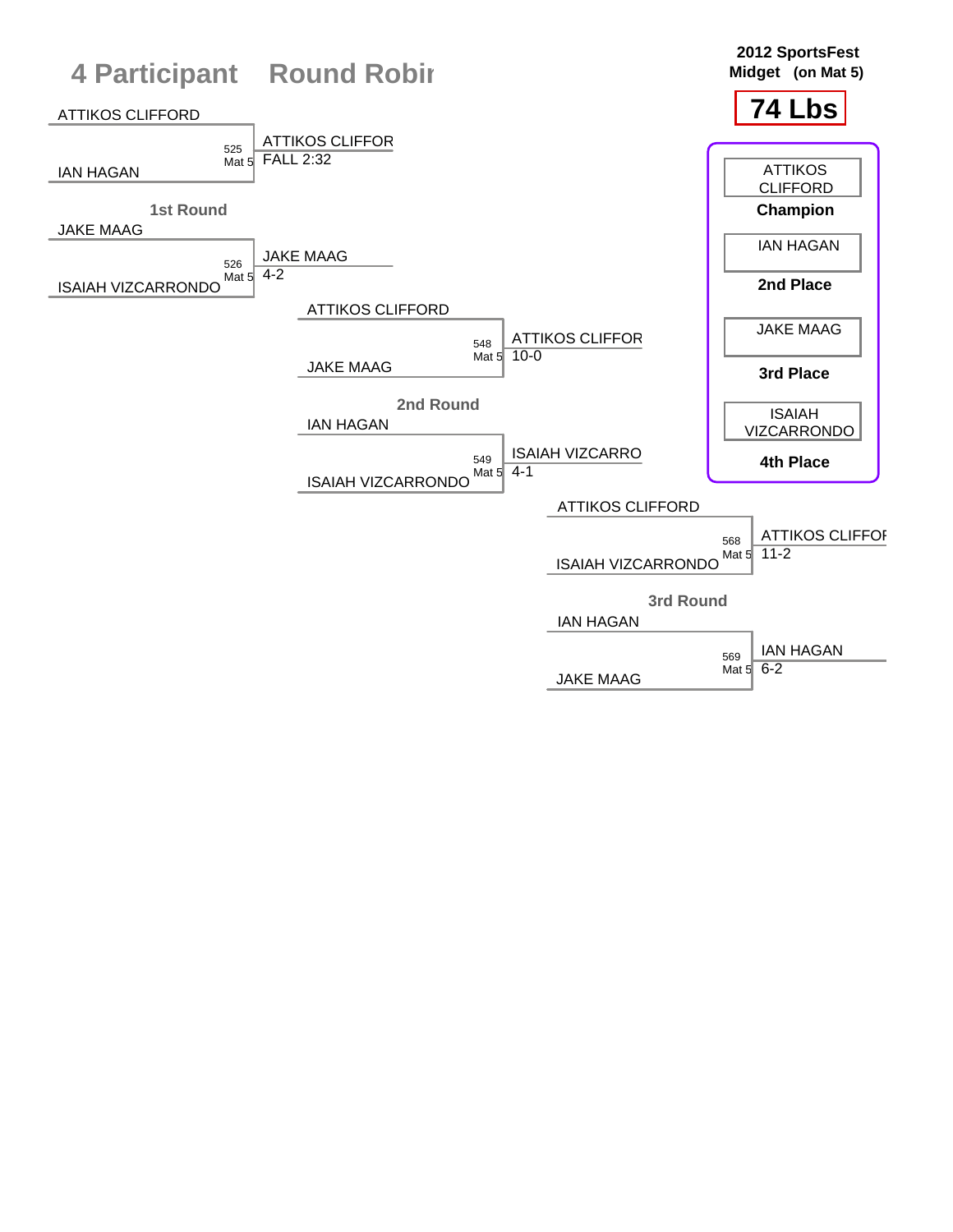# 4 Participant Round Robin

**2012 SportsFest**
**Midget (on Mat 5)**

## 74 Lbs

### 1st Round

| Match | Mat | Wrestler 1 | Wrestler 2 | Winner | Result |
|---|---|---|---|---|---|
| 525 | Mat 5 | ATTIKOS CLIFFORD | IAN HAGAN | ATTIKOS CLIFFOR | FALL 2:32 |
| 526 | Mat 5 | JAKE MAAG | ISAIAH VIZCARRONDO | JAKE MAAG | 4-2 |

### 2nd Round

| Match | Mat | Wrestler 1 | Wrestler 2 | Winner | Result |
|---|---|---|---|---|---|
| 548 | Mat 5 | ATTIKOS CLIFFORD | JAKE MAAG | ATTIKOS CLIFFOR | 10-0 |
| 549 | Mat 5 | IAN HAGAN | ISAIAH VIZCARRONDO | ISAIAH VIZCARRO | 4-1 |

### 3rd Round

| Match | Mat | Wrestler 1 | Wrestler 2 | Winner | Result |
|---|---|---|---|---|---|
| 568 | Mat 5 | ATTIKOS CLIFFORD | ISAIAH VIZCARRONDO | ATTIKOS CLIFFOI | 11-2 |
| 569 | Mat 5 | IAN HAGAN | JAKE MAAG | IAN HAGAN | 6-2 |

### Final Placings

- ATTIKOS CLIFFORD — **Champion**
- IAN HAGAN — **2nd Place**
- JAKE MAAG — **3rd Place**
- ISAIAH VIZCARRONDO — **4th Place**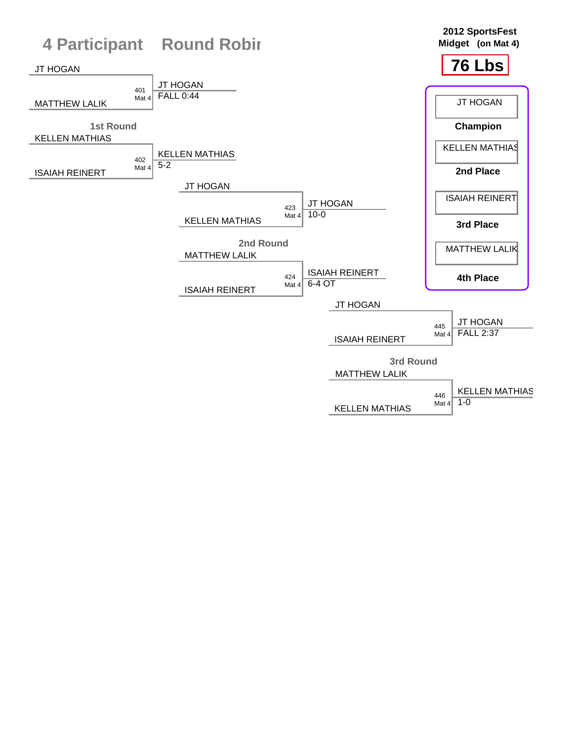# 4 Participant Round Robin

**2012 SportsFest**
**Midget (on Mat 4)**

## 76 Lbs

### 1st Round

| Match | Mat | Wrestler 1 | Wrestler 2 | Winner | Result |
|---|---|---|---|---|---|
| 401 | Mat 4 | JT HOGAN | MATTHEW LALIK | JT HOGAN | FALL 0:44 |
| 402 | Mat 4 | KELLEN MATHIAS | ISAIAH REINERT | KELLEN MATHIAS | 5-2 |

### 2nd Round

| Match | Mat | Wrestler 1 | Wrestler 2 | Winner | Result |
|---|---|---|---|---|---|
| 423 | Mat 4 | JT HOGAN | KELLEN MATHIAS | JT HOGAN | 10-0 |
| 424 | Mat 4 | MATTHEW LALIK | ISAIAH REINERT | ISAIAH REINERT | 6-4 OT |

### 3rd Round

| Match | Mat | Wrestler 1 | Wrestler 2 | Winner | Result |
|---|---|---|---|---|---|
| 445 | Mat 4 | JT HOGAN | ISAIAH REINERT | JT HOGAN | FALL 2:37 |
| 446 | Mat 4 | MATTHEW LALIK | KELLEN MATHIAS | KELLEN MATHIAS | 1-0 |

### Final Placings

| Place | Wrestler |
|---|---|
| Champion | JT HOGAN |
| 2nd Place | KELLEN MATHIAS |
| 3rd Place | ISAIAH REINERT |
| 4th Place | MATTHEW LALIK |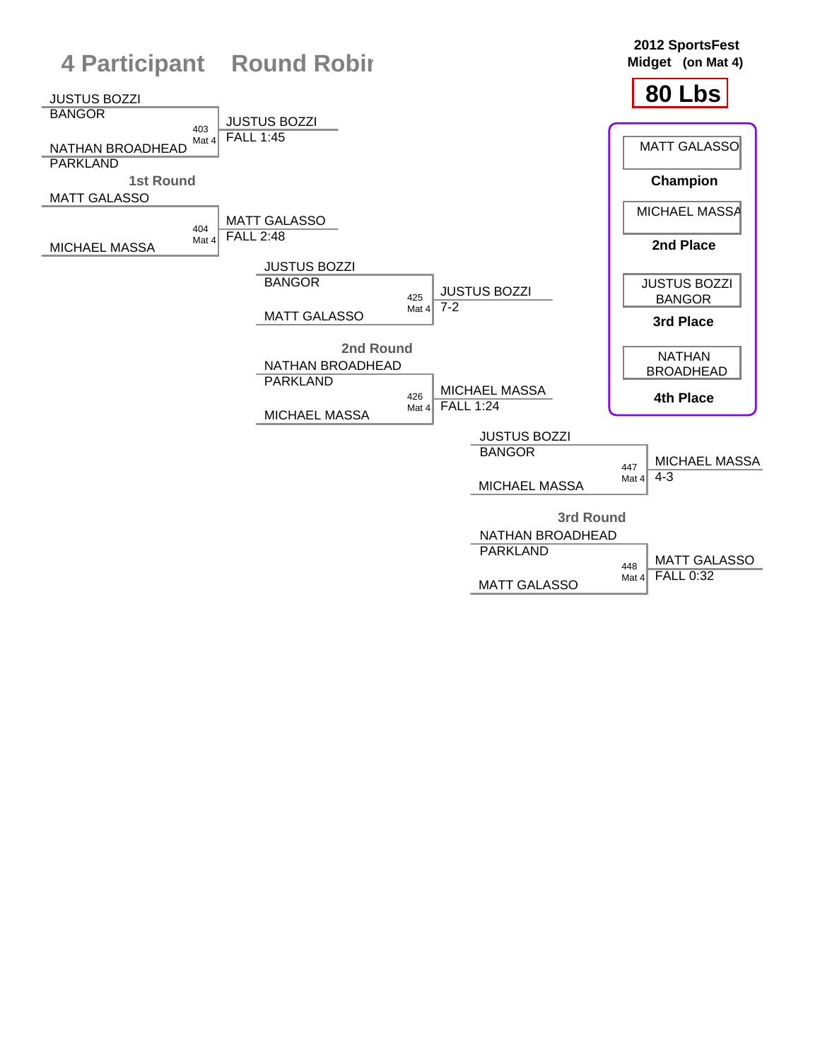# 4 Participant Round Robin

**2012 SportsFest**
**Midget (on Mat 4)**

## 80 Lbs

### 1st Round

| Bout | Wrestler 1 | Wrestler 2 | Winner | Result |
|---|---|---|---|---|
| 403 (Mat 4) | JUSTUS BOZZI, BANGOR | NATHAN BROADHEAD, PARKLAND | JUSTUS BOZZI | FALL 1:45 |
| 404 (Mat 4) | MATT GALASSO | MICHAEL MASSA | MATT GALASSO | FALL 2:48 |

### 2nd Round

| Bout | Wrestler 1 | Wrestler 2 | Winner | Result |
|---|---|---|---|---|
| 425 (Mat 4) | JUSTUS BOZZI, BANGOR | MATT GALASSO | JUSTUS BOZZI | 7-2 |
| 426 (Mat 4) | NATHAN BROADHEAD, PARKLAND | MICHAEL MASSA | MICHAEL MASSA | FALL 1:24 |

### 3rd Round

| Bout | Wrestler 1 | Wrestler 2 | Winner | Result |
|---|---|---|---|---|
| 447 (Mat 4) | JUSTUS BOZZI, BANGOR | MICHAEL MASSA | MICHAEL MASSA | 4-3 |
| 448 (Mat 4) | NATHAN BROADHEAD, PARKLAND | MATT GALASSO | MATT GALASSO | FALL 0:32 |

### Final Placings

| Place | Wrestler |
|---|---|
| Champion | MATT GALASSO |
| 2nd Place | MICHAEL MASSA |
| 3rd Place | JUSTUS BOZZI, BANGOR |
| 4th Place | NATHAN BROADHEAD |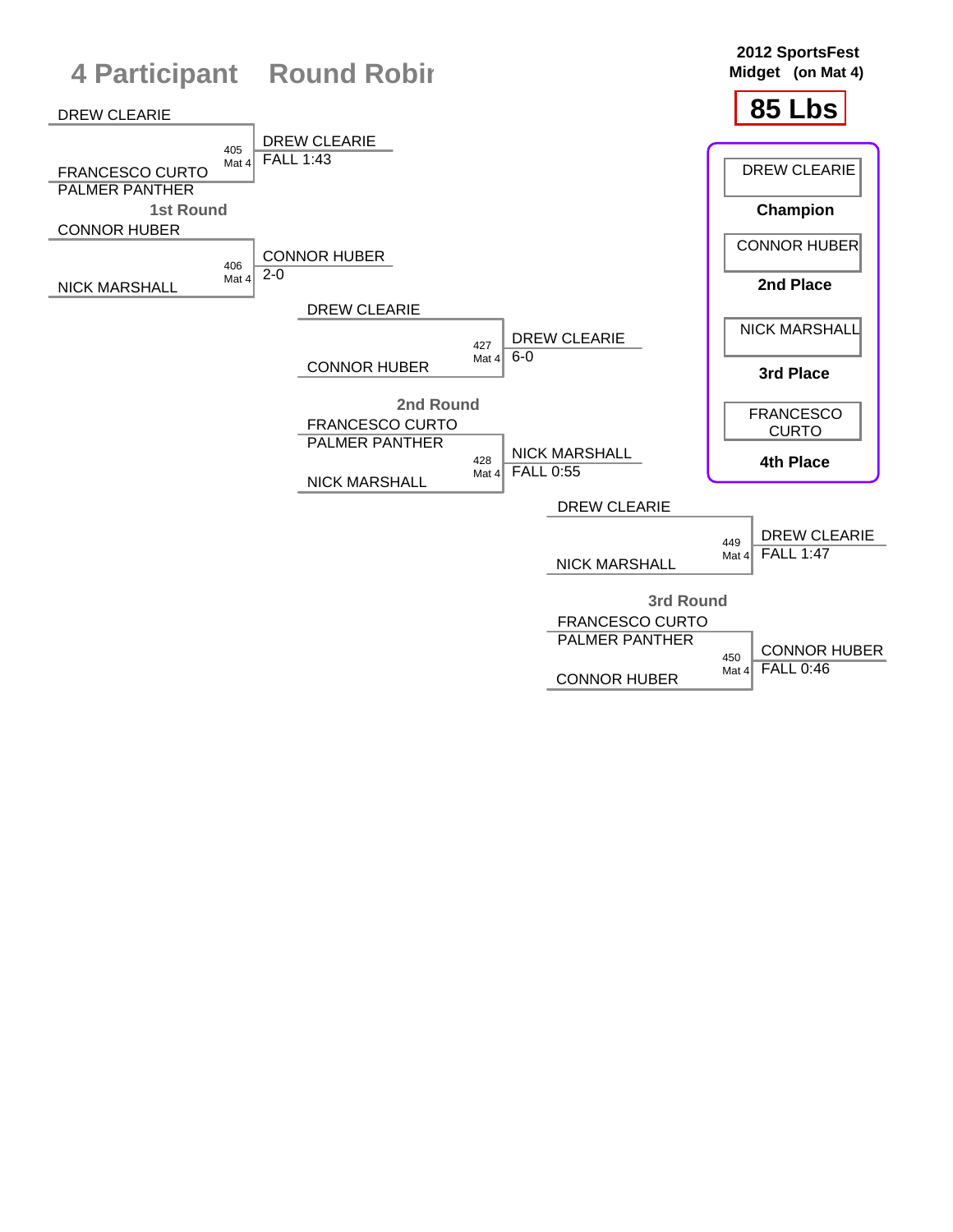# 4 Participant Round Robin

**2012 SportsFest**
**Midget (on Mat 4)**

## 85 Lbs

### 1st Round

| Bout | Mat | Wrestler 1 | Wrestler 2 | Winner | Result |
|---|---|---|---|---|---|
| 405 | Mat 4 | DREW CLEARIE | FRANCESCO CURTO PALMER PANTHER | DREW CLEARIE | FALL 1:43 |
| 406 | Mat 4 | CONNOR HUBER | NICK MARSHALL | CONNOR HUBER | 2-0 |

### 2nd Round

| Bout | Mat | Wrestler 1 | Wrestler 2 | Winner | Result |
|---|---|---|---|---|---|
| 427 | Mat 4 | DREW CLEARIE | CONNOR HUBER | DREW CLEARIE | 6-0 |
| 428 | Mat 4 | FRANCESCO CURTO PALMER PANTHER | NICK MARSHALL | NICK MARSHALL | FALL 0:55 |

### 3rd Round

| Bout | Mat | Wrestler 1 | Wrestler 2 | Winner | Result |
|---|---|---|---|---|---|
| 449 | Mat 4 | DREW CLEARIE | NICK MARSHALL | DREW CLEARIE | FALL 1:47 |
| 450 | Mat 4 | FRANCESCO CURTO PALMER PANTHER | CONNOR HUBER | CONNOR HUBER | FALL 0:46 |

### Final Placings

| Place | Wrestler |
|---|---|
| Champion | DREW CLEARIE |
| 2nd Place | CONNOR HUBER |
| 3rd Place | NICK MARSHALL |
| 4th Place | FRANCESCO CURTO |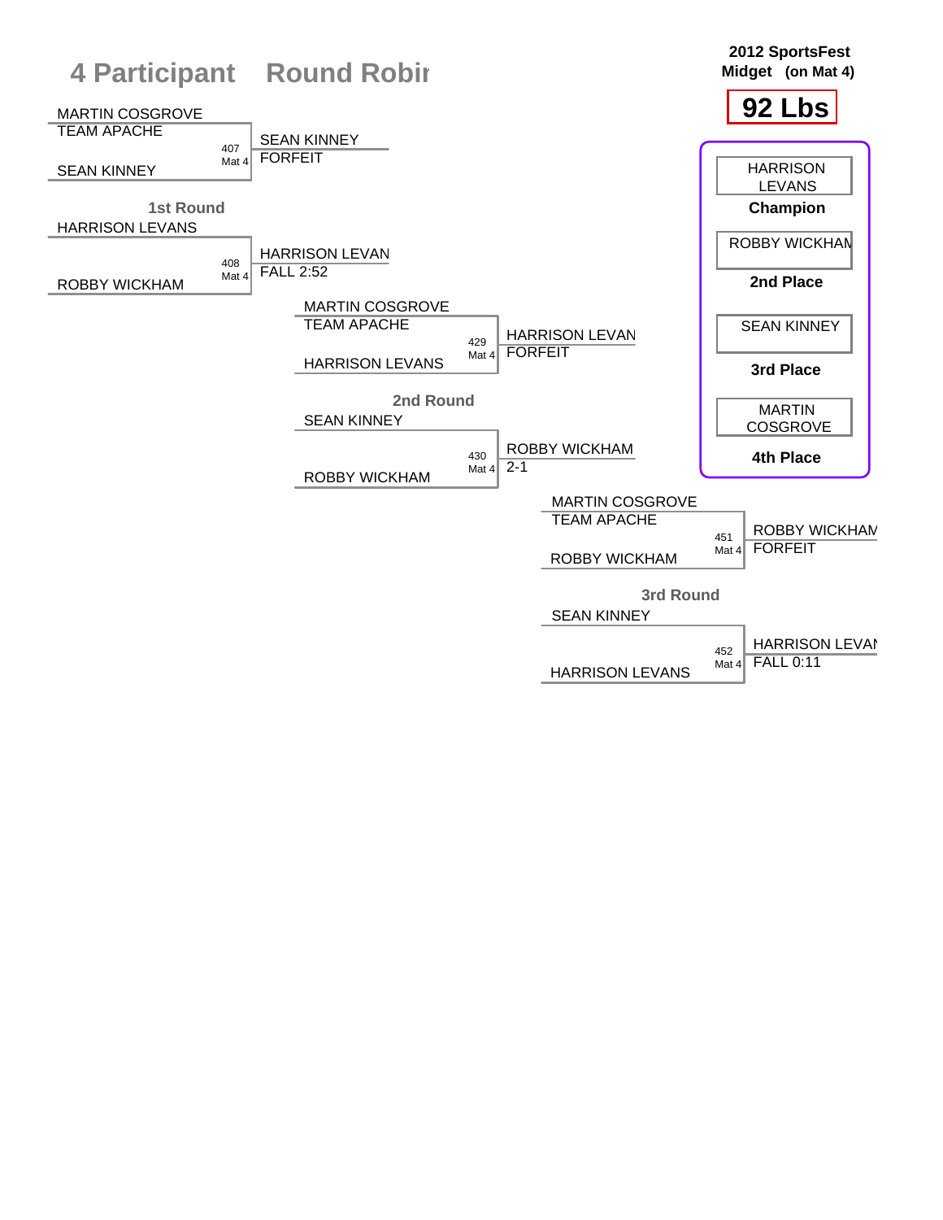# 4 Participant Round Robin

**2012 SportsFest**
**Midget (on Mat 4)**

**92 Lbs**

## 1st Round

| Bout | Mat | Wrestler 1 | Wrestler 2 | Winner | Result |
|---|---|---|---|---|---|
| 407 | Mat 4 | MARTIN COSGROVE (TEAM APACHE) | SEAN KINNEY | SEAN KINNEY | FORFEIT |
| 408 | Mat 4 | HARRISON LEVANS | ROBBY WICKHAM | HARRISON LEVAN | FALL 2:52 |

## 2nd Round

| Bout | Mat | Wrestler 1 | Wrestler 2 | Winner | Result |
|---|---|---|---|---|---|
| 429 | Mat 4 | MARTIN COSGROVE (TEAM APACHE) | HARRISON LEVANS | HARRISON LEVAN | FORFEIT |
| 430 | Mat 4 | SEAN KINNEY | ROBBY WICKHAM | ROBBY WICKHAM | 2-1 |

## 3rd Round

| Bout | Mat | Wrestler 1 | Wrestler 2 | Winner | Result |
|---|---|---|---|---|---|
| 451 | Mat 4 | MARTIN COSGROVE (TEAM APACHE) | ROBBY WICKHAM | ROBBY WICKHAM | FORFEIT |
| 452 | Mat 4 | SEAN KINNEY | HARRISON LEVANS | HARRISON LEVAN | FALL 0:11 |

## Placings

| Place | Wrestler |
|---|---|
| Champion | HARRISON LEVANS |
| 2nd Place | ROBBY WICKHAM |
| 3rd Place | SEAN KINNEY |
| 4th Place | MARTIN COSGROVE |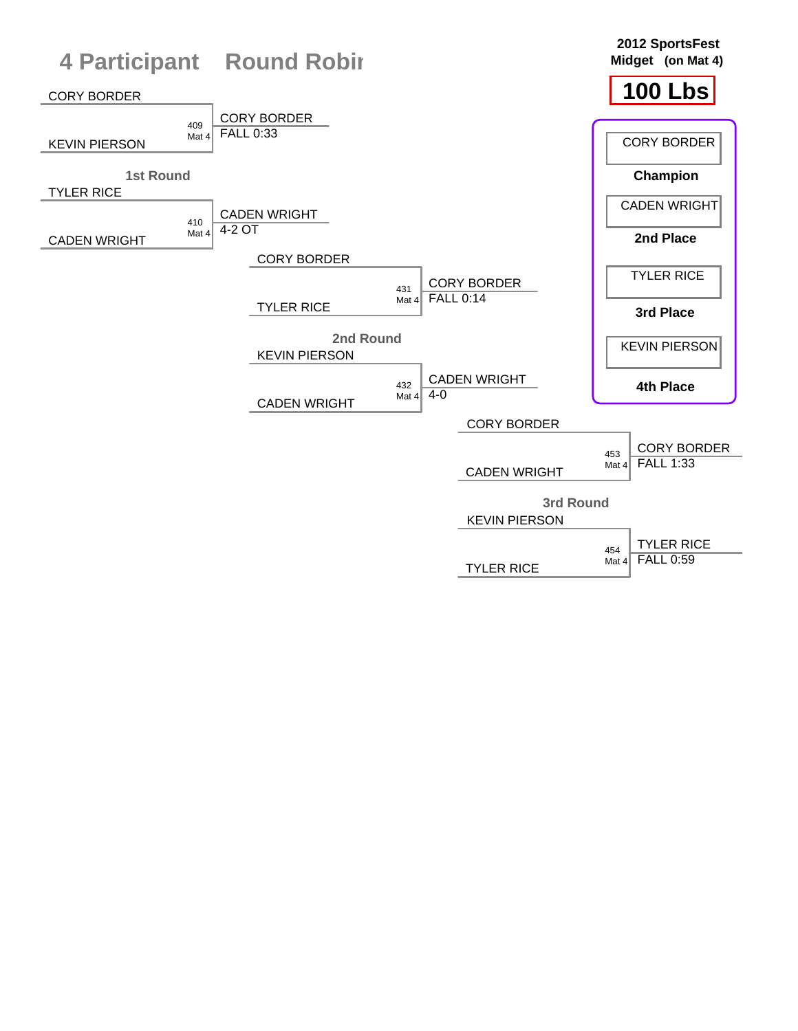# 4 Participant Round Robin

**2012 SportsFest**
**Midget (on Mat 4)**

**100 Lbs**

## 1st Round

| Bout | Mat | Wrestler 1 | Wrestler 2 | Winner | Result |
|---|---|---|---|---|---|
| 409 | Mat 4 | CORY BORDER | KEVIN PIERSON | CORY BORDER | FALL 0:33 |
| 410 | Mat 4 | TYLER RICE | CADEN WRIGHT | CADEN WRIGHT | 4-2 OT |

## 2nd Round

| Bout | Mat | Wrestler 1 | Wrestler 2 | Winner | Result |
|---|---|---|---|---|---|
| 431 | Mat 4 | CORY BORDER | TYLER RICE | CORY BORDER | FALL 0:14 |
| 432 | Mat 4 | KEVIN PIERSON | CADEN WRIGHT | CADEN WRIGHT | 4-0 |

## 3rd Round

| Bout | Mat | Wrestler 1 | Wrestler 2 | Winner | Result |
|---|---|---|---|---|---|
| 453 | Mat 4 | CORY BORDER | CADEN WRIGHT | CORY BORDER | FALL 1:33 |
| 454 | Mat 4 | KEVIN PIERSON | TYLER RICE | TYLER RICE | FALL 0:59 |

## Placements

| Place | Wrestler |
|---|---|
| Champion | CORY BORDER |
| 2nd Place | CADEN WRIGHT |
| 3rd Place | TYLER RICE |
| 4th Place | KEVIN PIERSON |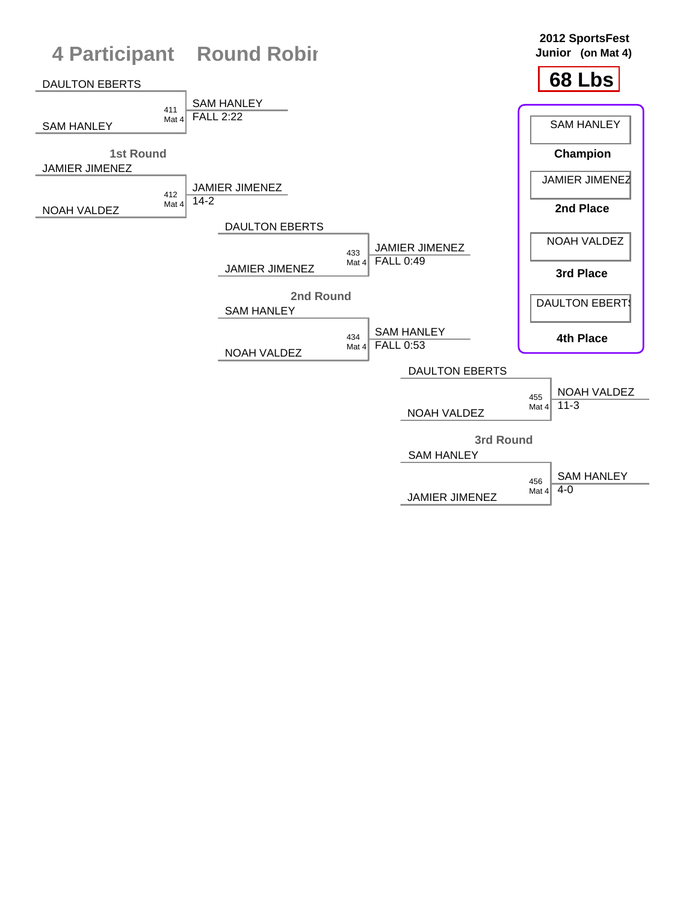# 4 Participant Round Robin

**2012 SportsFest**
**Junior (on Mat 4)**

## 68 Lbs

### 1st Round

| Bout | Mat | Wrestler 1 | Wrestler 2 | Winner | Result |
|---|---|---|---|---|---|
| 411 | Mat 4 | DAULTON EBERTS | SAM HANLEY | SAM HANLEY | FALL 2:22 |
| 412 | Mat 4 | JAMIER JIMENEZ | NOAH VALDEZ | JAMIER JIMENEZ | 14-2 |

### 2nd Round

| Bout | Mat | Wrestler 1 | Wrestler 2 | Winner | Result |
|---|---|---|---|---|---|
| 433 | Mat 4 | DAULTON EBERTS | JAMIER JIMENEZ | JAMIER JIMENEZ | FALL 0:49 |
| 434 | Mat 4 | SAM HANLEY | NOAH VALDEZ | SAM HANLEY | FALL 0:53 |

### 3rd Round

| Bout | Mat | Wrestler 1 | Wrestler 2 | Winner | Result |
|---|---|---|---|---|---|
| 455 | Mat 4 | DAULTON EBERTS | NOAH VALDEZ | NOAH VALDEZ | 11-3 |
| 456 | Mat 4 | SAM HANLEY | JAMIER JIMENEZ | SAM HANLEY | 4-0 |

### Placings

| Place | Wrestler |
|---|---|
| Champion | SAM HANLEY |
| 2nd Place | JAMIER JIMENEZ |
| 3rd Place | NOAH VALDEZ |
| 4th Place | DAULTON EBERTS |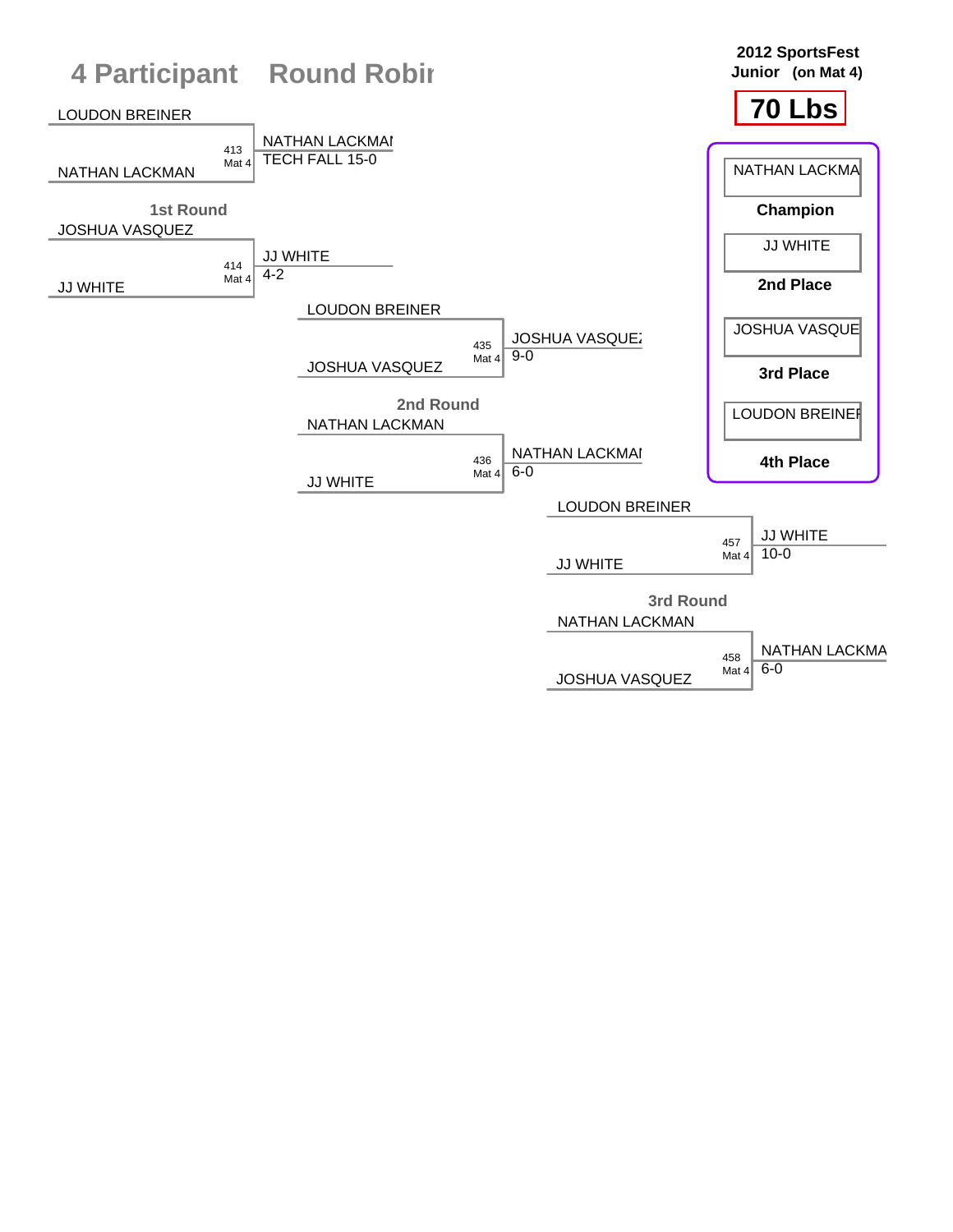# 4 Participant Round Robin

**2012 SportsFest Junior (on Mat 4)**

**70 Lbs**

## 1st Round

| Bout | Mat | Wrestler 1 | Wrestler 2 | Winner | Result |
|---|---|---|---|---|---|
| 413 | Mat 4 | LOUDON BREINER | NATHAN LACKMAN | NATHAN LACKMAN | TECH FALL 15-0 |
| 414 | Mat 4 | JOSHUA VASQUEZ | JJ WHITE | JJ WHITE | 4-2 |

## 2nd Round

| Bout | Mat | Wrestler 1 | Wrestler 2 | Winner | Result |
|---|---|---|---|---|---|
| 435 | Mat 4 | LOUDON BREINER | JOSHUA VASQUEZ | JOSHUA VASQUEZ | 9-0 |
| 436 | Mat 4 | NATHAN LACKMAN | JJ WHITE | NATHAN LACKMAN | 6-0 |

## 3rd Round

| Bout | Mat | Wrestler 1 | Wrestler 2 | Winner | Result |
|---|---|---|---|---|---|
| 457 | Mat 4 | LOUDON BREINER | JJ WHITE | JJ WHITE | 10-0 |
| 458 | Mat 4 | NATHAN LACKMAN | JOSHUA VASQUEZ | NATHAN LACKMAN | 6-0 |

## Placings

| Place | Wrestler |
|---|---|
| **Champion** | NATHAN LACKMAN |
| **2nd Place** | JJ WHITE |
| **3rd Place** | JOSHUA VASQUEZ |
| **4th Place** | LOUDON BREINER |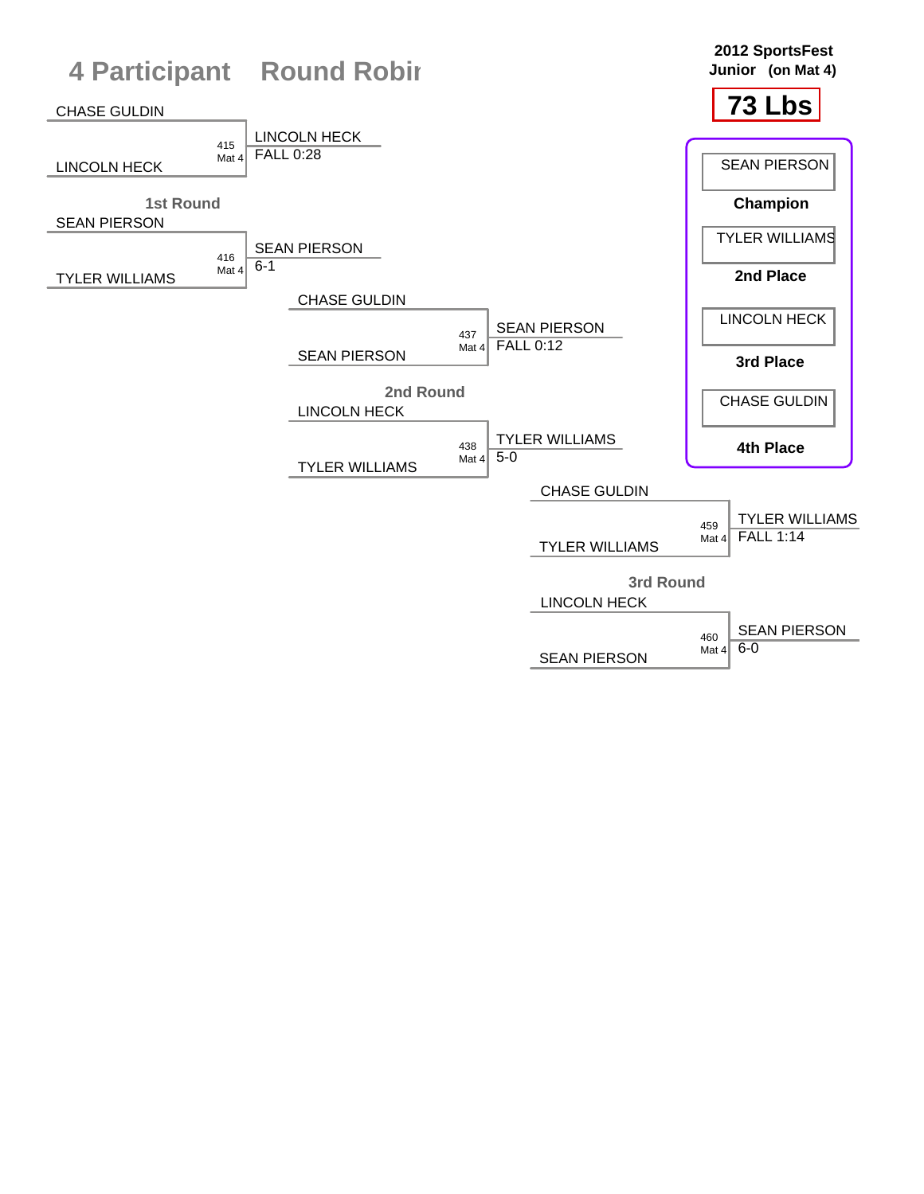# 4 Participant Round Robin

**2012 SportsFest**
**Junior (on Mat 4)**

**73 Lbs**

## 1st Round

| Wrestler 1 | Wrestler 2 | Bout | Winner | Result |
|---|---|---|---|---|
| CHASE GULDIN | LINCOLN HECK | 415 Mat 4 | LINCOLN HECK | FALL 0:28 |
| SEAN PIERSON | TYLER WILLIAMS | 416 Mat 4 | SEAN PIERSON | 6-1 |

## 2nd Round

| Wrestler 1 | Wrestler 2 | Bout | Winner | Result |
|---|---|---|---|---|
| CHASE GULDIN | SEAN PIERSON | 437 Mat 4 | SEAN PIERSON | FALL 0:12 |
| LINCOLN HECK | TYLER WILLIAMS | 438 Mat 4 | TYLER WILLIAMS | 5-0 |

## 3rd Round

| Wrestler 1 | Wrestler 2 | Bout | Winner | Result |
|---|---|---|---|---|
| CHASE GULDIN | TYLER WILLIAMS | 459 Mat 4 | TYLER WILLIAMS | FALL 1:14 |
| LINCOLN HECK | SEAN PIERSON | 460 Mat 4 | SEAN PIERSON | 6-0 |

## Placements

| Place | Wrestler |
|---|---|
| Champion | SEAN PIERSON |
| 2nd Place | TYLER WILLIAMS |
| 3rd Place | LINCOLN HECK |
| 4th Place | CHASE GULDIN |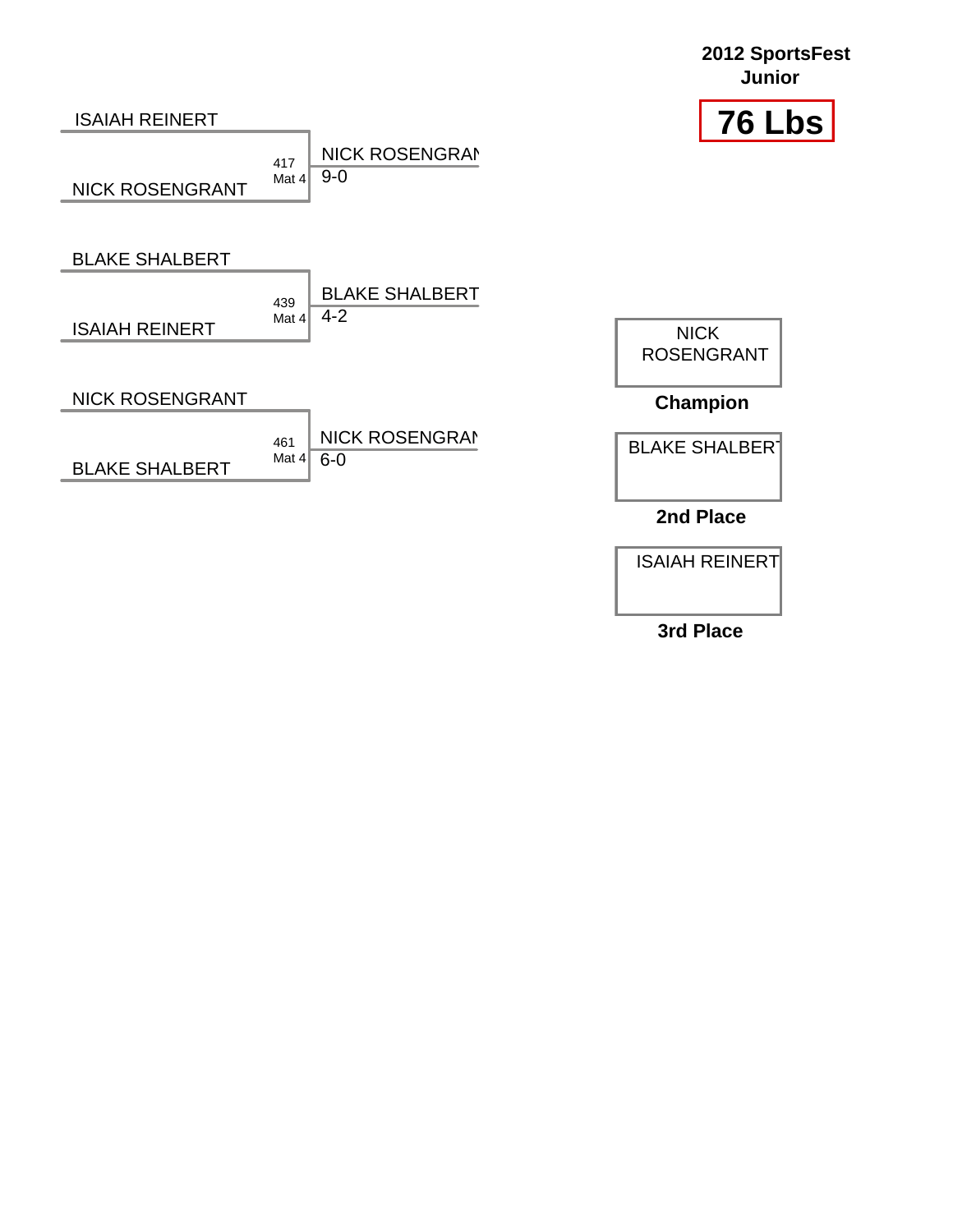**2012 SportsFest Junior**

# 76 Lbs

| Match | Mat | Wrestler 1 | Wrestler 2 | Winner | Score |
|---|---|---|---|---|---|
| 417 | Mat 4 | ISAIAH REINERT | NICK ROSENGRANT | NICK ROSENGRAN | 9-0 |
| 439 | Mat 4 | BLAKE SHALBERT | ISAIAH REINERT | BLAKE SHALBERT | 4-2 |
| 461 | Mat 4 | NICK ROSENGRANT | BLAKE SHALBERT | NICK ROSENGRAN | 6-0 |

| Place | Wrestler |
|---|---|
| **Champion** | NICK ROSENGRANT |
| **2nd Place** | BLAKE SHALBERT |
| **3rd Place** | ISAIAH REINERT |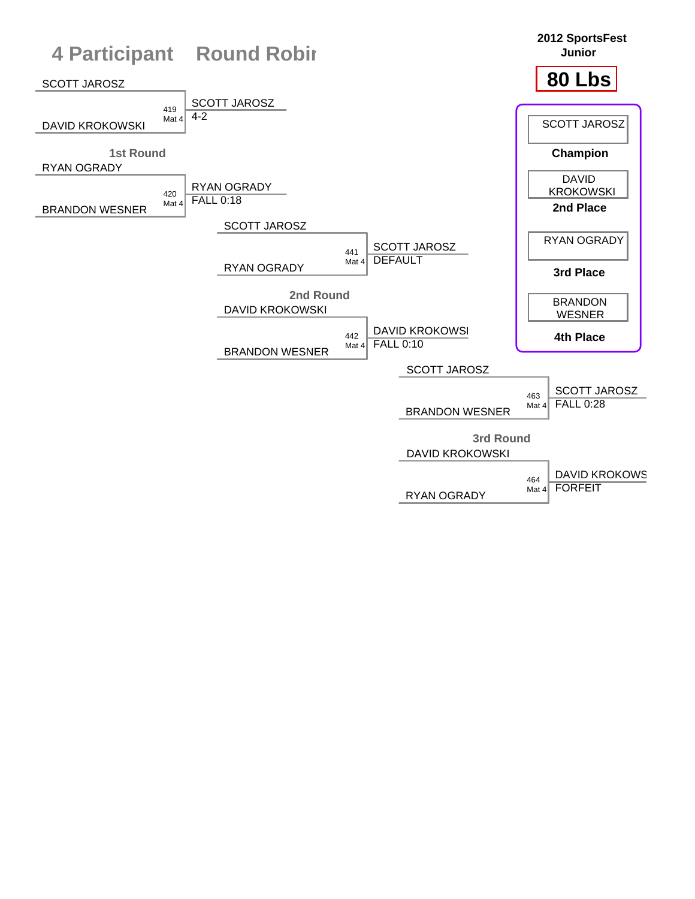# 4 Participant Round Robin

**2012 SportsFest Junior**

**80 Lbs**

## 1st Round

| Bout | Mat | Wrestler 1 | Wrestler 2 | Winner | Result |
|---|---|---|---|---|---|
| 419 | Mat 4 | SCOTT JAROSZ | DAVID KROKOWSKI | SCOTT JAROSZ | 4-2 |
| 420 | Mat 4 | RYAN OGRADY | BRANDON WESNER | RYAN OGRADY | FALL 0:18 |

## 2nd Round

| Bout | Mat | Wrestler 1 | Wrestler 2 | Winner | Result |
|---|---|---|---|---|---|
| 441 | Mat 4 | SCOTT JAROSZ | RYAN OGRADY | SCOTT JAROSZ | DEFAULT |
| 442 | Mat 4 | DAVID KROKOWSKI | BRANDON WESNER | DAVID KROKOWSKI | FALL 0:10 |

## 3rd Round

| Bout | Mat | Wrestler 1 | Wrestler 2 | Winner | Result |
|---|---|---|---|---|---|
| 463 | Mat 4 | SCOTT JAROSZ | BRANDON WESNER | SCOTT JAROSZ | FALL 0:28 |
| 464 | Mat 4 | DAVID KROKOWSKI | RYAN OGRADY | DAVID KROKOWS | FORFEIT |

## Placings

| Place | Wrestler |
|---|---|
| Champion | SCOTT JAROSZ |
| 2nd Place | DAVID KROKOWSKI |
| 3rd Place | RYAN OGRADY |
| 4th Place | BRANDON WESNER |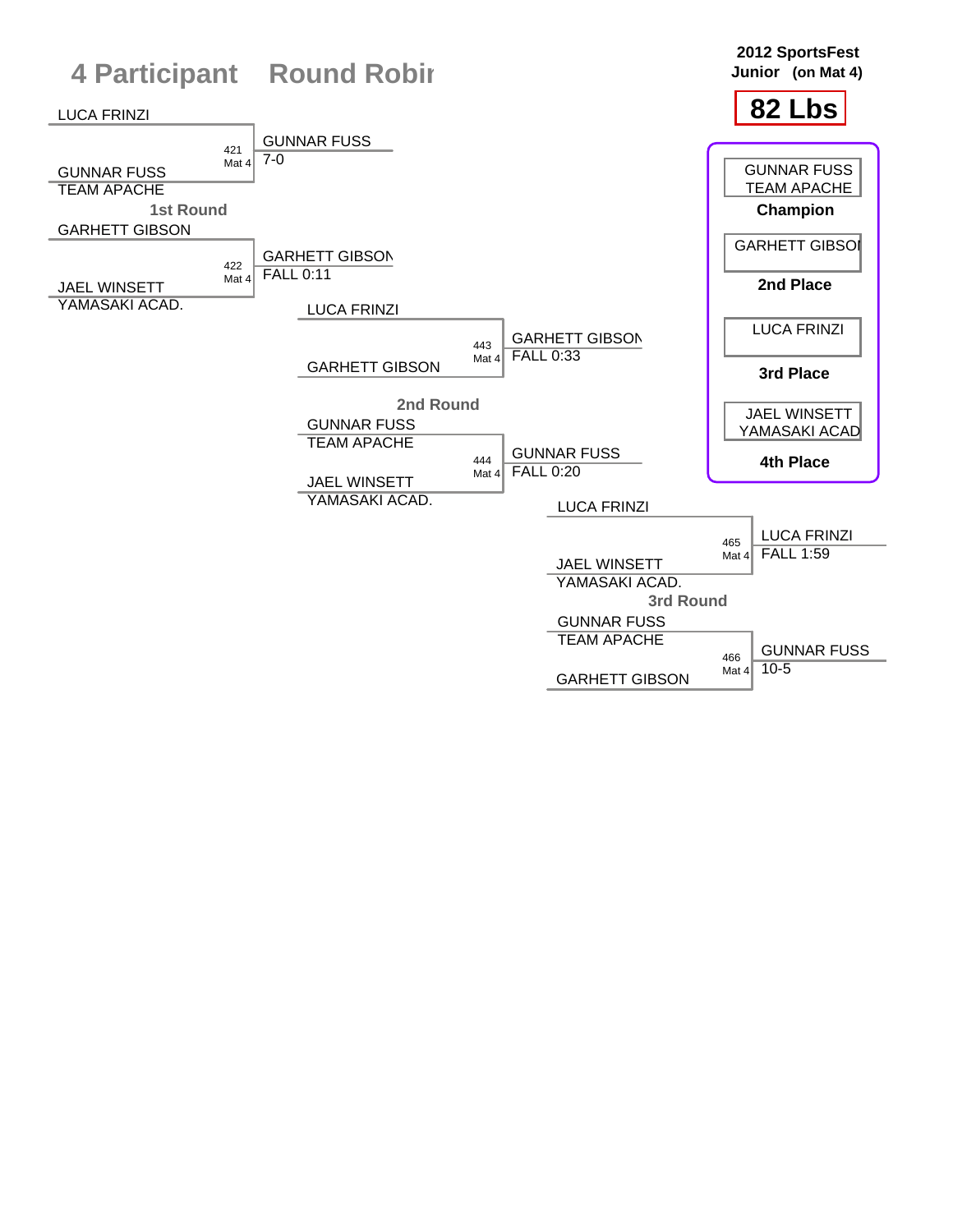# 4 Participant Round Robin

**2012 SportsFest**
**Junior (on Mat 4)**

## 82 Lbs

### 1st Round

| Bout | Mat | Wrestler 1 | Wrestler 2 | Winner | Result |
|---|---|---|---|---|---|
| 421 | Mat 4 | LUCA FRINZI | GUNNAR FUSS (TEAM APACHE) | GUNNAR FUSS | 7-0 |
| 422 | Mat 4 | GARHETT GIBSON | JAEL WINSETT (YAMASAKI ACAD.) | GARHETT GIBSON | FALL 0:11 |

### 2nd Round

| Bout | Mat | Wrestler 1 | Wrestler 2 | Winner | Result |
|---|---|---|---|---|---|
| 443 | Mat 4 | LUCA FRINZI | GARHETT GIBSON | GARHETT GIBSON | FALL 0:33 |
| 444 | Mat 4 | GUNNAR FUSS (TEAM APACHE) | JAEL WINSETT (YAMASAKI ACAD.) | GUNNAR FUSS | FALL 0:20 |

### 3rd Round

| Bout | Mat | Wrestler 1 | Wrestler 2 | Winner | Result |
|---|---|---|---|---|---|
| 465 | Mat 4 | LUCA FRINZI | JAEL WINSETT (YAMASAKI ACAD.) | LUCA FRINZI | FALL 1:59 |
| 466 | Mat 4 | GUNNAR FUSS (TEAM APACHE) | GARHETT GIBSON | GUNNAR FUSS | 10-5 |

### Placings

| Place | Wrestler |
|---|---|
| Champion | GUNNAR FUSS, TEAM APACHE |
| 2nd Place | GARHETT GIBSON |
| 3rd Place | LUCA FRINZI |
| 4th Place | JAEL WINSETT, YAMASAKI ACAD |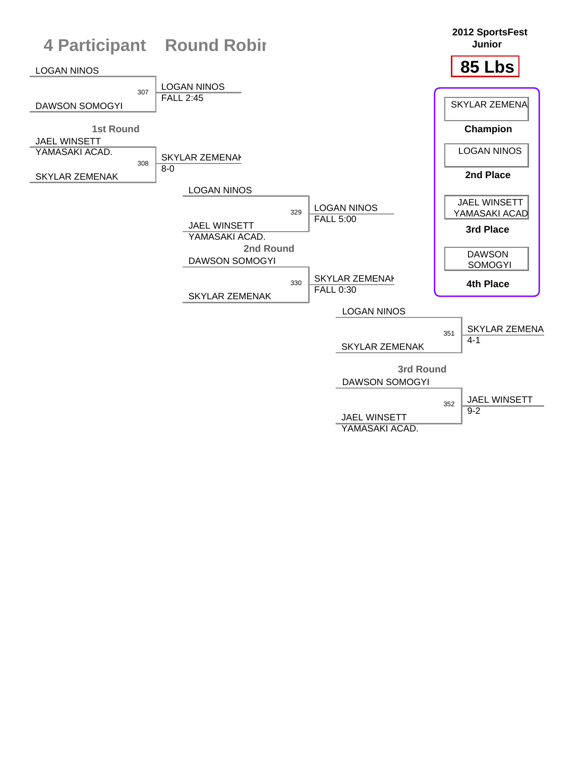# 4 Participant Round Robin

**2012 SportsFest Junior**

**85 Lbs**

## 1st Round

| Bout | Wrestler 1 | Wrestler 2 | Winner | Result |
|---|---|---|---|---|
| 307 | LOGAN NINOS | DAWSON SOMOGYI | LOGAN NINOS | FALL 2:45 |
| 308 | JAEL WINSETT YAMASAKI ACAD. | SKYLAR ZEMENAK | SKYLAR ZEMENAK | 8-0 |

## 2nd Round

| Bout | Wrestler 1 | Wrestler 2 | Winner | Result |
|---|---|---|---|---|
| 329 | LOGAN NINOS | JAEL WINSETT YAMASAKI ACAD. | LOGAN NINOS | FALL 5:00 |
| 330 | DAWSON SOMOGYI | SKYLAR ZEMENAK | SKYLAR ZEMENAK | FALL 0:30 |

## 3rd Round

| Bout | Wrestler 1 | Wrestler 2 | Winner | Result |
|---|---|---|---|---|
| 351 | LOGAN NINOS | SKYLAR ZEMENAK | SKYLAR ZEMENA | 4-1 |
| 352 | DAWSON SOMOGYI | JAEL WINSETT YAMASAKI ACAD. | JAEL WINSETT | 9-2 |

## Placings

| Place | Wrestler |
|---|---|
| **Champion** | SKYLAR ZEMENA |
| **2nd Place** | LOGAN NINOS |
| **3rd Place** | JAEL WINSETT YAMASAKI ACAD |
| **4th Place** | DAWSON SOMOGYI |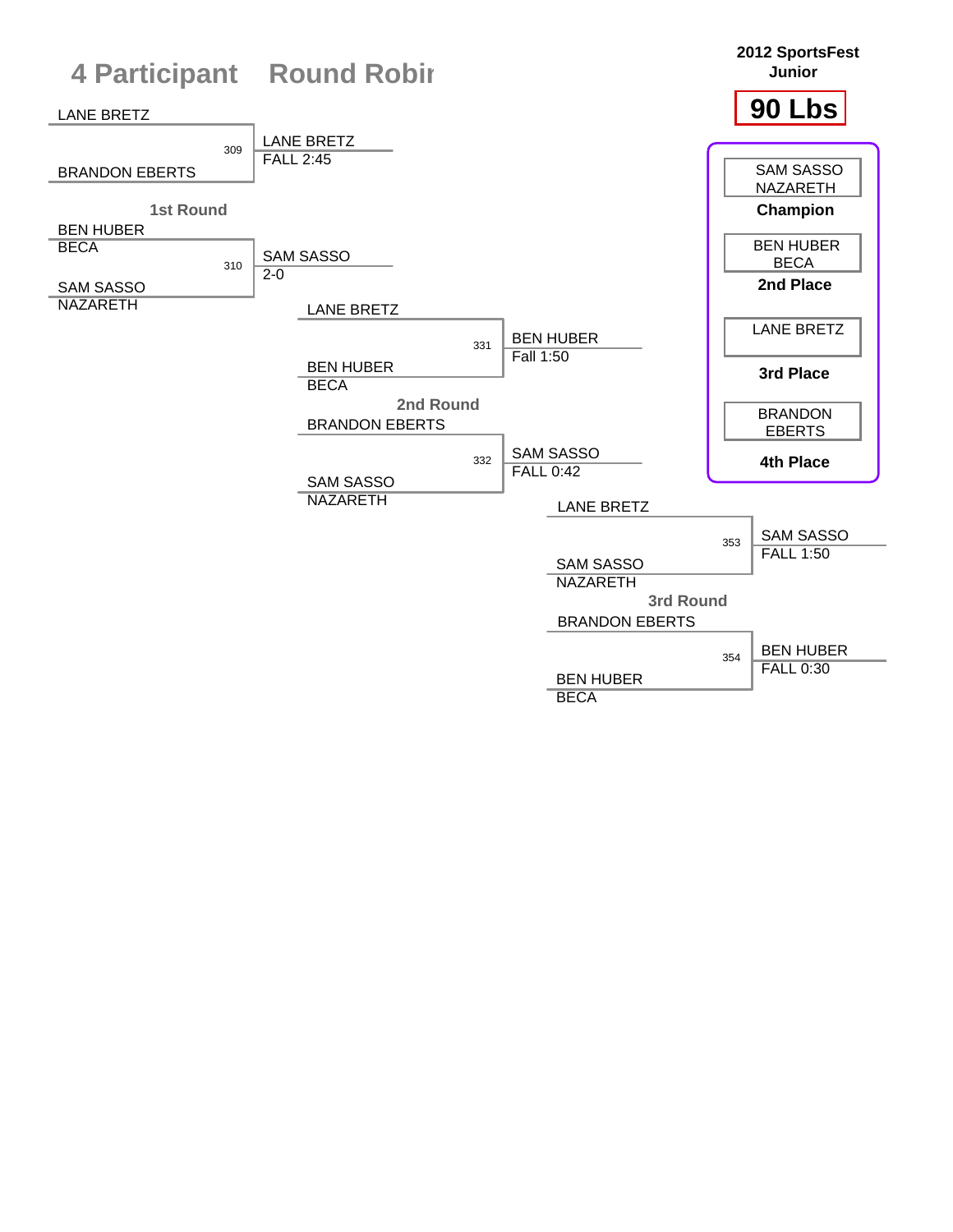# 4 Participant Round Robin

**2012 SportsFest Junior**

**90 Lbs**

## 1st Round

| Bout | Wrestler 1 | Wrestler 2 | Winner | Result |
|---|---|---|---|---|
| 309 | LANE BRETZ | BRANDON EBERTS | LANE BRETZ | FALL 2:45 |
| 310 | BEN HUBER (BECA) | SAM SASSO (NAZARETH) | SAM SASSO | 2-0 |

## 2nd Round

| Bout | Wrestler 1 | Wrestler 2 | Winner | Result |
|---|---|---|---|---|
| 331 | LANE BRETZ | BEN HUBER (BECA) | BEN HUBER | Fall 1:50 |
| 332 | BRANDON EBERTS | SAM SASSO (NAZARETH) | SAM SASSO | FALL 0:42 |

## 3rd Round

| Bout | Wrestler 1 | Wrestler 2 | Winner | Result |
|---|---|---|---|---|
| 353 | LANE BRETZ | SAM SASSO (NAZARETH) | SAM SASSO | FALL 1:50 |
| 354 | BRANDON EBERTS | BEN HUBER (BECA) | BEN HUBER | FALL 0:30 |

## Placements

| Place | Wrestler |
|---|---|
| **Champion** | SAM SASSO, NAZARETH |
| **2nd Place** | BEN HUBER, BECA |
| **3rd Place** | LANE BRETZ |
| **4th Place** | BRANDON EBERTS |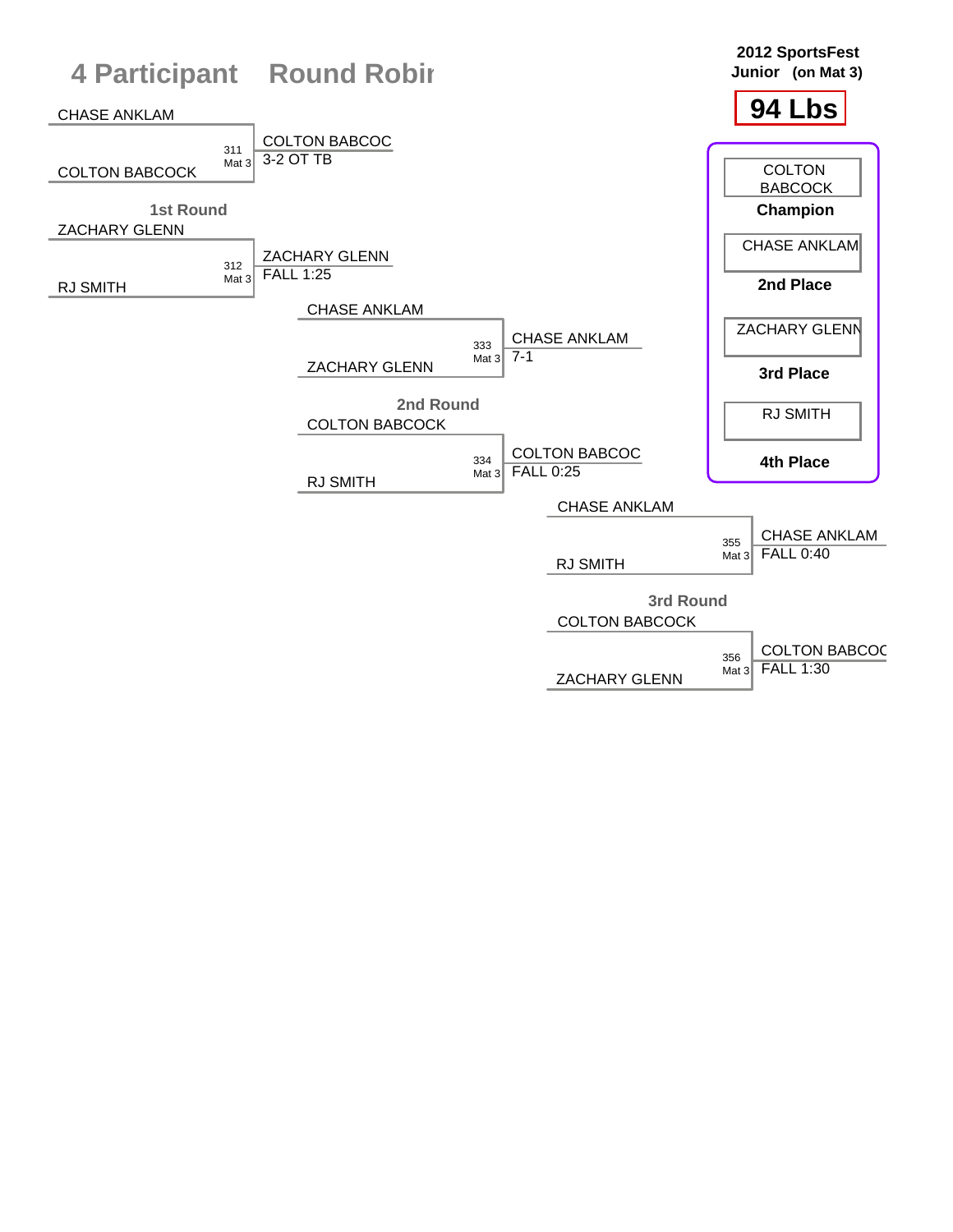# 4 Participant Round Robin

**2012 SportsFest**
**Junior (on Mat 3)**

## 94 Lbs

### 1st Round

| Match | Mat | Wrestler 1 | Wrestler 2 | Winner | Result |
|---|---|---|---|---|---|
| 311 | Mat 3 | CHASE ANKLAM | COLTON BABCOCK | COLTON BABCOC | 3-2 OT TB |
| 312 | Mat 3 | ZACHARY GLENN | RJ SMITH | ZACHARY GLENN | FALL 1:25 |

### 2nd Round

| Match | Mat | Wrestler 1 | Wrestler 2 | Winner | Result |
|---|---|---|---|---|---|
| 333 | Mat 3 | CHASE ANKLAM | ZACHARY GLENN | CHASE ANKLAM | 7-1 |
| 334 | Mat 3 | COLTON BABCOCK | RJ SMITH | COLTON BABCOC | FALL 0:25 |

### 3rd Round

| Match | Mat | Wrestler 1 | Wrestler 2 | Winner | Result |
|---|---|---|---|---|---|
| 355 | Mat 3 | CHASE ANKLAM | RJ SMITH | CHASE ANKLAM | FALL 0:40 |
| 356 | Mat 3 | COLTON BABCOCK | ZACHARY GLENN | COLTON BABCOC | FALL 1:30 |

### Final Standings

| Place | Wrestler |
|---|---|
| Champion | COLTON BABCOCK |
| 2nd Place | CHASE ANKLAM |
| 3rd Place | ZACHARY GLENN |
| 4th Place | RJ SMITH |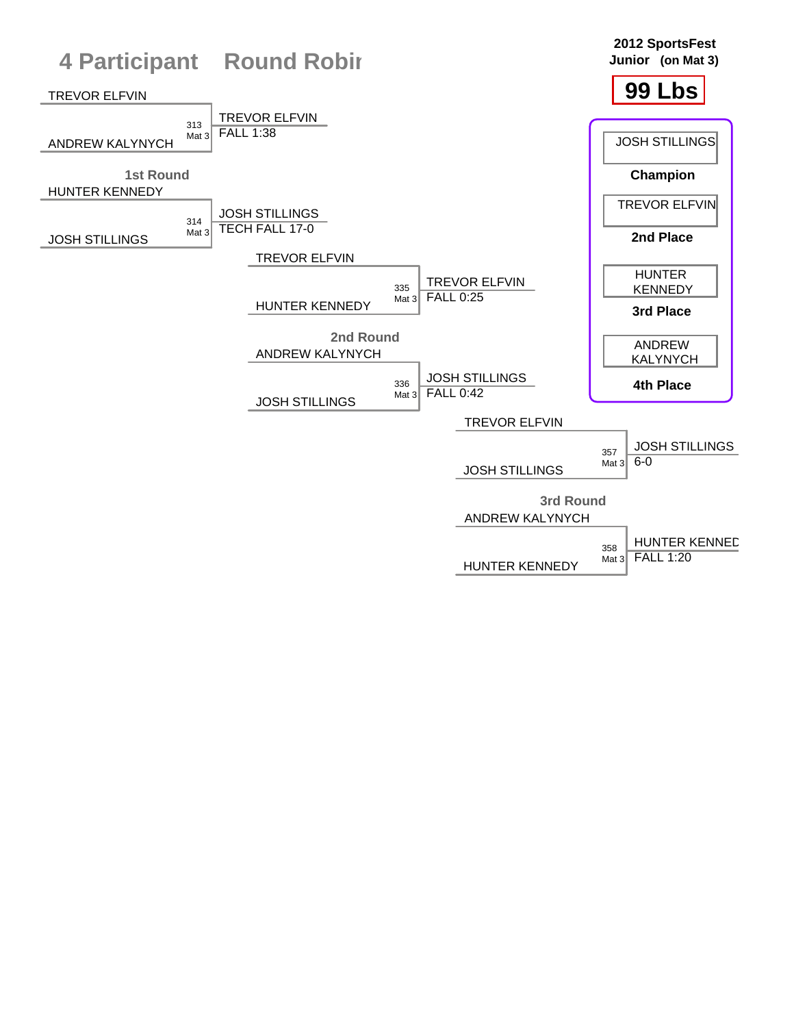# 4 Participant Round Robin

**2012 SportsFest**
**Junior (on Mat 3)**

**99 Lbs**

## 1st Round

| Bout | Mat | Wrestler 1 | Wrestler 2 | Winner | Result |
|---|---|---|---|---|---|
| 313 | Mat 3 | TREVOR ELFVIN | ANDREW KALYNYCH | TREVOR ELFVIN | FALL 1:38 |
| 314 | Mat 3 | HUNTER KENNEDY | JOSH STILLINGS | JOSH STILLINGS | TECH FALL 17-0 |

## 2nd Round

| Bout | Mat | Wrestler 1 | Wrestler 2 | Winner | Result |
|---|---|---|---|---|---|
| 335 | Mat 3 | TREVOR ELFVIN | HUNTER KENNEDY | TREVOR ELFVIN | FALL 0:25 |
| 336 | Mat 3 | ANDREW KALYNYCH | JOSH STILLINGS | JOSH STILLINGS | FALL 0:42 |

## 3rd Round

| Bout | Mat | Wrestler 1 | Wrestler 2 | Winner | Result |
|---|---|---|---|---|---|
| 357 | Mat 3 | TREVOR ELFVIN | JOSH STILLINGS | JOSH STILLINGS | 6-0 |
| 358 | Mat 3 | ANDREW KALYNYCH | HUNTER KENNEDY | HUNTER KENNEDY | FALL 1:20 |

## Final Placings

| Place | Wrestler |
|---|---|
| Champion | JOSH STILLINGS |
| 2nd Place | TREVOR ELFVIN |
| 3rd Place | HUNTER KENNEDY |
| 4th Place | ANDREW KALYNYCH |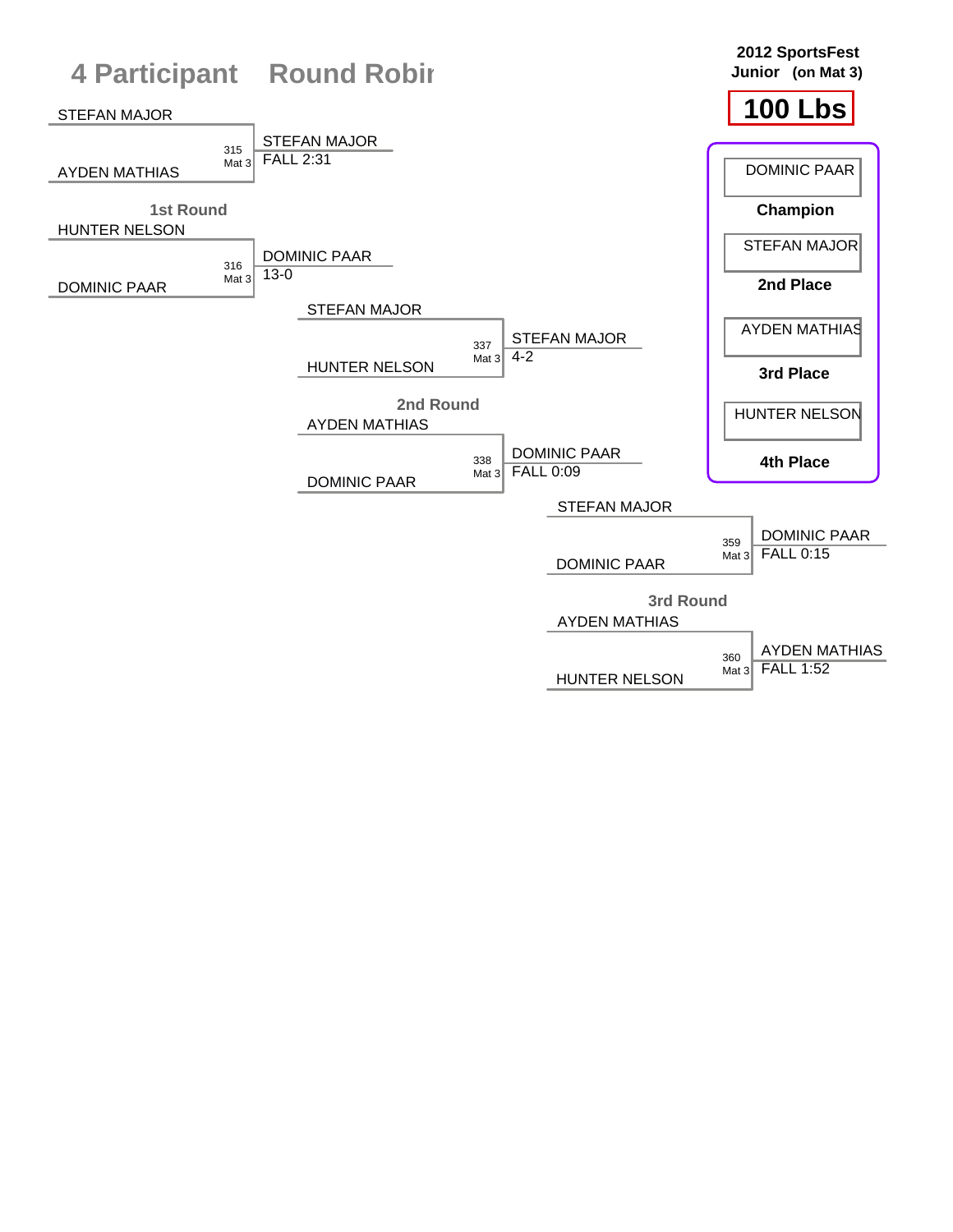# 4 Participant Round Robin

**2012 SportsFest**
**Junior (on Mat 3)**

## 100 Lbs

### 1st Round

| Bout | Mat | Wrestler 1 | Wrestler 2 | Winner | Result |
|---|---|---|---|---|---|
| 315 | Mat 3 | STEFAN MAJOR | AYDEN MATHIAS | STEFAN MAJOR | FALL 2:31 |
| 316 | Mat 3 | HUNTER NELSON | DOMINIC PAAR | DOMINIC PAAR | 13-0 |

### 2nd Round

| Bout | Mat | Wrestler 1 | Wrestler 2 | Winner | Result |
|---|---|---|---|---|---|
| 337 | Mat 3 | STEFAN MAJOR | HUNTER NELSON | STEFAN MAJOR | 4-2 |
| 338 | Mat 3 | AYDEN MATHIAS | DOMINIC PAAR | DOMINIC PAAR | FALL 0:09 |

### 3rd Round

| Bout | Mat | Wrestler 1 | Wrestler 2 | Winner | Result |
|---|---|---|---|---|---|
| 359 | Mat 3 | STEFAN MAJOR | DOMINIC PAAR | DOMINIC PAAR | FALL 0:15 |
| 360 | Mat 3 | AYDEN MATHIAS | HUNTER NELSON | AYDEN MATHIAS | FALL 1:52 |

### Final Placings

| Place | Wrestler |
|---|---|
| Champion | DOMINIC PAAR |
| 2nd Place | STEFAN MAJOR |
| 3rd Place | AYDEN MATHIAS |
| 4th Place | HUNTER NELSON |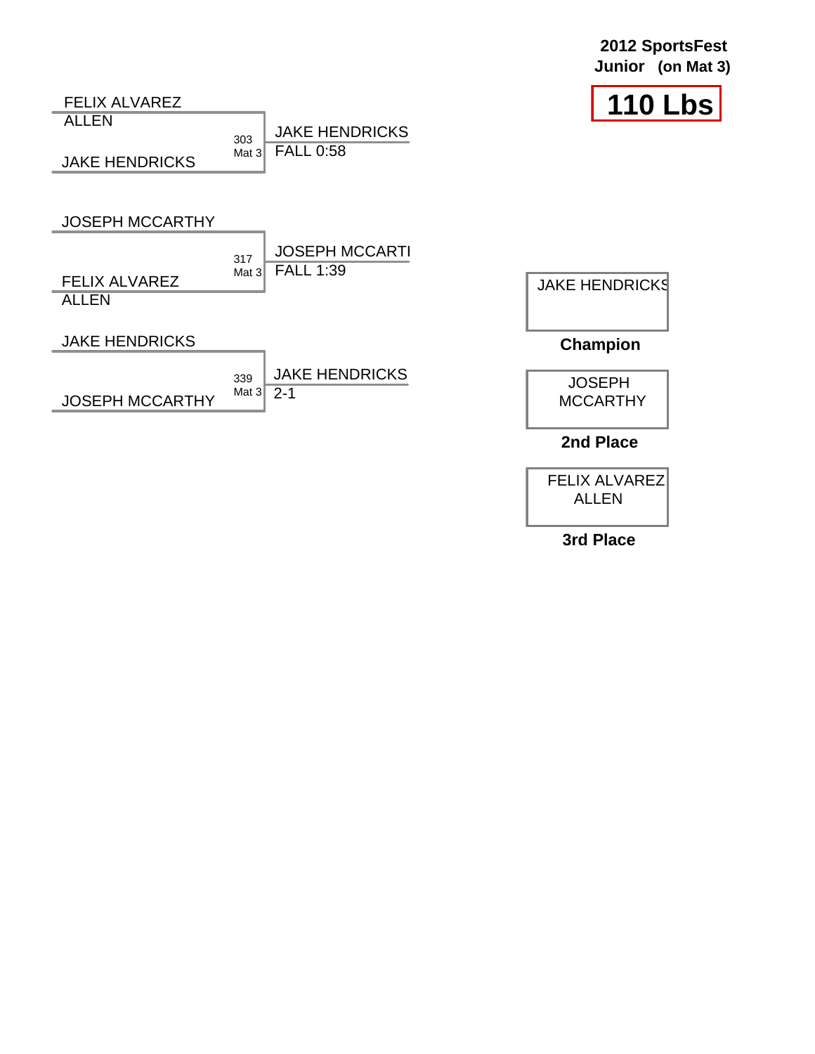**2012 SportsFest**
**Junior (on Mat 3)**

# 110 Lbs

| Match | Wrestler 1 | Wrestler 2 | Winner | Result |
|---|---|---|---|---|
| 303 (Mat 3) | FELIX ALVAREZ ALLEN | JAKE HENDRICKS | JAKE HENDRICKS | FALL 0:58 |
| 317 (Mat 3) | JOSEPH MCCARTHY | FELIX ALVAREZ ALLEN | JOSEPH MCCARTI | FALL 1:39 |
| 339 (Mat 3) | JAKE HENDRICKS | JOSEPH MCCARTHY | JAKE HENDRICKS | 2-1 |

| Placement | Wrestler |
|---|---|
| **Champion** | JAKE HENDRICKS |
| **2nd Place** | JOSEPH MCCARTHY |
| **3rd Place** | FELIX ALVAREZ ALLEN |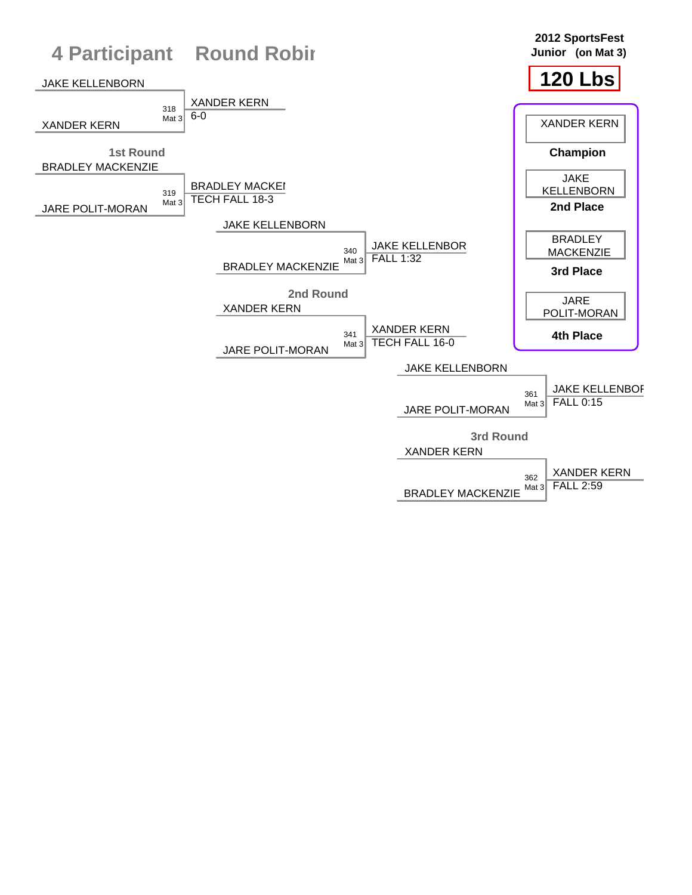# 4 Participant Round Robin

**2012 SportsFest**
**Junior (on Mat 3)**

## 120 Lbs

### 1st Round

| Bout | Mat | Wrestler 1 | Wrestler 2 | Winner | Result |
|---|---|---|---|---|---|
| 318 | Mat 3 | JAKE KELLENBORN | XANDER KERN | XANDER KERN | 6-0 |
| 319 | Mat 3 | BRADLEY MACKENZIE | JARE POLIT-MORAN | BRADLEY MACKENZIE | TECH FALL 18-3 |

### 2nd Round

| Bout | Mat | Wrestler 1 | Wrestler 2 | Winner | Result |
|---|---|---|---|---|---|
| 340 | Mat 3 | JAKE KELLENBORN | BRADLEY MACKENZIE | JAKE KELLENBORN | FALL 1:32 |
| 341 | Mat 3 | XANDER KERN | JARE POLIT-MORAN | XANDER KERN | TECH FALL 16-0 |

### 3rd Round

| Bout | Mat | Wrestler 1 | Wrestler 2 | Winner | Result |
|---|---|---|---|---|---|
| 361 | Mat 3 | JAKE KELLENBORN | JARE POLIT-MORAN | JAKE KELLENBORN | FALL 0:15 |
| 362 | Mat 3 | XANDER KERN | BRADLEY MACKENZIE | XANDER KERN | FALL 2:59 |

### Placings

| Place | Wrestler |
|---|---|
| Champion | XANDER KERN |
| 2nd Place | JAKE KELLENBORN |
| 3rd Place | BRADLEY MACKENZIE |
| 4th Place | JARE POLIT-MORAN |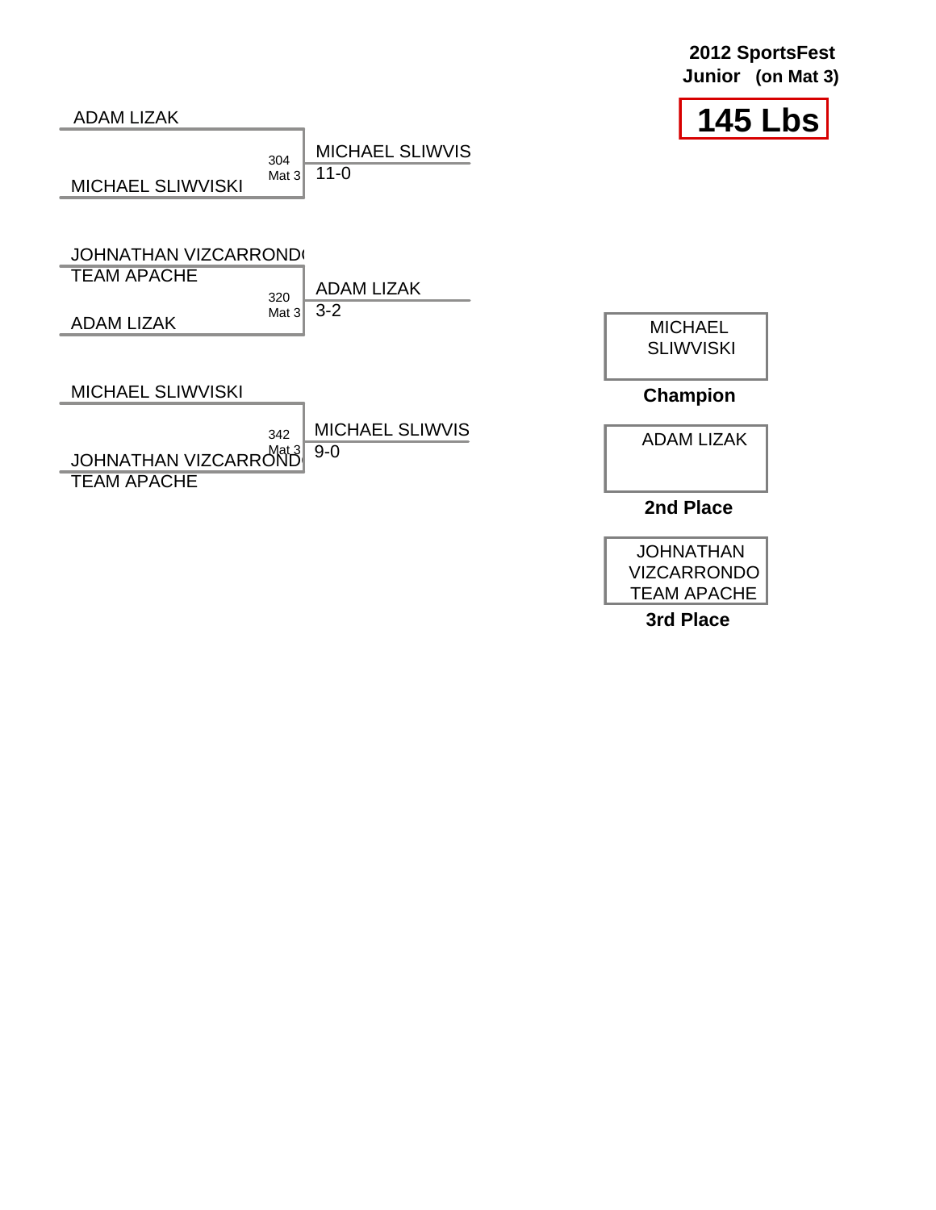**2012 SportsFest**
**Junior (on Mat 3)**

# 145 Lbs

| Wrestler 1 | Wrestler 2 | Bout | Winner | Score |
|---|---|---|---|---|
| ADAM LIZAK | MICHAEL SLIWVISKI | 304 Mat 3 | MICHAEL SLIWVIS | 11-0 |
| JOHNATHAN VIZCARROND( TEAM APACHE | ADAM LIZAK | 320 Mat 3 | ADAM LIZAK | 3-2 |
| MICHAEL SLIWVISKI | JOHNATHAN VIZCARROND( TEAM APACHE | 342 Mat 3 | MICHAEL SLIWVIS | 9-0 |

**Champion:** MICHAEL SLIWVISKI

**2nd Place:** ADAM LIZAK

**3rd Place:** JOHNATHAN VIZCARRONDO TEAM APACHE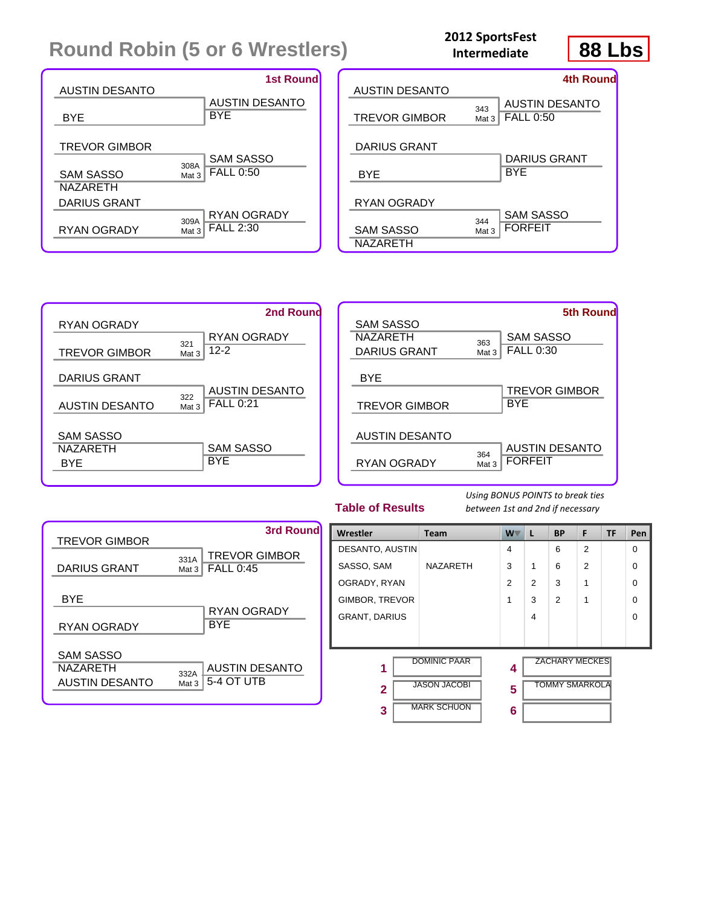# Round Robin (5 or 6 Wrestlers)

**2012 SportsFest Intermediate**

**88 Lbs**

### 1st Round

| Wrestler 1 | Wrestler 2 | Bout | Winner | Result |
|---|---|---|---|---|
| AUSTIN DESANTO | BYE | | AUSTIN DESANTO | BYE |
| TREVOR GIMBOR | SAM SASSO NAZARETH | 308A Mat 3 | SAM SASSO | FALL 0:50 |
| DARIUS GRANT | RYAN OGRADY | 309A Mat 3 | RYAN OGRADY | FALL 2:30 |

### 2nd Round

| Wrestler 1 | Wrestler 2 | Bout | Winner | Result |
|---|---|---|---|---|
| RYAN OGRADY | TREVOR GIMBOR | 321 Mat 3 | RYAN OGRADY | 12-2 |
| DARIUS GRANT | AUSTIN DESANTO | 322 Mat 3 | AUSTIN DESANTO | FALL 0:21 |
| SAM SASSO NAZARETH | BYE | | SAM SASSO | BYE |

### 3rd Round

| Wrestler 1 | Wrestler 2 | Bout | Winner | Result |
|---|---|---|---|---|
| TREVOR GIMBOR | DARIUS GRANT | 331A Mat 3 | TREVOR GIMBOR | FALL 0:45 |
| BYE | RYAN OGRADY | | RYAN OGRADY | BYE |
| SAM SASSO NAZARETH | AUSTIN DESANTO | 332A Mat 3 | AUSTIN DESANTO | 5-4 OT UTB |

### 4th Round

| Wrestler 1 | Wrestler 2 | Bout | Winner | Result |
|---|---|---|---|---|
| AUSTIN DESANTO | TREVOR GIMBOR | 343 Mat 3 | AUSTIN DESANTO | FALL 0:50 |
| DARIUS GRANT | BYE | | DARIUS GRANT | BYE |
| RYAN OGRADY | SAM SASSO NAZARETH | 344 Mat 3 | SAM SASSO | FORFEIT |

### 5th Round

| Wrestler 1 | Wrestler 2 | Bout | Winner | Result |
|---|---|---|---|---|
| SAM SASSO NAZARETH | DARIUS GRANT | 363 Mat 3 | SAM SASSO | FALL 0:30 |
| BYE | TREVOR GIMBOR | | TREVOR GIMBOR | BYE |
| AUSTIN DESANTO | RYAN OGRADY | 364 Mat 3 | AUSTIN DESANTO | FORFEIT |

### Table of Results

*Using BONUS POINTS to break ties between 1st and 2nd if necessary*

| Wrestler | Team | W | L | BP | F | TF | Pen |
|---|---|---|---|---|---|---|---|
| DESANTO, AUSTIN | | 4 | | 6 | 2 | | 0 |
| SASSO, SAM | NAZARETH | 3 | 1 | 6 | 2 | | 0 |
| OGRADY, RYAN | | 2 | 2 | 3 | 1 | | 0 |
| GIMBOR, TREVOR | | 1 | 3 | 2 | 1 | | 0 |
| GRANT, DARIUS | | | 4 | | | | 0 |

| Place | Name | Place | Name |
|---|---|---|---|
| 1 | DOMINIC PAAR | 4 | ZACHARY MECKES |
| 2 | JASON JACOBI | 5 | TOMMY SMARKOLA |
| 3 | MARK SCHUON | 6 | |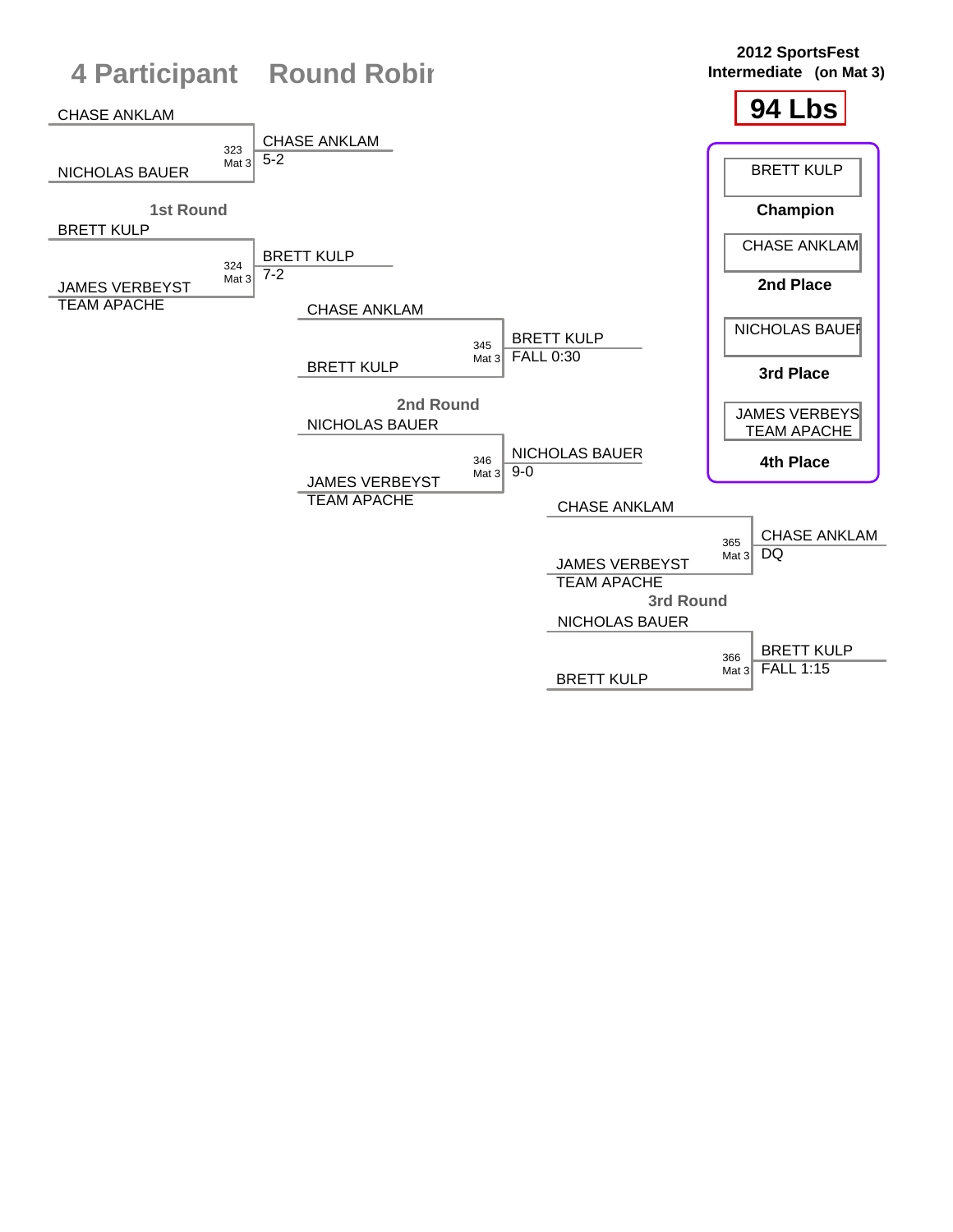# 4 Participant Round Robin

**2012 SportsFest Intermediate (on Mat 3)**

## 94 Lbs

### 1st Round

| Wrestler 1 | Wrestler 2 | Bout | Winner | Result |
|---|---|---|---|---|
| CHASE ANKLAM | NICHOLAS BAUER | 323 Mat 3 | CHASE ANKLAM | 5-2 |
| BRETT KULP | JAMES VERBEYST TEAM APACHE | 324 Mat 3 | BRETT KULP | 7-2 |

### 2nd Round

| Wrestler 1 | Wrestler 2 | Bout | Winner | Result |
|---|---|---|---|---|
| CHASE ANKLAM | BRETT KULP | 345 Mat 3 | BRETT KULP | FALL 0:30 |
| NICHOLAS BAUER | JAMES VERBEYST TEAM APACHE | 346 Mat 3 | NICHOLAS BAUER | 9-0 |

### 3rd Round

| Wrestler 1 | Wrestler 2 | Bout | Winner | Result |
|---|---|---|---|---|
| CHASE ANKLAM | JAMES VERBEYST TEAM APACHE | 365 Mat 3 | CHASE ANKLAM | DQ |
| NICHOLAS BAUER | BRETT KULP | 366 Mat 3 | BRETT KULP | FALL 1:15 |

### Placings

| Place | Wrestler |
|---|---|
| Champion | BRETT KULP |
| 2nd Place | CHASE ANKLAM |
| 3rd Place | NICHOLAS BAUER |
| 4th Place | JAMES VERBEYST TEAM APACHE |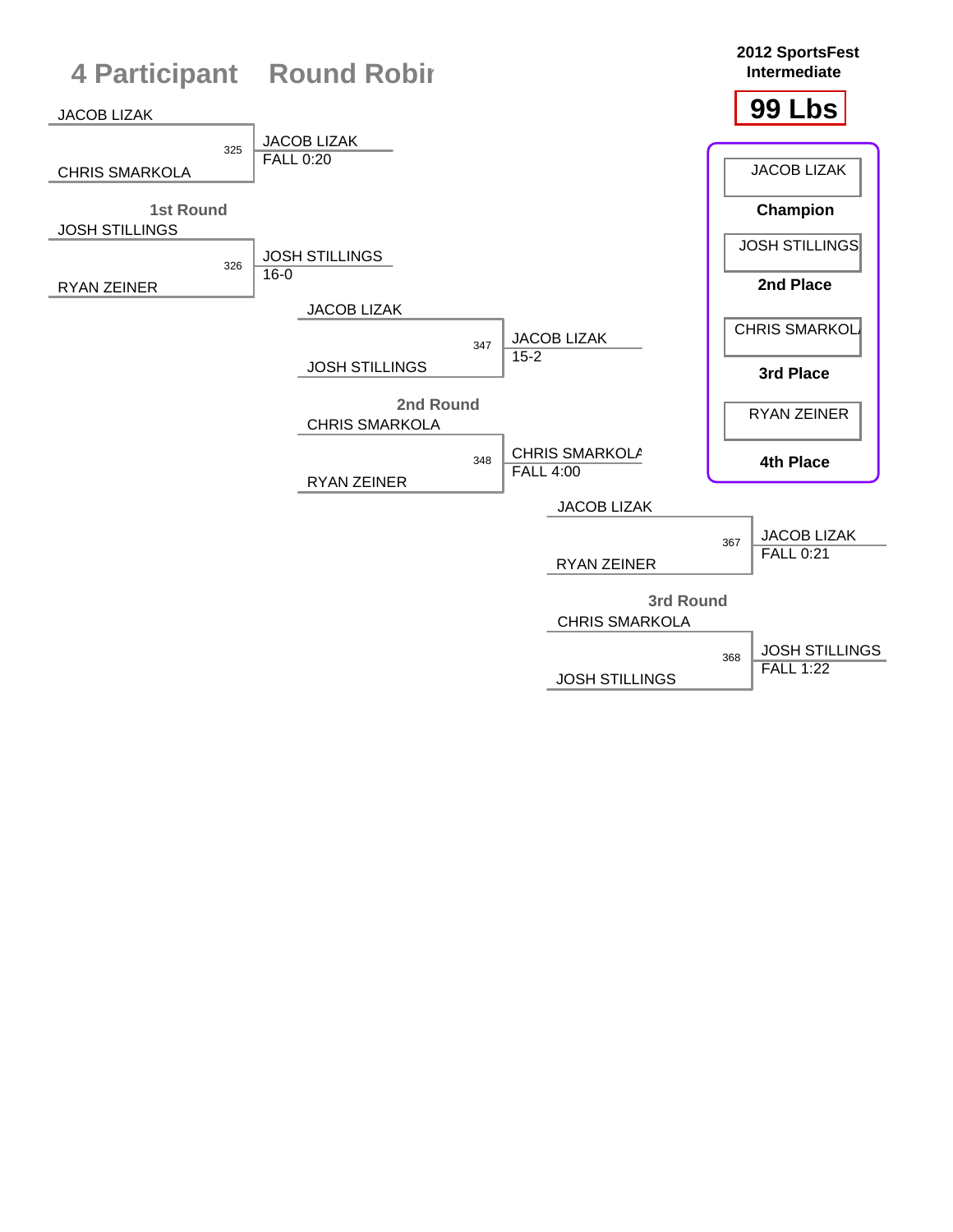# 4 Participant Round Robir

**2012 SportsFest Intermediate**

## 99 Lbs

### 1st Round

| Bout | Wrestler 1 | Wrestler 2 | Winner | Result |
|---|---|---|---|---|
| 325 | JACOB LIZAK | CHRIS SMARKOLA | JACOB LIZAK | FALL 0:20 |
| 326 | JOSH STILLINGS | RYAN ZEINER | JOSH STILLINGS | 16-0 |

### 2nd Round

| Bout | Wrestler 1 | Wrestler 2 | Winner | Result |
|---|---|---|---|---|
| 347 | JACOB LIZAK | JOSH STILLINGS | JACOB LIZAK | 15-2 |
| 348 | CHRIS SMARKOLA | RYAN ZEINER | CHRIS SMARKOLA | FALL 4:00 |

### 3rd Round

| Bout | Wrestler 1 | Wrestler 2 | Winner | Result |
|---|---|---|---|---|
| 367 | JACOB LIZAK | RYAN ZEINER | JACOB LIZAK | FALL 0:21 |
| 368 | CHRIS SMARKOLA | JOSH STILLINGS | JOSH STILLINGS | FALL 1:22 |

### Placements

| Place | Wrestler |
|---|---|
| Champion | JACOB LIZAK |
| 2nd Place | JOSH STILLINGS |
| 3rd Place | CHRIS SMARKOLA |
| 4th Place | RYAN ZEINER |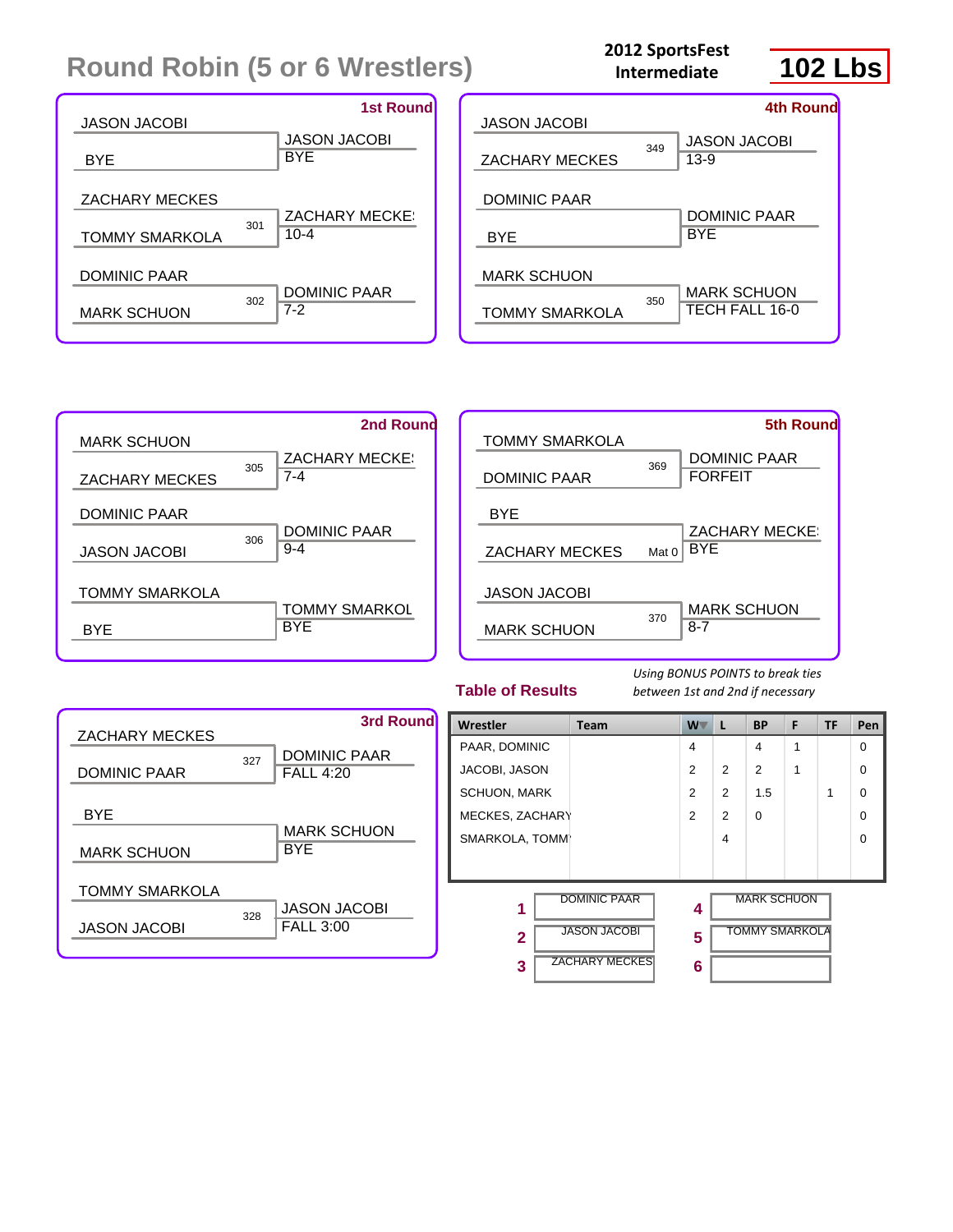# Round Robin (5 or 6 Wrestlers)

**2012 SportsFest**
**Intermediate**

## 102 Lbs

### 1st Round

| Wrestler 1 | Wrestler 2 | Bout | Winner | Result |
|---|---|---|---|---|
| JASON JACOBI | BYE | | JASON JACOBI | BYE |
| ZACHARY MECKES | TOMMY SMARKOLA | 301 | ZACHARY MECKE! | 10-4 |
| DOMINIC PAAR | MARK SCHUON | 302 | DOMINIC PAAR | 7-2 |

### 2nd Round

| Wrestler 1 | Wrestler 2 | Bout | Winner | Result |
|---|---|---|---|---|
| MARK SCHUON | ZACHARY MECKES | 305 | ZACHARY MECKE! | 7-4 |
| DOMINIC PAAR | JASON JACOBI | 306 | DOMINIC PAAR | 9-4 |
| TOMMY SMARKOLA | BYE | | TOMMY SMARKOL | BYE |

### 3rd Round

| Wrestler 1 | Wrestler 2 | Bout | Winner | Result |
|---|---|---|---|---|
| ZACHARY MECKES | DOMINIC PAAR | 327 | DOMINIC PAAR | FALL 4:20 |
| BYE | MARK SCHUON | | MARK SCHUON | BYE |
| TOMMY SMARKOLA | JASON JACOBI | 328 | JASON JACOBI | FALL 3:00 |

### 4th Round

| Wrestler 1 | Wrestler 2 | Bout | Winner | Result |
|---|---|---|---|---|
| JASON JACOBI | ZACHARY MECKES | 349 | JASON JACOBI | 13-9 |
| DOMINIC PAAR | BYE | | DOMINIC PAAR | BYE |
| MARK SCHUON | TOMMY SMARKOLA | 350 | MARK SCHUON | TECH FALL 16-0 |

### 5th Round

| Wrestler 1 | Wrestler 2 | Bout | Winner | Result |
|---|---|---|---|---|
| TOMMY SMARKOLA | DOMINIC PAAR | 369 | DOMINIC PAAR | FORFEIT |
| BYE | ZACHARY MECKES | Mat 0 | ZACHARY MECKE! | BYE |
| JASON JACOBI | MARK SCHUON | 370 | MARK SCHUON | 8-7 |

### Table of Results

*Using BONUS POINTS to break ties between 1st and 2nd if necessary*

| Wrestler | Team | W | L | BP | F | TF | Pen |
|---|---|---|---|---|---|---|---|
| PAAR, DOMINIC | | 4 | | 4 | 1 | | 0 |
| JACOBI, JASON | | 2 | 2 | 2 | 1 | | 0 |
| SCHUON, MARK | | 2 | 2 | 1.5 | | 1 | 0 |
| MECKES, ZACHARY | | 2 | 2 | 0 | | | 0 |
| SMARKOLA, TOMMY | | | 4 | | | | 0 |

| Place | Wrestler | Place | Wrestler |
|---|---|---|---|
| 1 | DOMINIC PAAR | 4 | MARK SCHUON |
| 2 | JASON JACOBI | 5 | TOMMY SMARKOLA |
| 3 | ZACHARY MECKES | 6 | |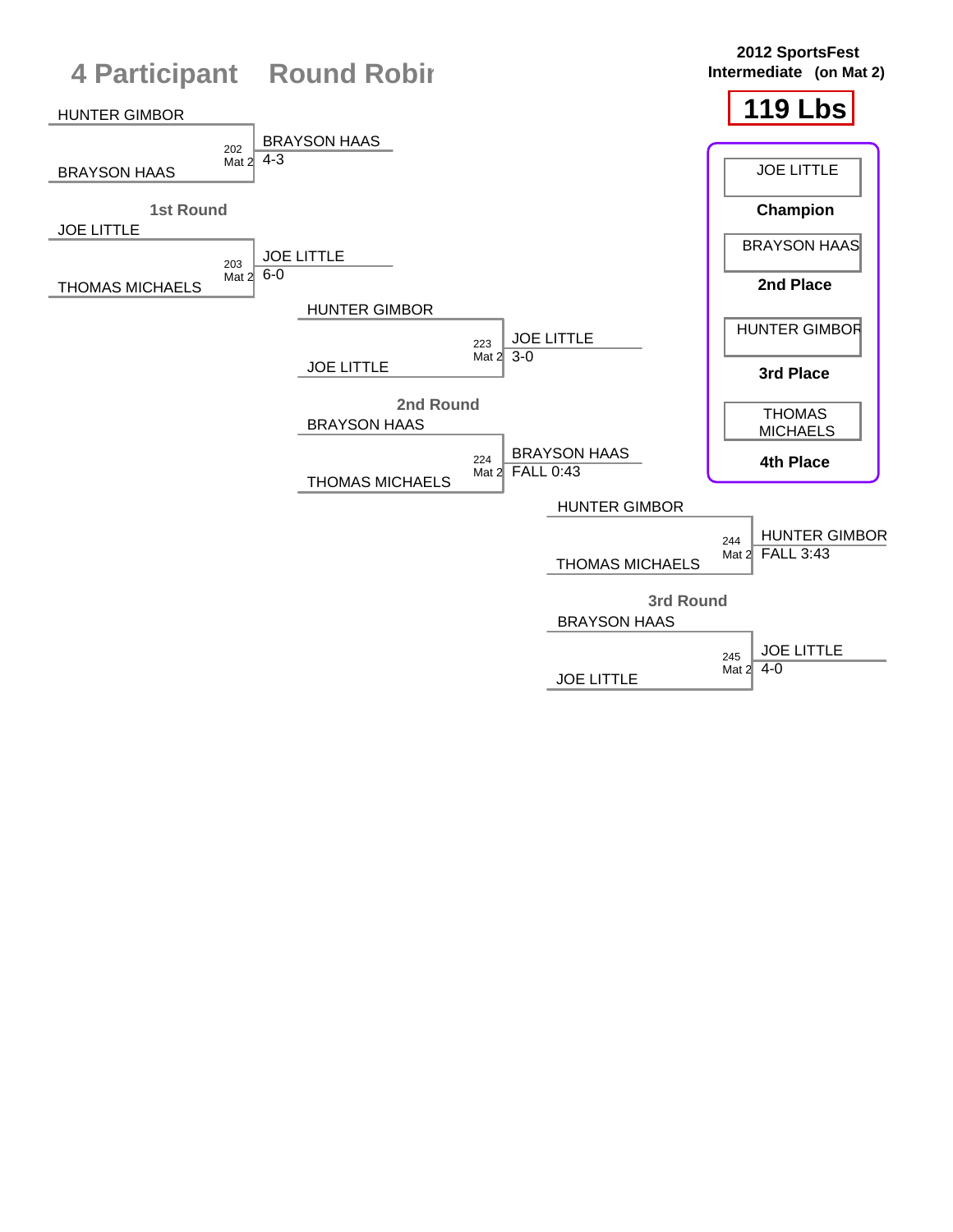# 4 Participant Round Robin

**2012 SportsFest Intermediate (on Mat 2)**

**119 Lbs**

## 1st Round

| Match | Mat | Wrestler 1 | Wrestler 2 | Winner | Result |
|---|---|---|---|---|---|
| 202 | Mat 2 | HUNTER GIMBOR | BRAYSON HAAS | BRAYSON HAAS | 4-3 |
| 203 | Mat 2 | JOE LITTLE | THOMAS MICHAELS | JOE LITTLE | 6-0 |

## 2nd Round

| Match | Mat | Wrestler 1 | Wrestler 2 | Winner | Result |
|---|---|---|---|---|---|
| 223 | Mat 2 | HUNTER GIMBOR | JOE LITTLE | JOE LITTLE | 3-0 |
| 224 | Mat 2 | BRAYSON HAAS | THOMAS MICHAELS | BRAYSON HAAS | FALL 0:43 |

## 3rd Round

| Match | Mat | Wrestler 1 | Wrestler 2 | Winner | Result |
|---|---|---|---|---|---|
| 244 | Mat 2 | HUNTER GIMBOR | THOMAS MICHAELS | HUNTER GIMBOR | FALL 3:43 |
| 245 | Mat 2 | BRAYSON HAAS | JOE LITTLE | JOE LITTLE | 4-0 |

## Placings

| Place | Wrestler |
|---|---|
| Champion | JOE LITTLE |
| 2nd Place | BRAYSON HAAS |
| 3rd Place | HUNTER GIMBOR |
| 4th Place | THOMAS MICHAELS |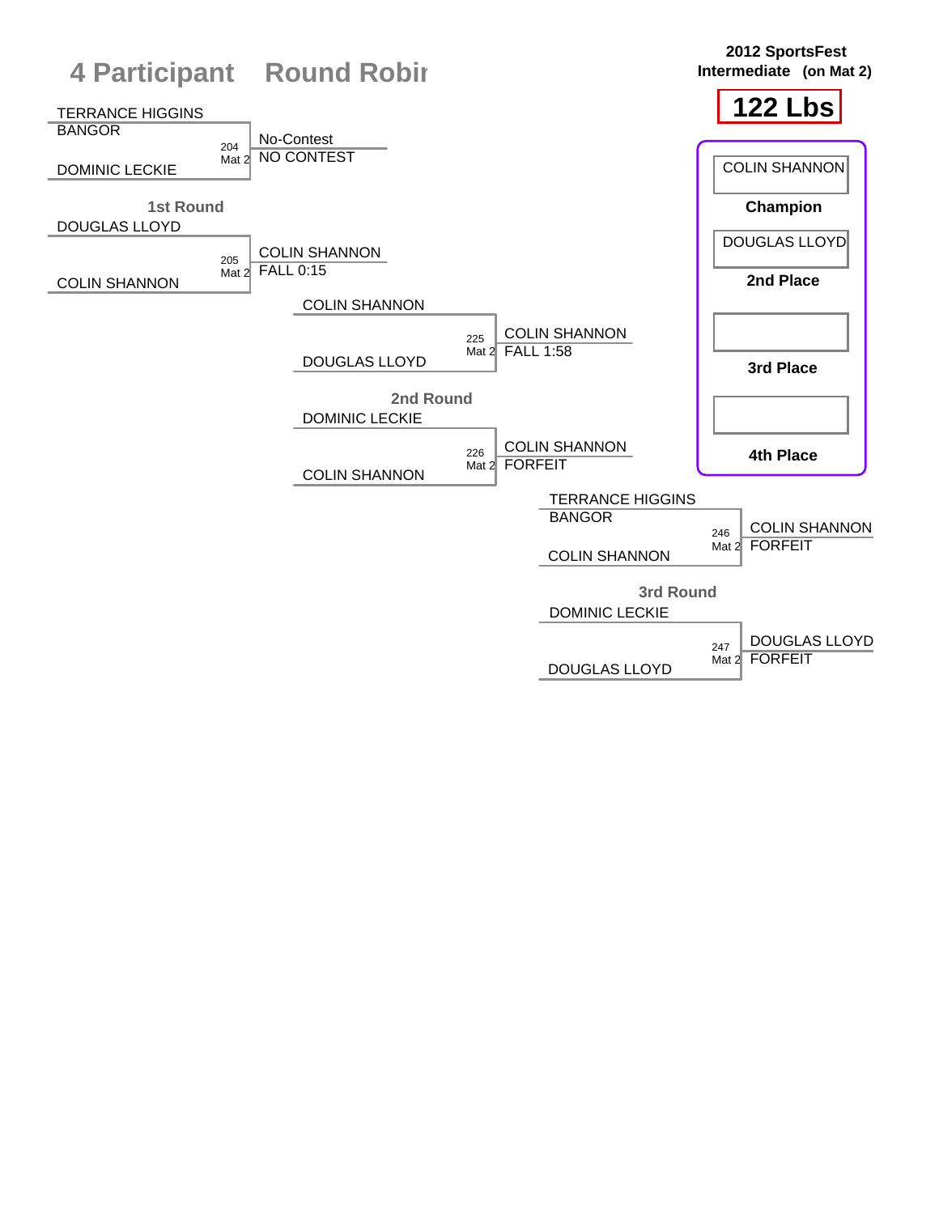# 4 Participant Round Robin

**2012 SportsFest**
**Intermediate (on Mat 2)**

## 122 Lbs

### 1st Round

| Match | Mat | Wrestler 1 | Wrestler 2 | Winner | Result |
|---|---|---|---|---|---|
| 204 | Mat 2 | TERRANCE HIGGINS (BANGOR) | DOMINIC LECKIE | No-Contest | NO CONTEST |
| 205 | Mat 2 | DOUGLAS LLOYD | COLIN SHANNON | COLIN SHANNON | FALL 0:15 |

### 2nd Round

| Match | Mat | Wrestler 1 | Wrestler 2 | Winner | Result |
|---|---|---|---|---|---|
| 225 | Mat 2 | COLIN SHANNON | DOUGLAS LLOYD | COLIN SHANNON | FALL 1:58 |
| 226 | Mat 2 | DOMINIC LECKIE | COLIN SHANNON | COLIN SHANNON | FORFEIT |

### 3rd Round

| Match | Mat | Wrestler 1 | Wrestler 2 | Winner | Result |
|---|---|---|---|---|---|
| 246 | Mat 2 | TERRANCE HIGGINS (BANGOR) | COLIN SHANNON | COLIN SHANNON | FORFEIT |
| 247 | Mat 2 | DOMINIC LECKIE | DOUGLAS LLOYD | DOUGLAS LLOYD | FORFEIT |

### Placings

| Place | Wrestler |
|---|---|
| Champion | COLIN SHANNON |
| 2nd Place | DOUGLAS LLOYD |
| 3rd Place | |
| 4th Place | |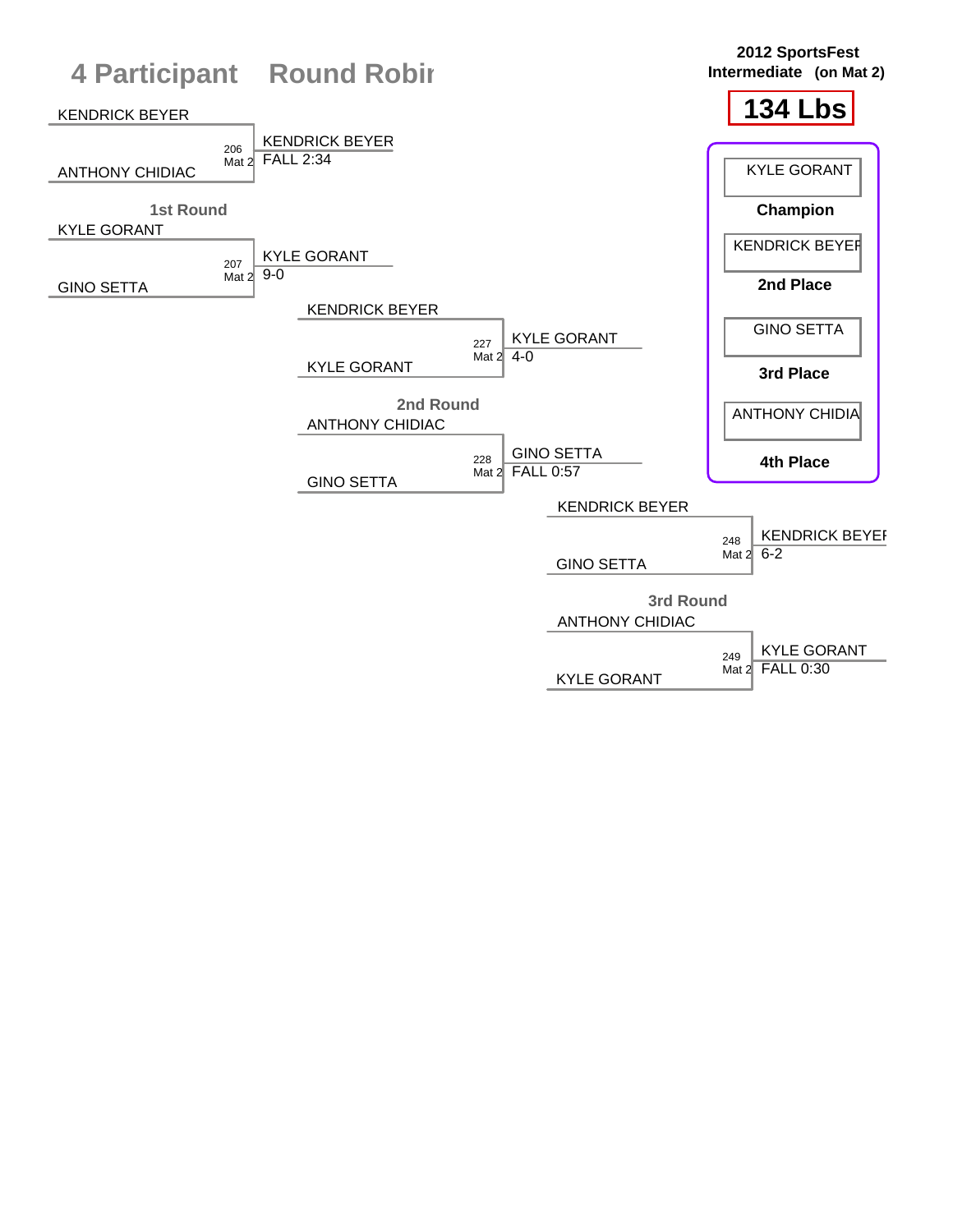# 4 Participant Round Robin

**2012 SportsFest**
**Intermediate (on Mat 2)**

## 134 Lbs

### 1st Round

| Bout | Mat | Wrestler 1 | Wrestler 2 | Winner | Result |
|---|---|---|---|---|---|
| 206 | Mat 2 | KENDRICK BEYER | ANTHONY CHIDIAC | KENDRICK BEYER | FALL 2:34 |
| 207 | Mat 2 | KYLE GORANT | GINO SETTA | KYLE GORANT | 9-0 |

### 2nd Round

| Bout | Mat | Wrestler 1 | Wrestler 2 | Winner | Result |
|---|---|---|---|---|---|
| 227 | Mat 2 | KENDRICK BEYER | KYLE GORANT | KYLE GORANT | 4-0 |
| 228 | Mat 2 | ANTHONY CHIDIAC | GINO SETTA | GINO SETTA | FALL 0:57 |

### 3rd Round

| Bout | Mat | Wrestler 1 | Wrestler 2 | Winner | Result |
|---|---|---|---|---|---|
| 248 | Mat 2 | KENDRICK BEYER | GINO SETTA | KENDRICK BEYER | 6-2 |
| 249 | Mat 2 | ANTHONY CHIDIAC | KYLE GORANT | KYLE GORANT | FALL 0:30 |

### Placements

| Place | Wrestler |
|---|---|
| Champion | KYLE GORANT |
| 2nd Place | KENDRICK BEYER |
| 3rd Place | GINO SETTA |
| 4th Place | ANTHONY CHIDIAC |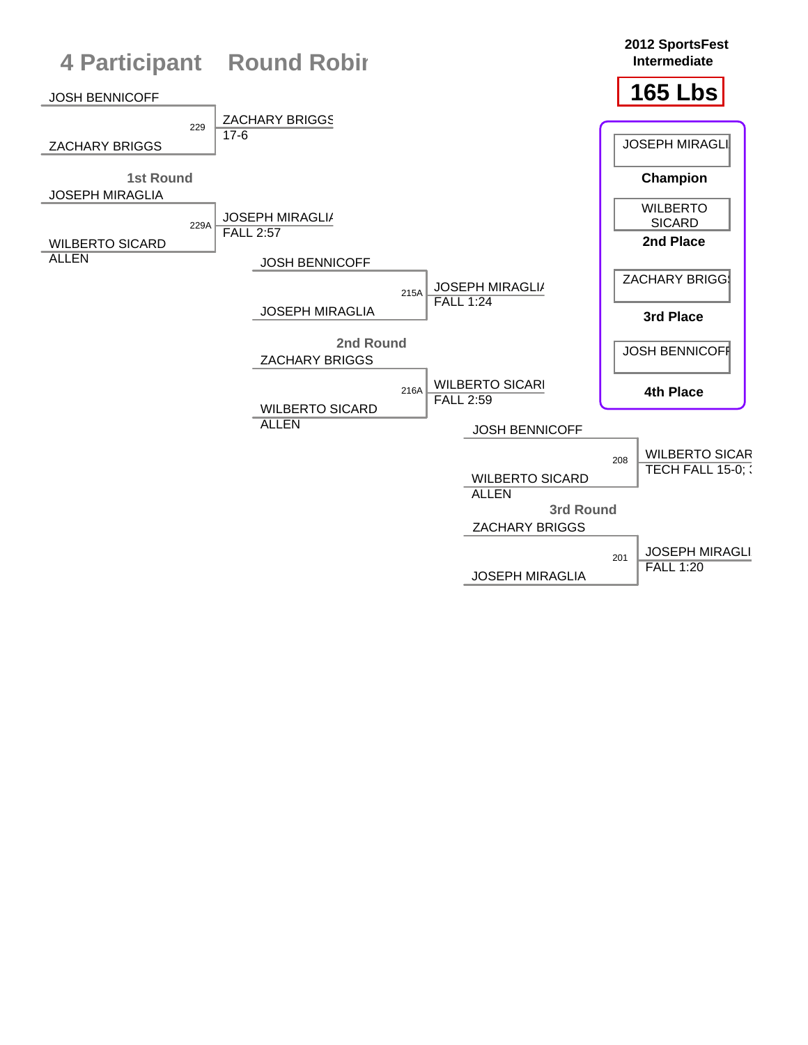# 4 Participant Round Robin

**2012 SportsFest Intermediate**

**165 Lbs**

## 1st Round

| Bout | Wrestler 1 | Wrestler 2 | Winner | Result |
|---|---|---|---|---|
| 229 | JOSH BENNICOFF | ZACHARY BRIGGS | ZACHARY BRIGGS | 17-6 |
| 229A | JOSEPH MIRAGLIA | WILBERTO SICARD ALLEN | JOSEPH MIRAGLIA | FALL 2:57 |

## 2nd Round

| Bout | Wrestler 1 | Wrestler 2 | Winner | Result |
|---|---|---|---|---|
| 215A | JOSH BENNICOFF | JOSEPH MIRAGLIA | JOSEPH MIRAGLIA | FALL 1:24 |
| 216A | ZACHARY BRIGGS | WILBERTO SICARD ALLEN | WILBERTO SICARD | FALL 2:59 |

## 3rd Round

| Bout | Wrestler 1 | Wrestler 2 | Winner | Result |
|---|---|---|---|---|
| 208 | JOSH BENNICOFF | WILBERTO SICARD ALLEN | WILBERTO SICARD | TECH FALL 15-0; |
| 201 | ZACHARY BRIGGS | JOSEPH MIRAGLIA | JOSEPH MIRAGLIA | FALL 1:20 |

## Final Standings

| Place | Wrestler |
|---|---|
| Champion | JOSEPH MIRAGLIA |
| 2nd Place | WILBERTO SICARD |
| 3rd Place | ZACHARY BRIGGS |
| 4th Place | JOSH BENNICOFF |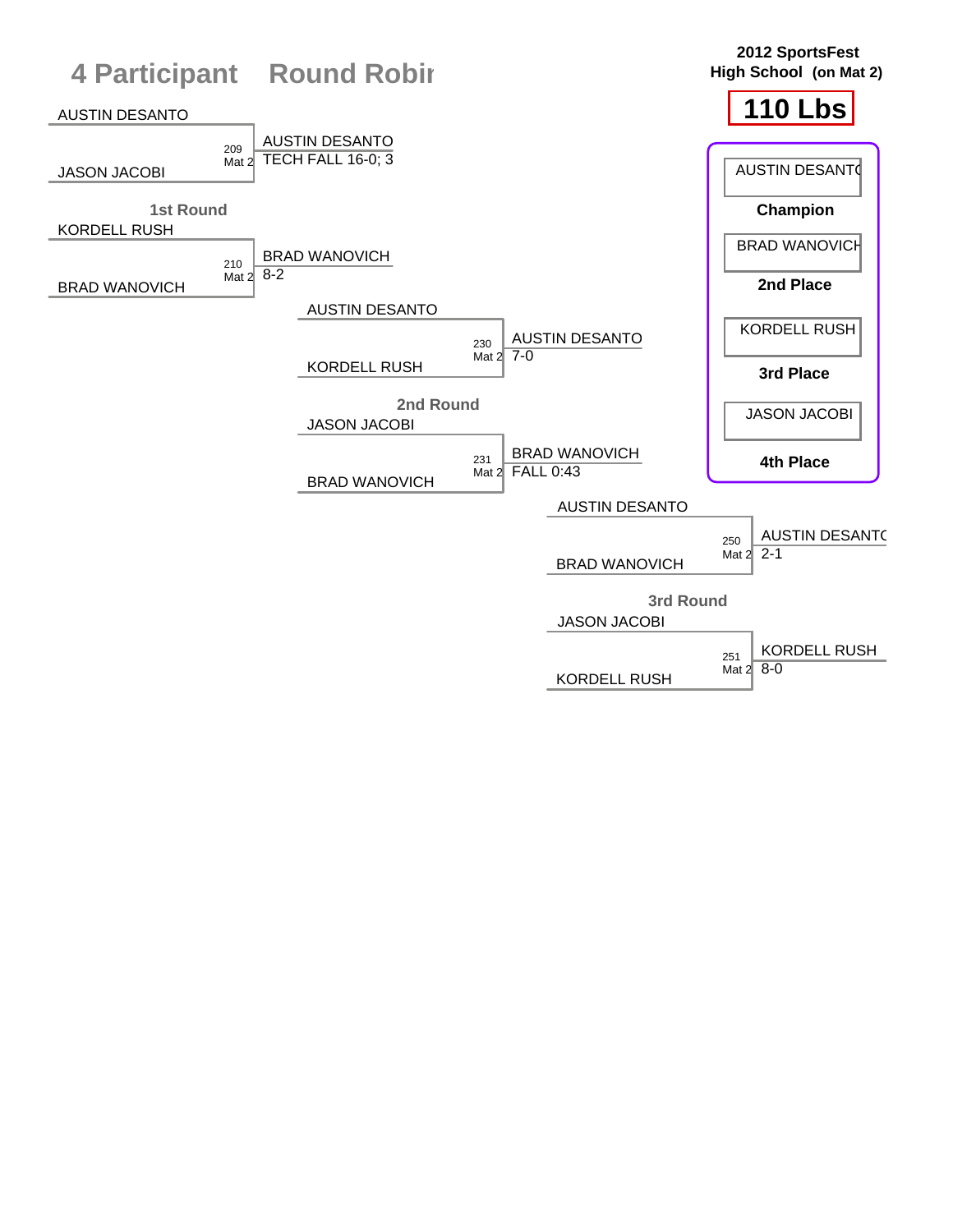# 4 Participant Round Robin

**2012 SportsFest**
**High School (on Mat 2)**

## 110 Lbs

### 1st Round

| Bout | Mat | Wrestler 1 | Wrestler 2 | Winner | Result |
|---|---|---|---|---|---|
| 209 | Mat 2 | AUSTIN DESANTO | JASON JACOBI | AUSTIN DESANTO | TECH FALL 16-0; 3 |
| 210 | Mat 2 | KORDELL RUSH | BRAD WANOVICH | BRAD WANOVICH | 8-2 |

### 2nd Round

| Bout | Mat | Wrestler 1 | Wrestler 2 | Winner | Result |
|---|---|---|---|---|---|
| 230 | Mat 2 | AUSTIN DESANTO | KORDELL RUSH | AUSTIN DESANTO | 7-0 |
| 231 | Mat 2 | JASON JACOBI | BRAD WANOVICH | BRAD WANOVICH | FALL 0:43 |

### 3rd Round

| Bout | Mat | Wrestler 1 | Wrestler 2 | Winner | Result |
|---|---|---|---|---|---|
| 250 | Mat 2 | AUSTIN DESANTO | BRAD WANOVICH | AUSTIN DESANTO | 2-1 |
| 251 | Mat 2 | JASON JACOBI | KORDELL RUSH | KORDELL RUSH | 8-0 |

### Final Placement

| Place | Wrestler |
|---|---|
| Champion | AUSTIN DESANTO |
| 2nd Place | BRAD WANOVICH |
| 3rd Place | KORDELL RUSH |
| 4th Place | JASON JACOBI |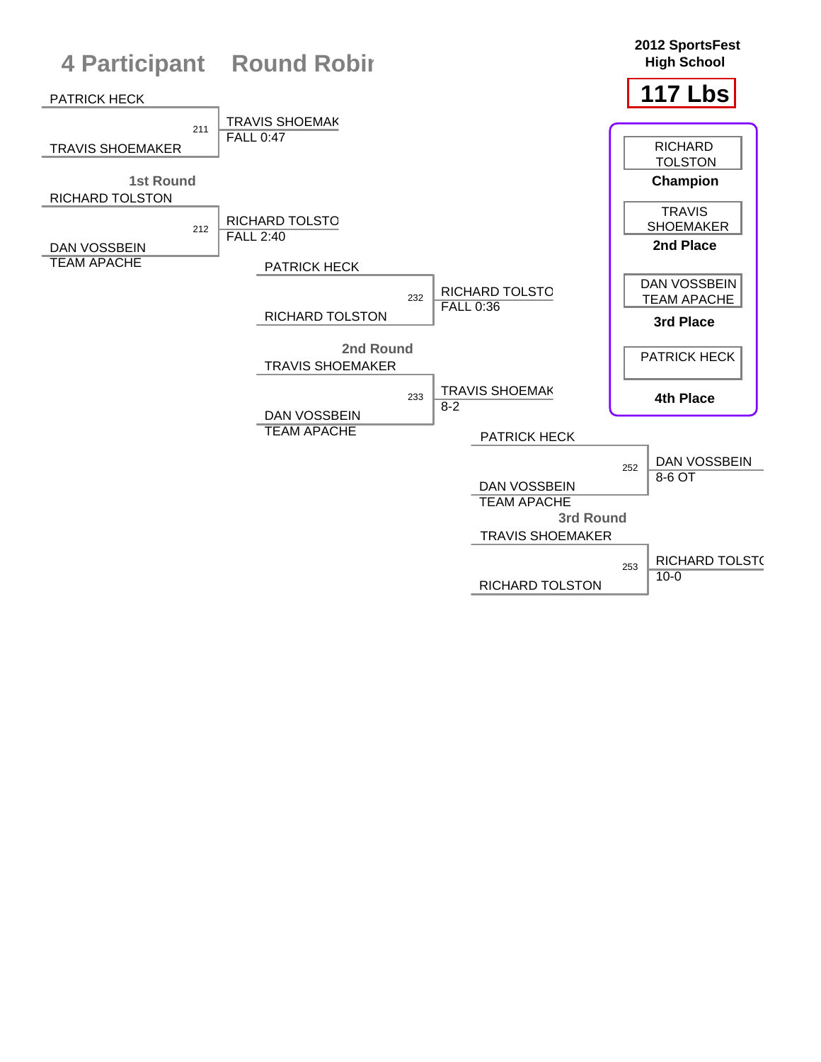# 4 Participant Round Robin

**2012 SportsFest High School**

**117 Lbs**

## 1st Round

| Bout | Wrestler 1 | Wrestler 2 | Winner | Result |
| --- | --- | --- | --- | --- |
| 211 | PATRICK HECK | TRAVIS SHOEMAKER | TRAVIS SHOEMAK | FALL 0:47 |
| 212 | RICHARD TOLSTON | DAN VOSSBEIN, TEAM APACHE | RICHARD TOLSTO | FALL 2:40 |

## 2nd Round

| Bout | Wrestler 1 | Wrestler 2 | Winner | Result |
| --- | --- | --- | --- | --- |
| 232 | PATRICK HECK | RICHARD TOLSTON | RICHARD TOLSTO | FALL 0:36 |
| 233 | TRAVIS SHOEMAKER | DAN VOSSBEIN, TEAM APACHE | TRAVIS SHOEMAK | 8-2 |

## 3rd Round

| Bout | Wrestler 1 | Wrestler 2 | Winner | Result |
| --- | --- | --- | --- | --- |
| 252 | PATRICK HECK | DAN VOSSBEIN, TEAM APACHE | DAN VOSSBEIN | 8-6 OT |
| 253 | TRAVIS SHOEMAKER | RICHARD TOLSTON | RICHARD TOLSTO | 10-0 |

## Final Standings

| Place | Wrestler |
| --- | --- |
| Champion | RICHARD TOLSTON |
| 2nd Place | TRAVIS SHOEMAKER |
| 3rd Place | DAN VOSSBEIN, TEAM APACHE |
| 4th Place | PATRICK HECK |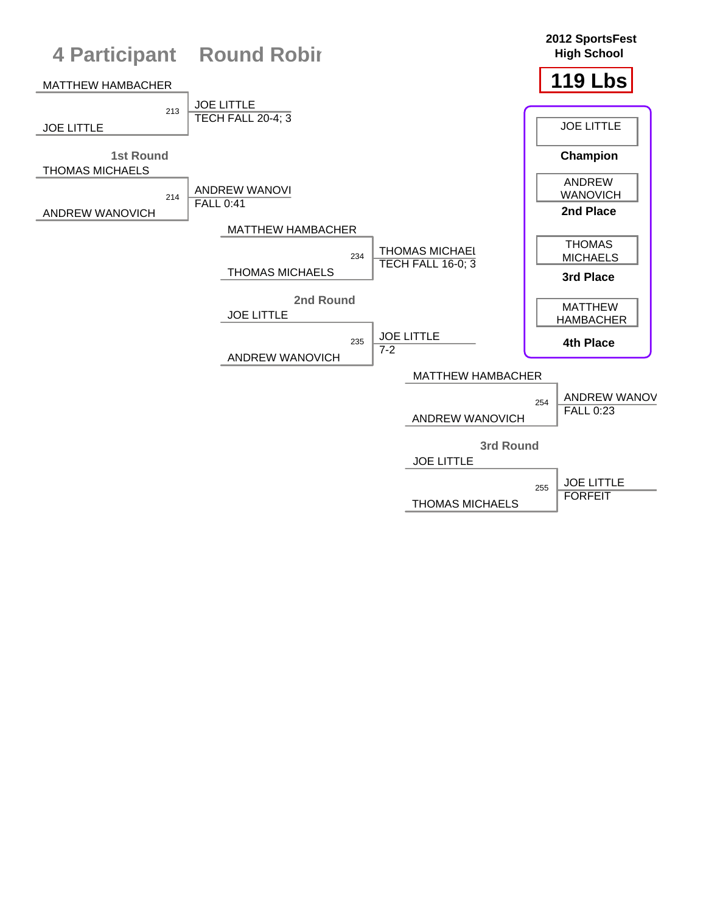# 4 Participant Round Robin

**2012 SportsFest High School**

**119 Lbs**

## 1st Round

| Bout | Wrestler 1 | Wrestler 2 | Winner | Result |
|---|---|---|---|---|
| 213 | MATTHEW HAMBACHER | JOE LITTLE | JOE LITTLE | TECH FALL 20-4; 3 |
| 214 | THOMAS MICHAELS | ANDREW WANOVICH | ANDREW WANOVI | FALL 0:41 |

## 2nd Round

| Bout | Wrestler 1 | Wrestler 2 | Winner | Result |
|---|---|---|---|---|
| 234 | MATTHEW HAMBACHER | THOMAS MICHAELS | THOMAS MICHAEL | TECH FALL 16-0; 3 |
| 235 | JOE LITTLE | ANDREW WANOVICH | JOE LITTLE | 7-2 |

## 3rd Round

| Bout | Wrestler 1 | Wrestler 2 | Winner | Result |
|---|---|---|---|---|
| 254 | MATTHEW HAMBACHER | ANDREW WANOVICH | ANDREW WANOV | FALL 0:23 |
| 255 | JOE LITTLE | THOMAS MICHAELS | JOE LITTLE | FORFEIT |

## Placings

| Place | Wrestler |
|---|---|
| Champion | JOE LITTLE |
| 2nd Place | ANDREW WANOVICH |
| 3rd Place | THOMAS MICHAELS |
| 4th Place | MATTHEW HAMBACHER |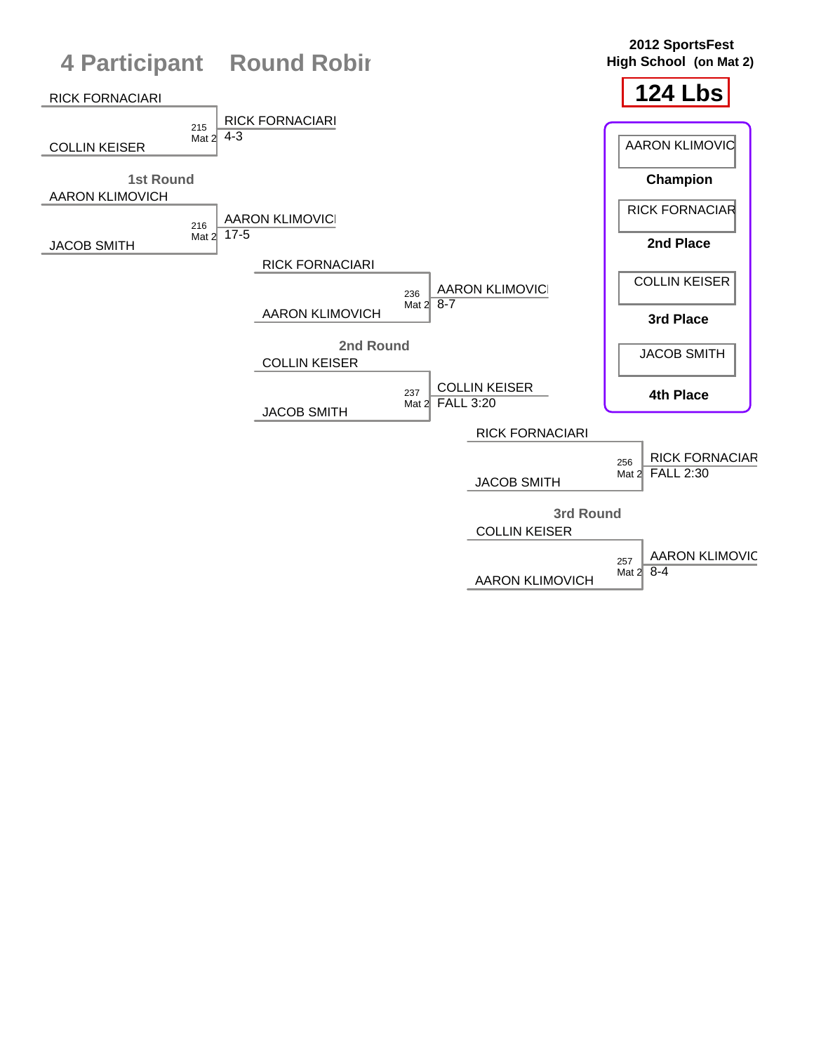# 4 Participant Round Robin

**2012 SportsFest High School (on Mat 2)**

## 124 Lbs

### 1st Round

| Bout | Mat | Wrestler 1 | Wrestler 2 | Winner | Result |
|---|---|---|---|---|---|
| 215 | Mat 2 | RICK FORNACIARI | COLLIN KEISER | RICK FORNACIARI | 4-3 |
| 216 | Mat 2 | AARON KLIMOVICH | JACOB SMITH | AARON KLIMOVICH | 17-5 |

### 2nd Round

| Bout | Mat | Wrestler 1 | Wrestler 2 | Winner | Result |
|---|---|---|---|---|---|
| 236 | Mat 2 | RICK FORNACIARI | AARON KLIMOVICH | AARON KLIMOVICH | 8-7 |
| 237 | Mat 2 | COLLIN KEISER | JACOB SMITH | COLLIN KEISER | FALL 3:20 |

### 3rd Round

| Bout | Mat | Wrestler 1 | Wrestler 2 | Winner | Result |
|---|---|---|---|---|---|
| 256 | Mat 2 | RICK FORNACIARI | JACOB SMITH | RICK FORNACIARI | FALL 2:30 |
| 257 | Mat 2 | COLLIN KEISER | AARON KLIMOVICH | AARON KLIMOVICH | 8-4 |

### Placements

- **Champion:** AARON KLIMOVICH
- **2nd Place:** RICK FORNACIARI
- **3rd Place:** COLLIN KEISER
- **4th Place:** JACOB SMITH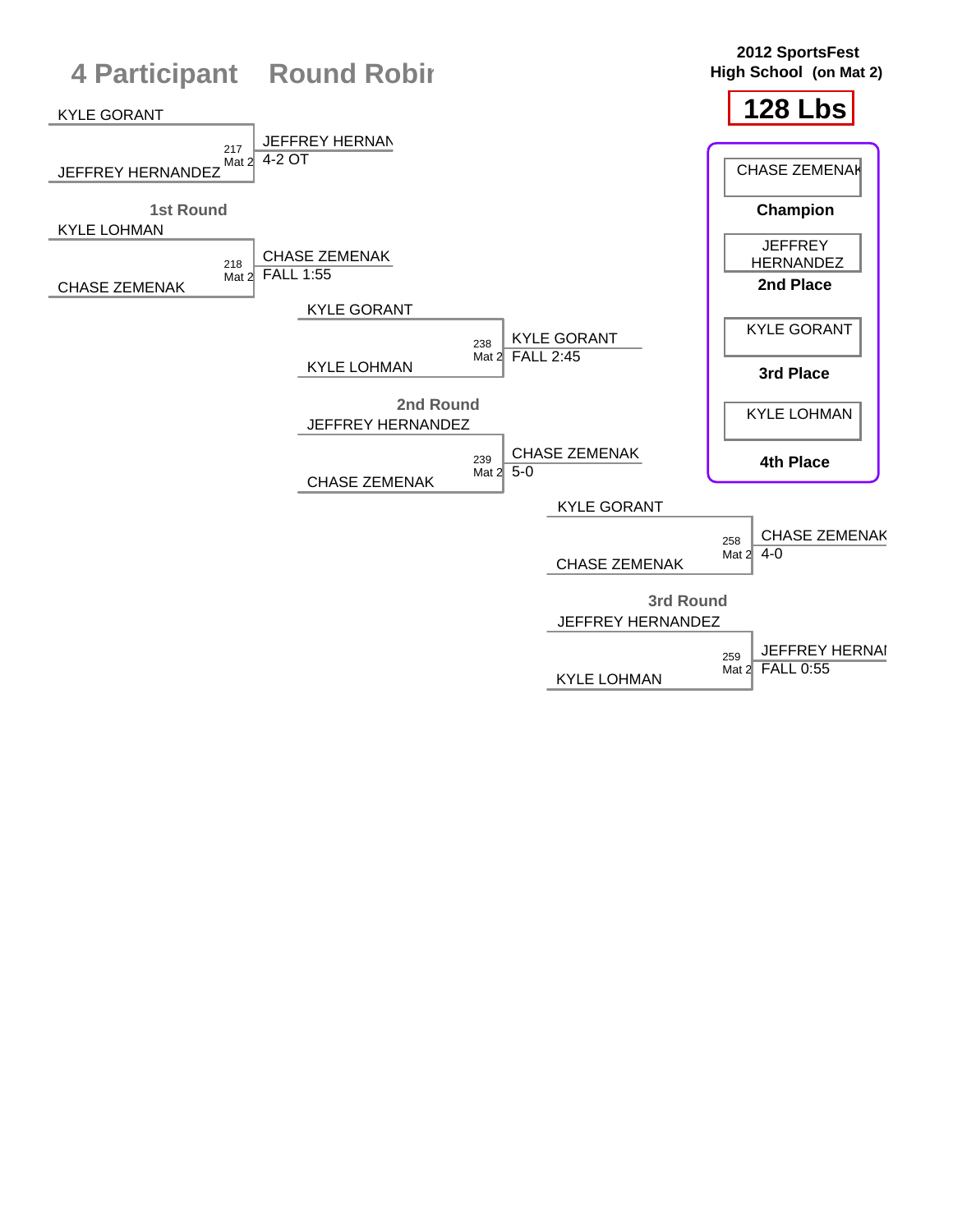# 4 Participant Round Robin

**2012 SportsFest**
**High School (on Mat 2)**

## 128 Lbs

### 1st Round

| Bout | Wrestler 1 | Wrestler 2 | Winner | Result |
|---|---|---|---|---|
| 217 Mat 2 | KYLE GORANT | JEFFREY HERNANDEZ | JEFFREY HERNAN | 4-2 OT |
| 218 Mat 2 | KYLE LOHMAN | CHASE ZEMENAK | CHASE ZEMENAK | FALL 1:55 |

### 2nd Round

| Bout | Wrestler 1 | Wrestler 2 | Winner | Result |
|---|---|---|---|---|
| 238 Mat 2 | KYLE GORANT | KYLE LOHMAN | KYLE GORANT | FALL 2:45 |
| 239 Mat 2 | JEFFREY HERNANDEZ | CHASE ZEMENAK | CHASE ZEMENAK | 5-0 |

### 3rd Round

| Bout | Wrestler 1 | Wrestler 2 | Winner | Result |
|---|---|---|---|---|
| 258 Mat 2 | KYLE GORANT | CHASE ZEMENAK | CHASE ZEMENAK | 4-0 |
| 259 Mat 2 | JEFFREY HERNANDEZ | KYLE LOHMAN | JEFFREY HERNAI | FALL 0:55 |

### Placements

| Place | Wrestler |
|---|---|
| Champion | CHASE ZEMENAK |
| 2nd Place | JEFFREY HERNANDEZ |
| 3rd Place | KYLE GORANT |
| 4th Place | KYLE LOHMAN |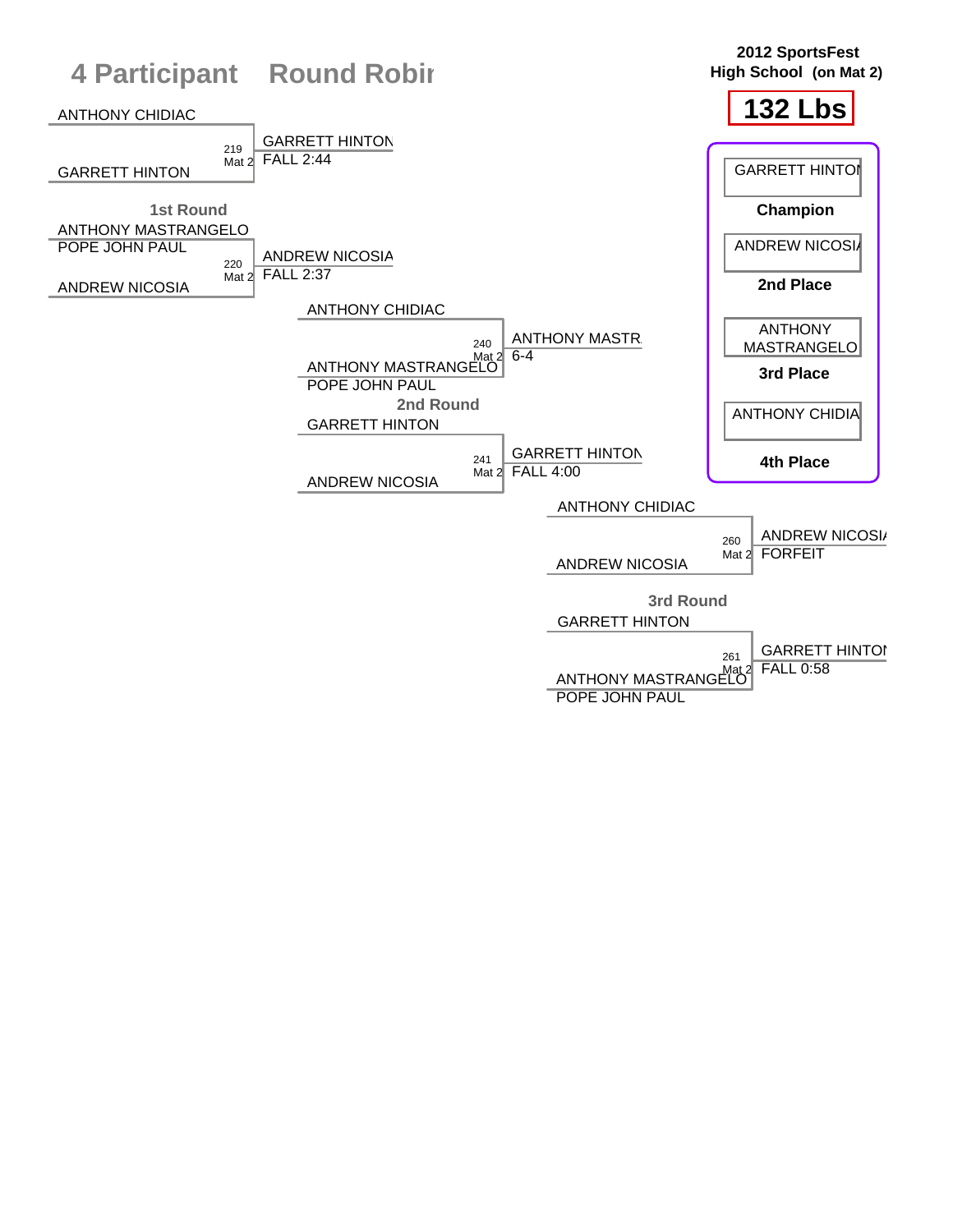# 4 Participant Round Robin

**2012 SportsFest**
**High School (on Mat 2)**

**132 Lbs**

## 1st Round

| Wrestler 1 | Wrestler 2 | Bout | Winner | Result |
|---|---|---|---|---|
| ANTHONY CHIDIAC | GARRETT HINTON | 219 Mat 2 | GARRETT HINTON | FALL 2:44 |
| ANTHONY MASTRANGELO (POPE JOHN PAUL) | ANDREW NICOSIA | 220 Mat 2 | ANDREW NICOSIA | FALL 2:37 |

## 2nd Round

| Wrestler 1 | Wrestler 2 | Bout | Winner | Result |
|---|---|---|---|---|
| ANTHONY CHIDIAC | ANTHONY MASTRANGELO (POPE JOHN PAUL) | 240 Mat 2 | ANTHONY MASTR | 6-4 |
| GARRETT HINTON | ANDREW NICOSIA | 241 Mat 2 | GARRETT HINTON | FALL 4:00 |

## 3rd Round

| Wrestler 1 | Wrestler 2 | Bout | Winner | Result |
|---|---|---|---|---|
| ANTHONY CHIDIAC | ANDREW NICOSIA | 260 Mat 2 | ANDREW NICOSIA | FORFEIT |
| GARRETT HINTON | ANTHONY MASTRANGELO (POPE JOHN PAUL) | 261 Mat 2 | GARRETT HINTON | FALL 0:58 |

## Placements

- **Champion:** GARRETT HINTON
- **2nd Place:** ANDREW NICOSIA
- **3rd Place:** ANTHONY MASTRANGELO
- **4th Place:** ANTHONY CHIDIAC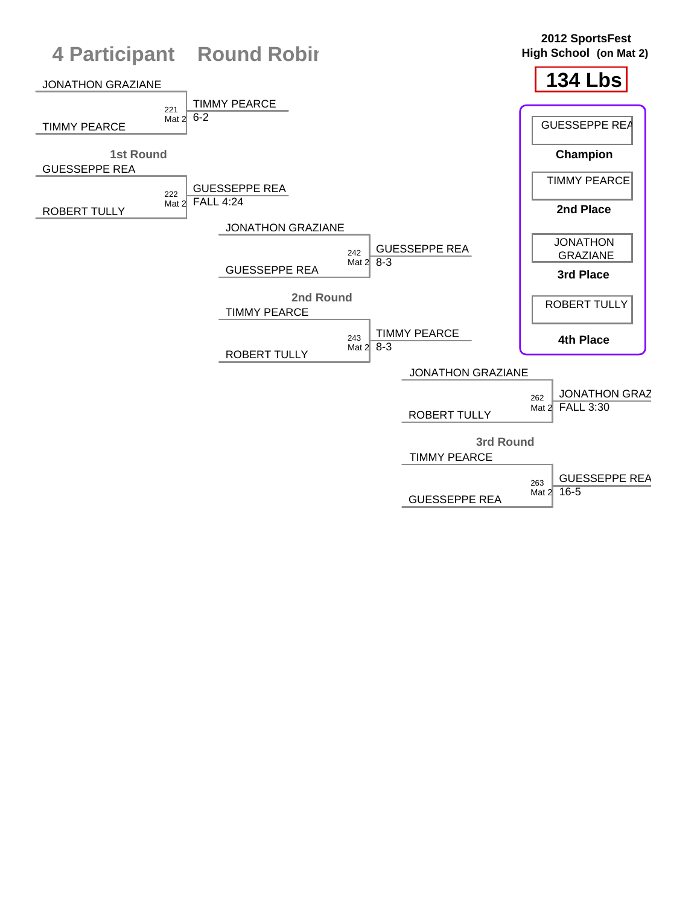# 4 Participant Round Robin

**2012 SportsFest**
**High School (on Mat 2)**

## 134 Lbs

### 1st Round

| Bout | Mat | Wrestler 1 | Wrestler 2 | Winner | Result |
|---|---|---|---|---|---|
| 221 | Mat 2 | JONATHON GRAZIANE | TIMMY PEARCE | TIMMY PEARCE | 6-2 |
| 222 | Mat 2 | GUESSEPPE REA | ROBERT TULLY | GUESSEPPE REA | FALL 4:24 |

### 2nd Round

| Bout | Mat | Wrestler 1 | Wrestler 2 | Winner | Result |
|---|---|---|---|---|---|
| 242 | Mat 2 | JONATHON GRAZIANE | GUESSEPPE REA | GUESSEPPE REA | 8-3 |
| 243 | Mat 2 | TIMMY PEARCE | ROBERT TULLY | TIMMY PEARCE | 8-3 |

### 3rd Round

| Bout | Mat | Wrestler 1 | Wrestler 2 | Winner | Result |
|---|---|---|---|---|---|
| 262 | Mat 2 | JONATHON GRAZIANE | ROBERT TULLY | JONATHON GRAZ | FALL 3:30 |
| 263 | Mat 2 | TIMMY PEARCE | GUESSEPPE REA | GUESSEPPE REA | 16-5 |

### Final Placement

| Place | Wrestler |
|---|---|
| Champion | GUESSEPPE REA |
| 2nd Place | TIMMY PEARCE |
| 3rd Place | JONATHON GRAZIANE |
| 4th Place | ROBERT TULLY |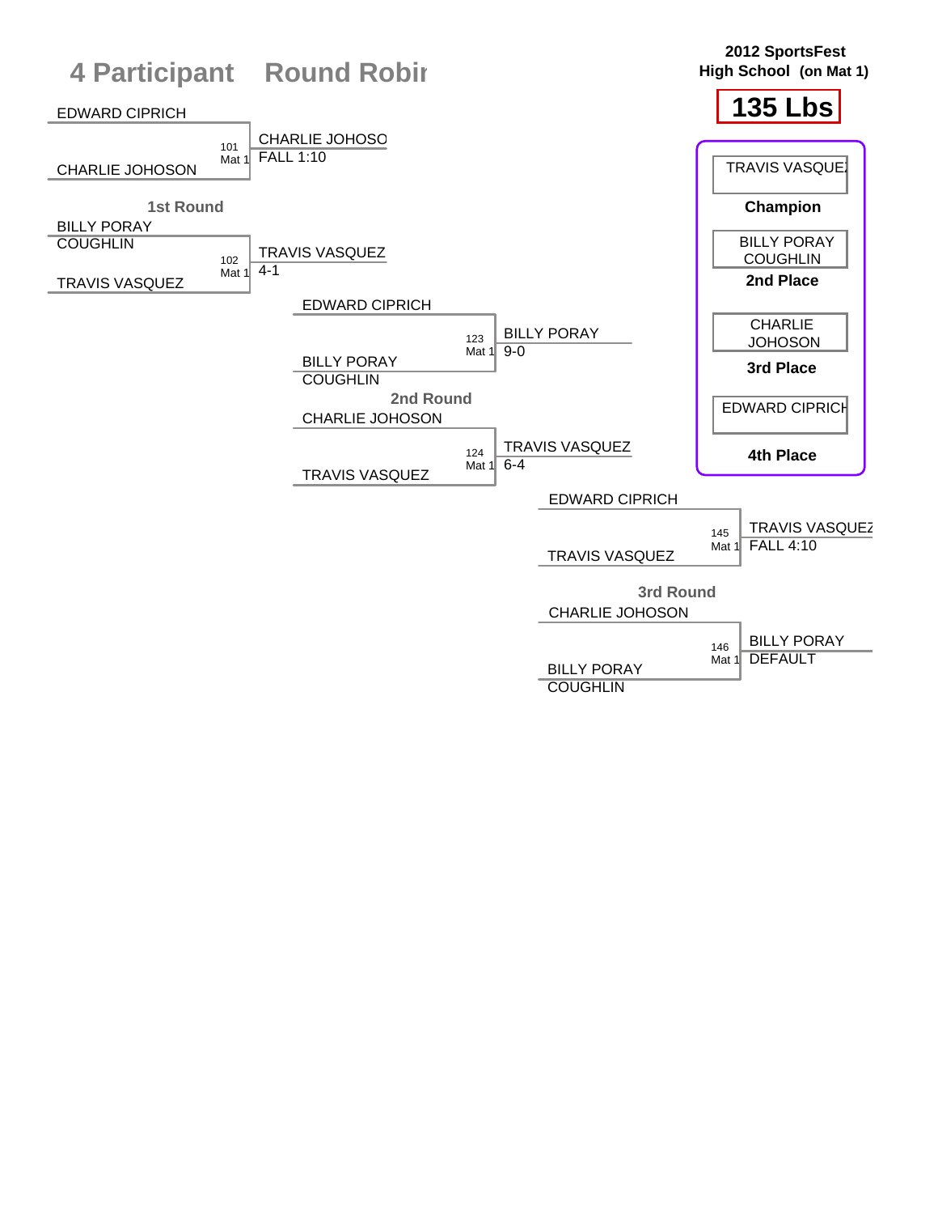# 4 Participant Round Robin

**2012 SportsFest**
**High School (on Mat 1)**

## 135 Lbs

### 1st Round

| Match | Mat | Wrestler 1 | Wrestler 2 | Winner | Result |
|---|---|---|---|---|---|
| 101 | Mat 1 | EDWARD CIPRICH | CHARLIE JOHOSON | CHARLIE JOHOSO | FALL 1:10 |
| 102 | Mat 1 | BILLY PORAY COUGHLIN | TRAVIS VASQUEZ | TRAVIS VASQUEZ | 4-1 |

### 2nd Round

| Match | Mat | Wrestler 1 | Wrestler 2 | Winner | Result |
|---|---|---|---|---|---|
| 123 | Mat 1 | EDWARD CIPRICH | BILLY PORAY COUGHLIN | BILLY PORAY | 9-0 |
| 124 | Mat 1 | CHARLIE JOHOSON | TRAVIS VASQUEZ | TRAVIS VASQUEZ | 6-4 |

### 3rd Round

| Match | Mat | Wrestler 1 | Wrestler 2 | Winner | Result |
|---|---|---|---|---|---|
| 145 | Mat 1 | EDWARD CIPRICH | TRAVIS VASQUEZ | TRAVIS VASQUEZ | FALL 4:10 |
| 146 | Mat 1 | CHARLIE JOHOSON | BILLY PORAY COUGHLIN | BILLY PORAY | DEFAULT |

### Final Placings

| Place | Wrestler |
|---|---|
| Champion | TRAVIS VASQUEZ |
| 2nd Place | BILLY PORAY COUGHLIN |
| 3rd Place | CHARLIE JOHOSON |
| 4th Place | EDWARD CIPRICH |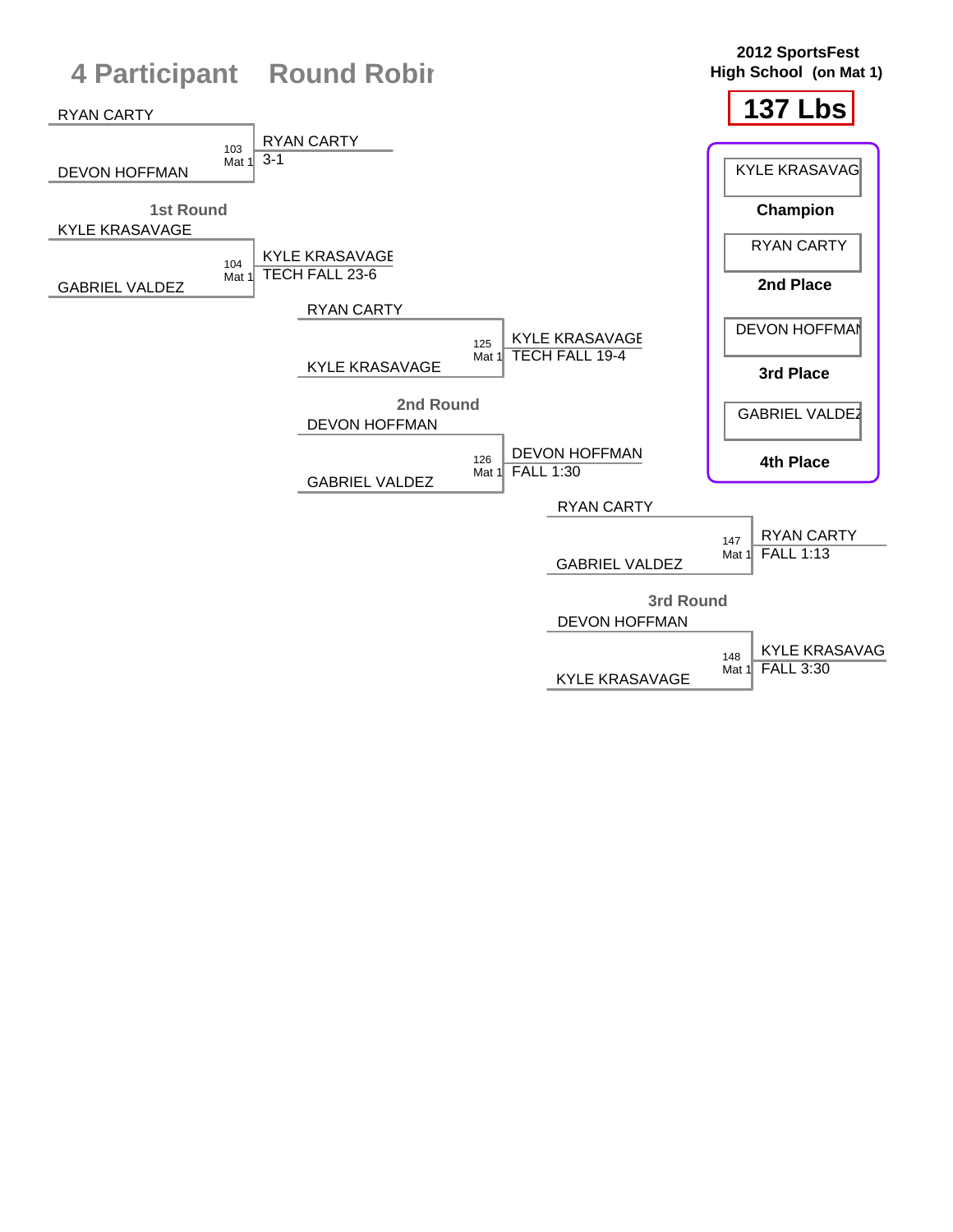# 4 Participant Round Robin

**2012 SportsFest**
**High School (on Mat 1)**

## 137 Lbs

### 1st Round

| Bout | Wrestler 1 | Wrestler 2 | Winner | Result |
|---|---|---|---|---|
| 103 Mat 1 | RYAN CARTY | DEVON HOFFMAN | RYAN CARTY | 3-1 |
| 104 Mat 1 | KYLE KRASAVAGE | GABRIEL VALDEZ | KYLE KRASAVAGE | TECH FALL 23-6 |

### 2nd Round

| Bout | Wrestler 1 | Wrestler 2 | Winner | Result |
|---|---|---|---|---|
| 125 Mat 1 | RYAN CARTY | KYLE KRASAVAGE | KYLE KRASAVAGE | TECH FALL 19-4 |
| 126 Mat 1 | DEVON HOFFMAN | GABRIEL VALDEZ | DEVON HOFFMAN | FALL 1:30 |

### 3rd Round

| Bout | Wrestler 1 | Wrestler 2 | Winner | Result |
|---|---|---|---|---|
| 147 Mat 1 | RYAN CARTY | GABRIEL VALDEZ | RYAN CARTY | FALL 1:13 |
| 148 Mat 1 | DEVON HOFFMAN | KYLE KRASAVAGE | KYLE KRASAVAG | FALL 3:30 |

### Placings

| Place | Wrestler |
|---|---|
| Champion | KYLE KRASAVAG |
| 2nd Place | RYAN CARTY |
| 3rd Place | DEVON HOFFMAN |
| 4th Place | GABRIEL VALDEZ |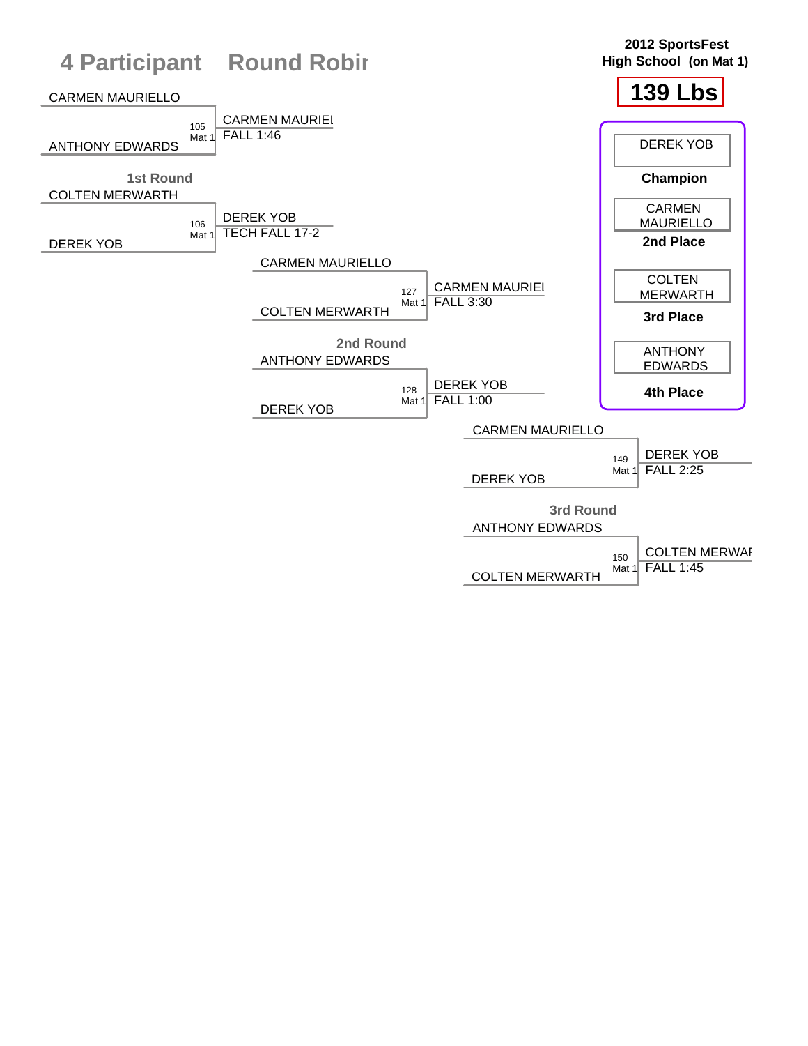# 4 Participant Round Robin

**2012 SportsFest**
**High School (on Mat 1)**

## 139 Lbs

### 1st Round

| Bout | Mat | Wrestler 1 | Wrestler 2 | Winner | Result |
|---|---|---|---|---|---|
| 105 | Mat 1 | CARMEN MAURIELLO | ANTHONY EDWARDS | CARMEN MAURIEL | FALL 1:46 |
| 106 | Mat 1 | COLTEN MERWARTH | DEREK YOB | DEREK YOB | TECH FALL 17-2 |

### 2nd Round

| Bout | Mat | Wrestler 1 | Wrestler 2 | Winner | Result |
|---|---|---|---|---|---|
| 127 | Mat 1 | CARMEN MAURIELLO | COLTEN MERWARTH | CARMEN MAURIEL | FALL 3:30 |
| 128 | Mat 1 | ANTHONY EDWARDS | DEREK YOB | DEREK YOB | FALL 1:00 |

### 3rd Round

| Bout | Mat | Wrestler 1 | Wrestler 2 | Winner | Result |
|---|---|---|---|---|---|
| 149 | Mat 1 | CARMEN MAURIELLO | DEREK YOB | DEREK YOB | FALL 2:25 |
| 150 | Mat 1 | ANTHONY EDWARDS | COLTEN MERWARTH | COLTEN MERWAI | FALL 1:45 |

### Placings

| Place | Wrestler |
|---|---|
| **Champion** | DEREK YOB |
| **2nd Place** | CARMEN MAURIELLO |
| **3rd Place** | COLTEN MERWARTH |
| **4th Place** | ANTHONY EDWARDS |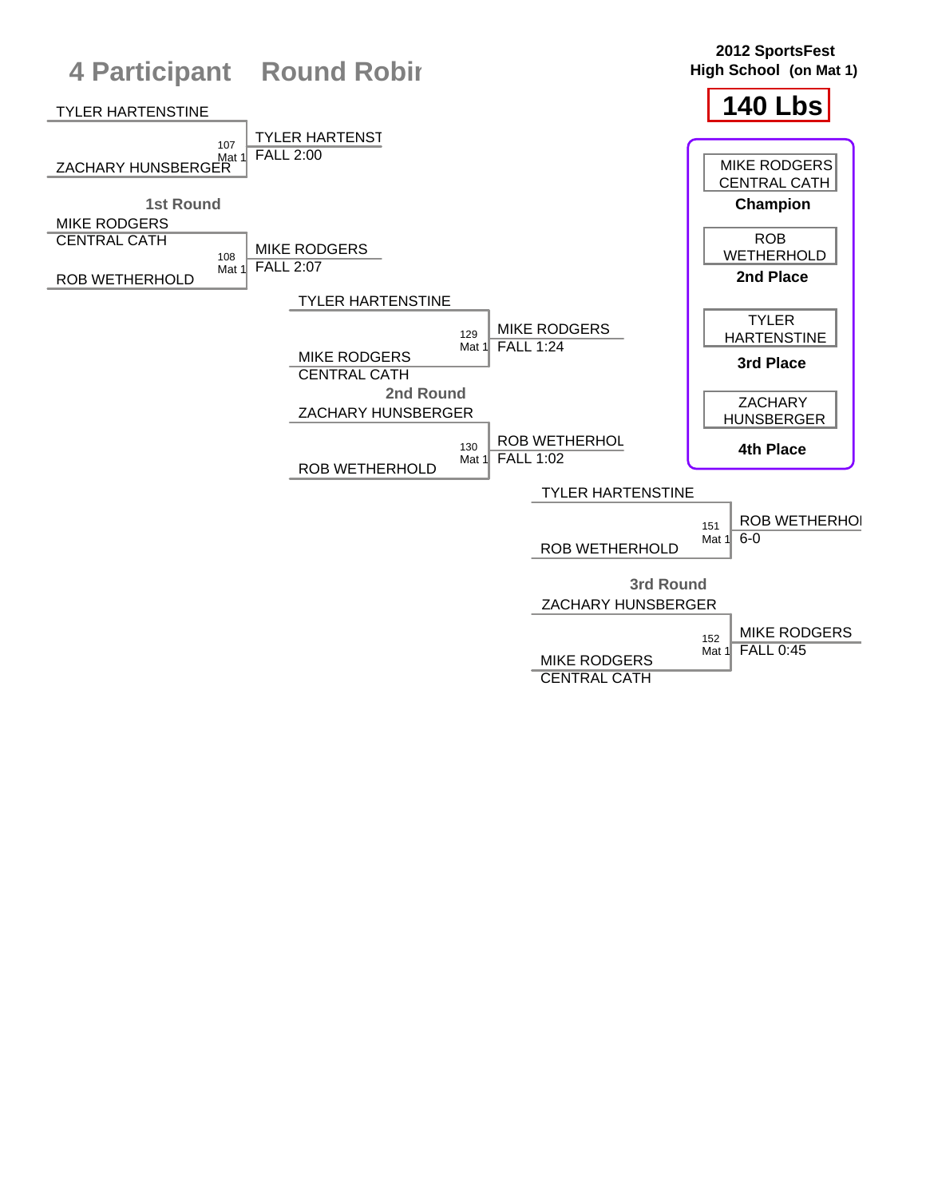# 4 Participant Round Robin

**2012 SportsFest**
**High School (on Mat 1)**

## 140 Lbs

### 1st Round

| Bout | Wrestler 1 | Wrestler 2 | Winner | Result |
|---|---|---|---|---|
| 107 (Mat 1) | TYLER HARTENSTINE | ZACHARY HUNSBERGER | TYLER HARTENST | FALL 2:00 |
| 108 (Mat 1) | MIKE RODGERS, CENTRAL CATH | ROB WETHERHOLD | MIKE RODGERS | FALL 2:07 |

### 2nd Round

| Bout | Wrestler 1 | Wrestler 2 | Winner | Result |
|---|---|---|---|---|
| 129 (Mat 1) | TYLER HARTENSTINE | MIKE RODGERS, CENTRAL CATH | MIKE RODGERS | FALL 1:24 |
| 130 (Mat 1) | ZACHARY HUNSBERGER | ROB WETHERHOLD | ROB WETHERHOL | FALL 1:02 |

### 3rd Round

| Bout | Wrestler 1 | Wrestler 2 | Winner | Result |
|---|---|---|---|---|
| 151 (Mat 1) | TYLER HARTENSTINE | ROB WETHERHOLD | ROB WETHERHOI | 6-0 |
| 152 (Mat 1) | ZACHARY HUNSBERGER | MIKE RODGERS, CENTRAL CATH | MIKE RODGERS | FALL 0:45 |

### Final Standings

- **Champion:** MIKE RODGERS, CENTRAL CATH
- **2nd Place:** ROB WETHERHOLD
- **3rd Place:** TYLER HARTENSTINE
- **4th Place:** ZACHARY HUNSBERGER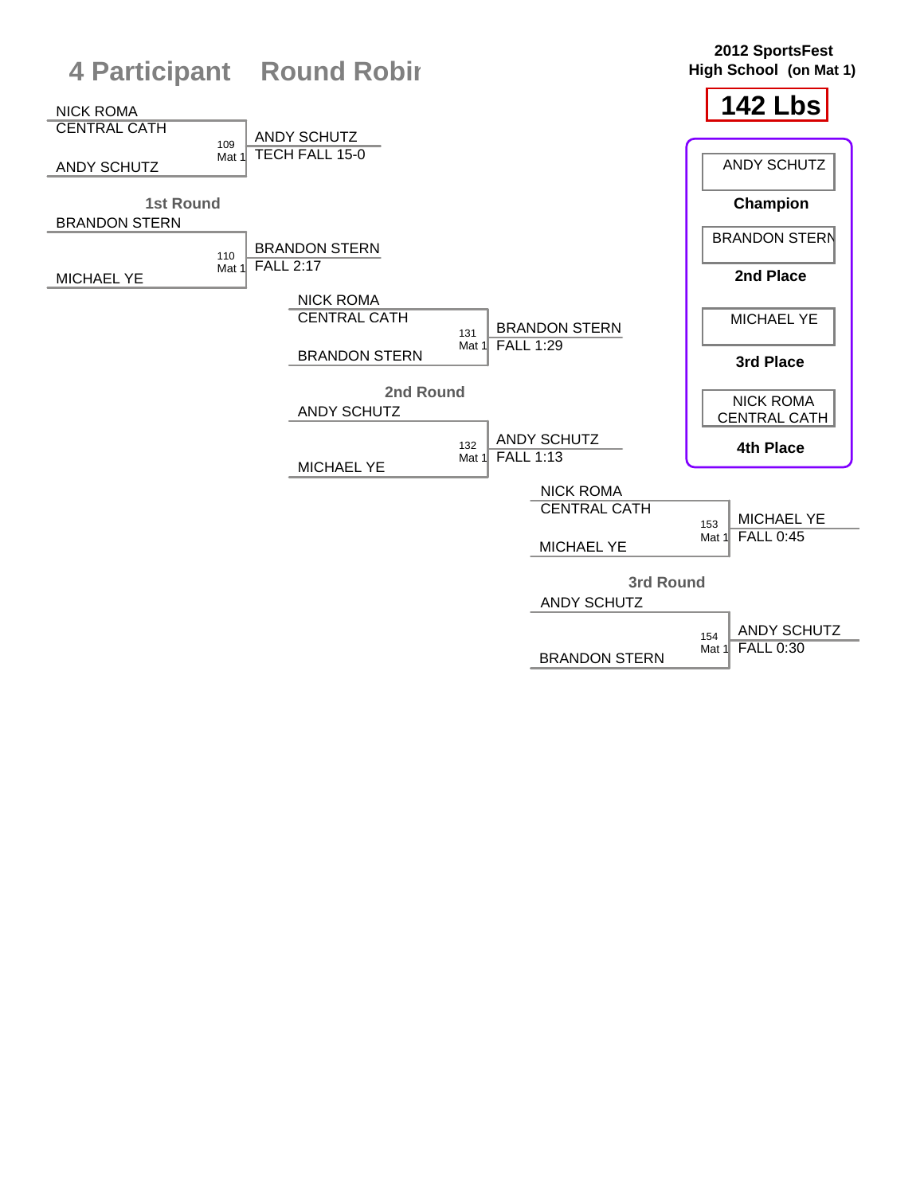# 4 Participant Round Robin

**2012 SportsFest**
**High School (on Mat 1)**

## 142 Lbs

### 1st Round

| Wrestler 1 | Wrestler 2 | Bout | Winner | Result |
|---|---|---|---|---|
| NICK ROMA (CENTRAL CATH) | ANDY SCHUTZ | 109 Mat 1 | ANDY SCHUTZ | TECH FALL 15-0 |
| BRANDON STERN | MICHAEL YE | 110 Mat 1 | BRANDON STERN | FALL 2:17 |

### 2nd Round

| Wrestler 1 | Wrestler 2 | Bout | Winner | Result |
|---|---|---|---|---|
| NICK ROMA (CENTRAL CATH) | BRANDON STERN | 131 Mat 1 | BRANDON STERN | FALL 1:29 |
| ANDY SCHUTZ | MICHAEL YE | 132 Mat 1 | ANDY SCHUTZ | FALL 1:13 |

### 3rd Round

| Wrestler 1 | Wrestler 2 | Bout | Winner | Result |
|---|---|---|---|---|
| NICK ROMA (CENTRAL CATH) | MICHAEL YE | 153 Mat 1 | MICHAEL YE | FALL 0:45 |
| ANDY SCHUTZ | BRANDON STERN | 154 Mat 1 | ANDY SCHUTZ | FALL 0:30 |

### Placements

| Place | Wrestler |
|---|---|
| Champion | ANDY SCHUTZ |
| 2nd Place | BRANDON STERN |
| 3rd Place | MICHAEL YE |
| 4th Place | NICK ROMA (CENTRAL CATH) |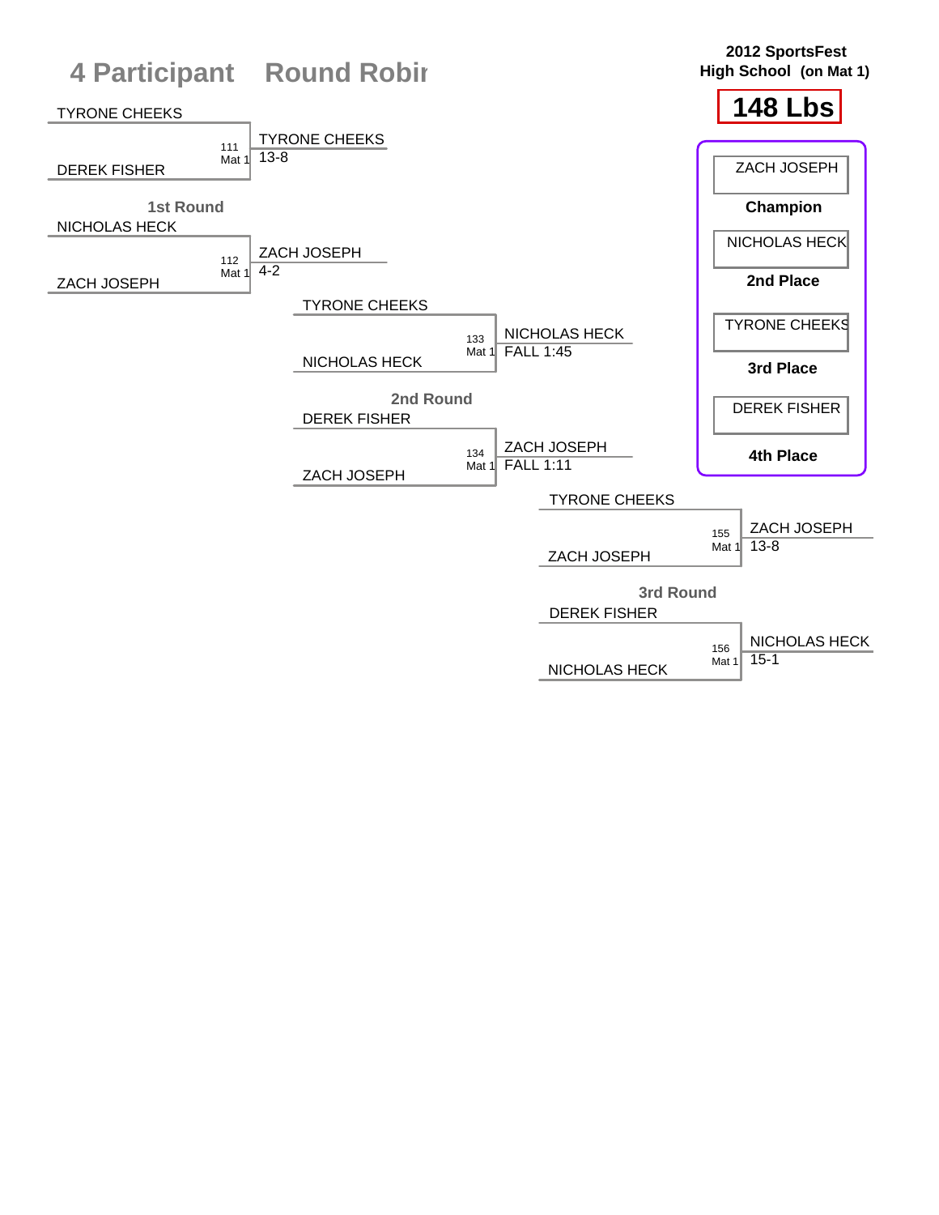# 4 Participant Round Robin

**2012 SportsFest**
**High School (on Mat 1)**

## 148 Lbs

### 1st Round

| Match | Mat | Wrestler 1 | Wrestler 2 | Winner | Result |
|---|---|---|---|---|---|
| 111 | Mat 1 | TYRONE CHEEKS | DEREK FISHER | TYRONE CHEEKS | 13-8 |
| 112 | Mat 1 | NICHOLAS HECK | ZACH JOSEPH | ZACH JOSEPH | 4-2 |

### 2nd Round

| Match | Mat | Wrestler 1 | Wrestler 2 | Winner | Result |
|---|---|---|---|---|---|
| 133 | Mat 1 | TYRONE CHEEKS | NICHOLAS HECK | NICHOLAS HECK | FALL 1:45 |
| 134 | Mat 1 | DEREK FISHER | ZACH JOSEPH | ZACH JOSEPH | FALL 1:11 |

### 3rd Round

| Match | Mat | Wrestler 1 | Wrestler 2 | Winner | Result |
|---|---|---|---|---|---|
| 155 | Mat 1 | TYRONE CHEEKS | ZACH JOSEPH | ZACH JOSEPH | 13-8 |
| 156 | Mat 1 | DEREK FISHER | NICHOLAS HECK | NICHOLAS HECK | 15-1 |

### Final Placings

| Place | Wrestler |
|---|---|
| **Champion** | ZACH JOSEPH |
| **2nd Place** | NICHOLAS HECK |
| **3rd Place** | TYRONE CHEEKS |
| **4th Place** | DEREK FISHER |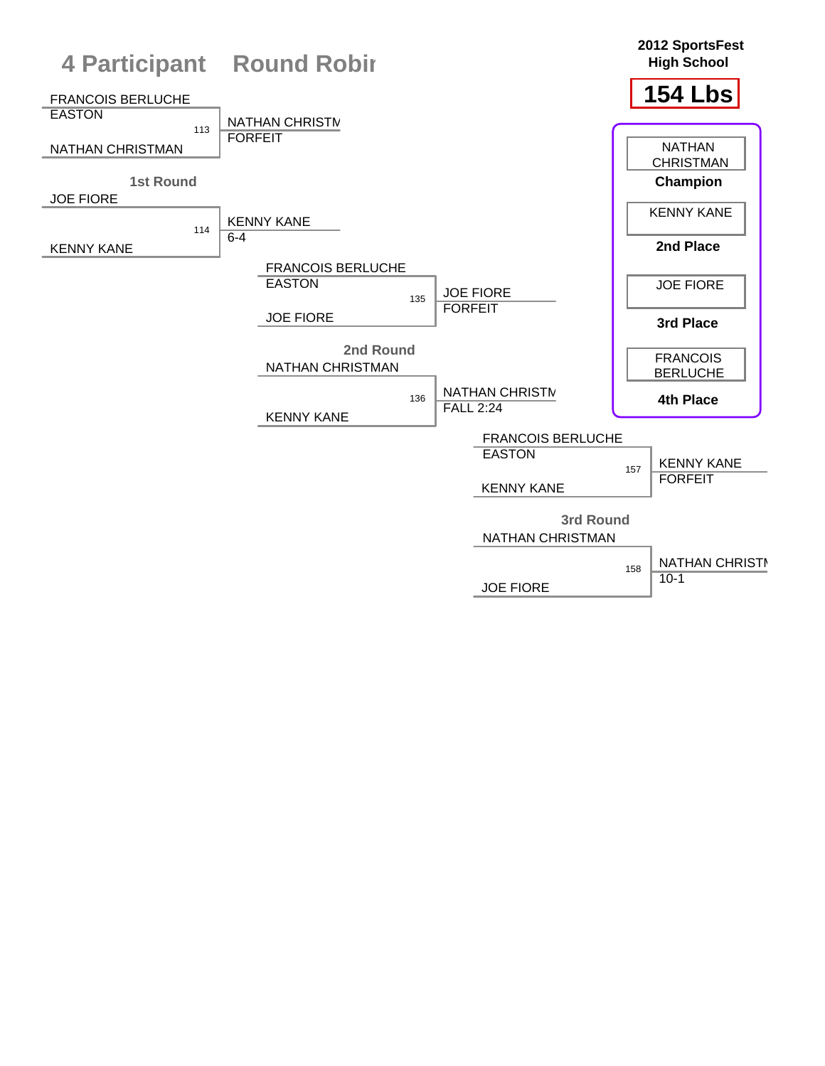# 4 Participant Round Robin

**2012 SportsFest High School**

**154 Lbs**

## 1st Round

| Bout | Wrestler 1 | Wrestler 2 | Winner | Result |
|---|---|---|---|---|
| 113 | FRANCOIS BERLUCHE EASTON | NATHAN CHRISTMAN | NATHAN CHRISTM | FORFEIT |
| 114 | JOE FIORE | KENNY KANE | KENNY KANE | 6-4 |

## 2nd Round

| Bout | Wrestler 1 | Wrestler 2 | Winner | Result |
|---|---|---|---|---|
| 135 | FRANCOIS BERLUCHE EASTON | JOE FIORE | JOE FIORE | FORFEIT |
| 136 | NATHAN CHRISTMAN | KENNY KANE | NATHAN CHRISTM | FALL 2:24 |

## 3rd Round

| Bout | Wrestler 1 | Wrestler 2 | Winner | Result |
|---|---|---|---|---|
| 157 | FRANCOIS BERLUCHE EASTON | KENNY KANE | KENNY KANE | FORFEIT |
| 158 | NATHAN CHRISTMAN | JOE FIORE | NATHAN CHRISTI | 10-1 |

## Final Placings

| Place | Wrestler |
|---|---|
| **Champion** | NATHAN CHRISTMAN |
| **2nd Place** | KENNY KANE |
| **3rd Place** | JOE FIORE |
| **4th Place** | FRANCOIS BERLUCHE |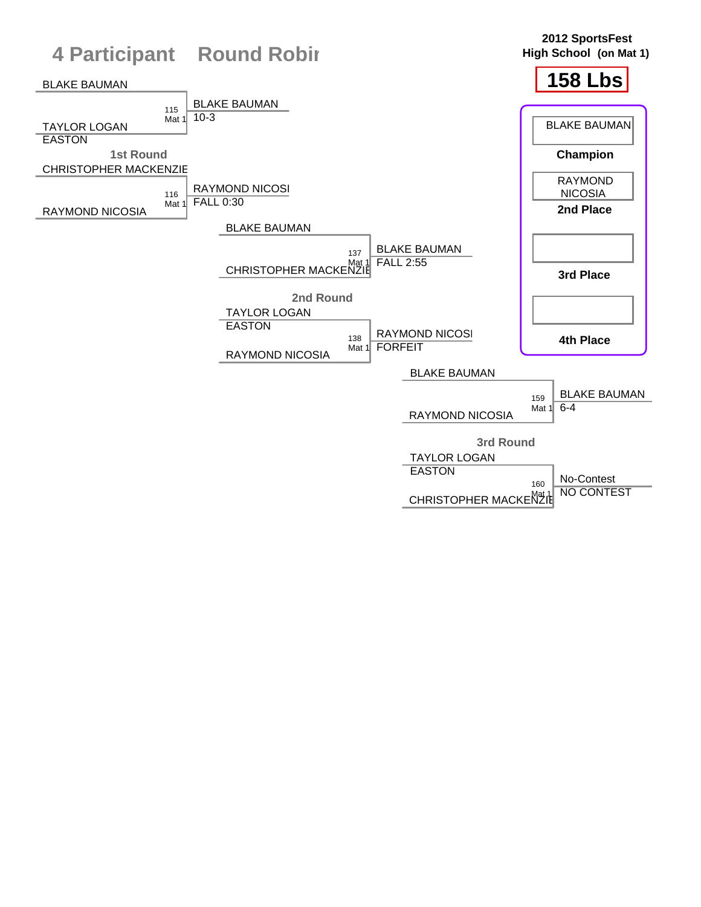# 4 Participant Round Robin

**2012 SportsFest**
**High School (on Mat 1)**

## 158 Lbs

### 1st Round

| Bout | Wrestler 1 | Wrestler 2 | Winner | Result |
|---|---|---|---|---|
| 115 (Mat 1) | BLAKE BAUMAN | TAYLOR LOGAN EASTON | BLAKE BAUMAN | 10-3 |
| 116 (Mat 1) | CHRISTOPHER MACKENZIE | RAYMOND NICOSIA | RAYMOND NICOSI | FALL 0:30 |

### 2nd Round

| Bout | Wrestler 1 | Wrestler 2 | Winner | Result |
|---|---|---|---|---|
| 137 (Mat 1) | BLAKE BAUMAN | CHRISTOPHER MACKENZIE | BLAKE BAUMAN | FALL 2:55 |
| 138 (Mat 1) | TAYLOR LOGAN EASTON | RAYMOND NICOSIA | RAYMOND NICOSI | FORFEIT |

### 3rd Round

| Bout | Wrestler 1 | Wrestler 2 | Winner | Result |
|---|---|---|---|---|
| 159 (Mat 1) | BLAKE BAUMAN | RAYMOND NICOSIA | BLAKE BAUMAN | 6-4 |
| 160 (Mat 1) | TAYLOR LOGAN EASTON | CHRISTOPHER MACKENZIE | No-Contest | NO CONTEST |

### Placings

| Place | Wrestler |
|---|---|
| Champion | BLAKE BAUMAN |
| 2nd Place | RAYMOND NICOSIA |
| 3rd Place | |
| 4th Place | |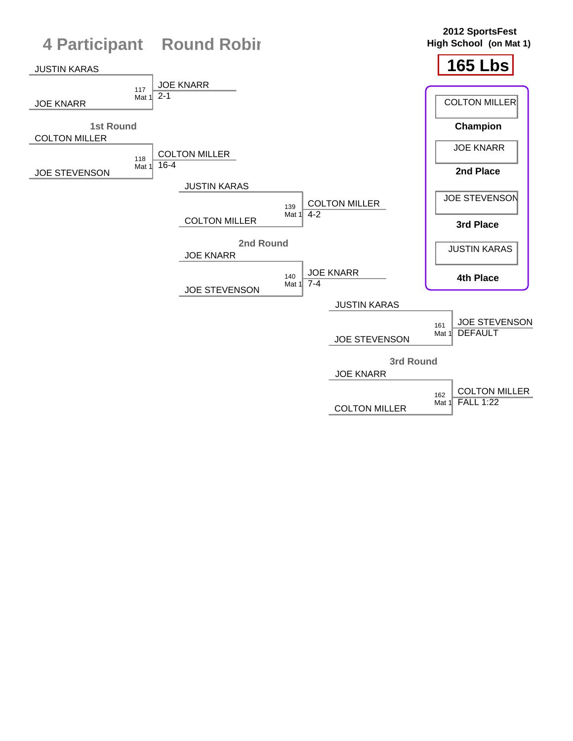# 4 Participant Round Robin

**2012 SportsFest**
**High School (on Mat 1)**

## 165 Lbs

### 1st Round

| Bout | Wrestler 1 | Wrestler 2 | Winner | Result |
|---|---|---|---|---|
| 117 Mat 1 | JUSTIN KARAS | JOE KNARR | JOE KNARR | 2-1 |
| 118 Mat 1 | COLTON MILLER | JOE STEVENSON | COLTON MILLER | 16-4 |

### 2nd Round

| Bout | Wrestler 1 | Wrestler 2 | Winner | Result |
|---|---|---|---|---|
| 139 Mat 1 | JUSTIN KARAS | COLTON MILLER | COLTON MILLER | 4-2 |
| 140 Mat 1 | JOE KNARR | JOE STEVENSON | JOE KNARR | 7-4 |

### 3rd Round

| Bout | Wrestler 1 | Wrestler 2 | Winner | Result |
|---|---|---|---|---|
| 161 Mat 1 | JUSTIN KARAS | JOE STEVENSON | JOE STEVENSON | DEFAULT |
| 162 Mat 1 | JOE KNARR | COLTON MILLER | COLTON MILLER | FALL 1:22 |

### Final Placings

| Place | Wrestler |
|---|---|
| Champion | COLTON MILLER |
| 2nd Place | JOE KNARR |
| 3rd Place | JOE STEVENSON |
| 4th Place | JUSTIN KARAS |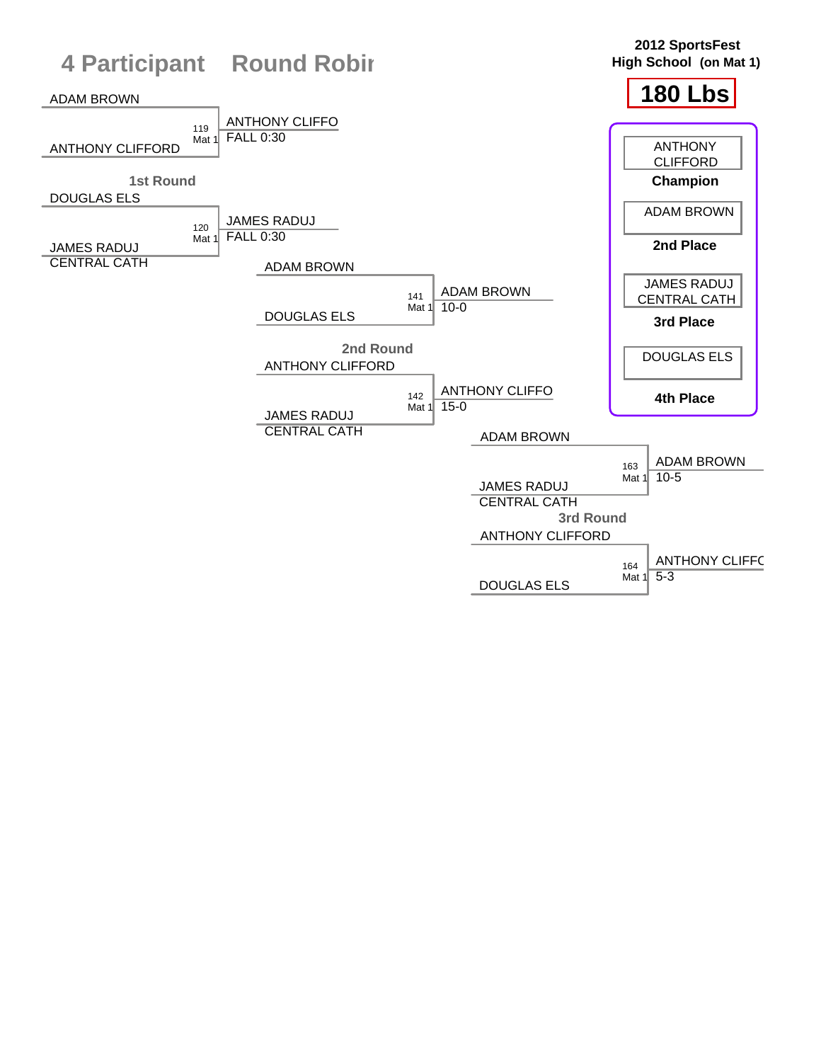# 4 Participant Round Robin

**2012 SportsFest**
**High School (on Mat 1)**

## 180 Lbs

### 1st Round

| Match | Mat | Wrestler 1 | Wrestler 2 | Winner | Result |
|---|---|---|---|---|---|
| 119 | Mat 1 | ADAM BROWN | ANTHONY CLIFFORD | ANTHONY CLIFFO | FALL 0:30 |
| 120 | Mat 1 | DOUGLAS ELS | JAMES RADUJ CENTRAL CATH | JAMES RADUJ | FALL 0:30 |

### 2nd Round

| Match | Mat | Wrestler 1 | Wrestler 2 | Winner | Result |
|---|---|---|---|---|---|
| 141 | Mat 1 | ADAM BROWN | DOUGLAS ELS | ADAM BROWN | 10-0 |
| 142 | Mat 1 | ANTHONY CLIFFORD | JAMES RADUJ CENTRAL CATH | ANTHONY CLIFFO | 15-0 |

### 3rd Round

| Match | Mat | Wrestler 1 | Wrestler 2 | Winner | Result |
|---|---|---|---|---|---|
| 163 | Mat 1 | ADAM BROWN | JAMES RADUJ CENTRAL CATH | ADAM BROWN | 10-5 |
| 164 | Mat 1 | ANTHONY CLIFFORD | DOUGLAS ELS | ANTHONY CLIFFC | 5-3 |

### Final Standings

| Place | Wrestler |
|---|---|
| **Champion** | ANTHONY CLIFFORD |
| **2nd Place** | ADAM BROWN |
| **3rd Place** | JAMES RADUJ CENTRAL CATH |
| **4th Place** | DOUGLAS ELS |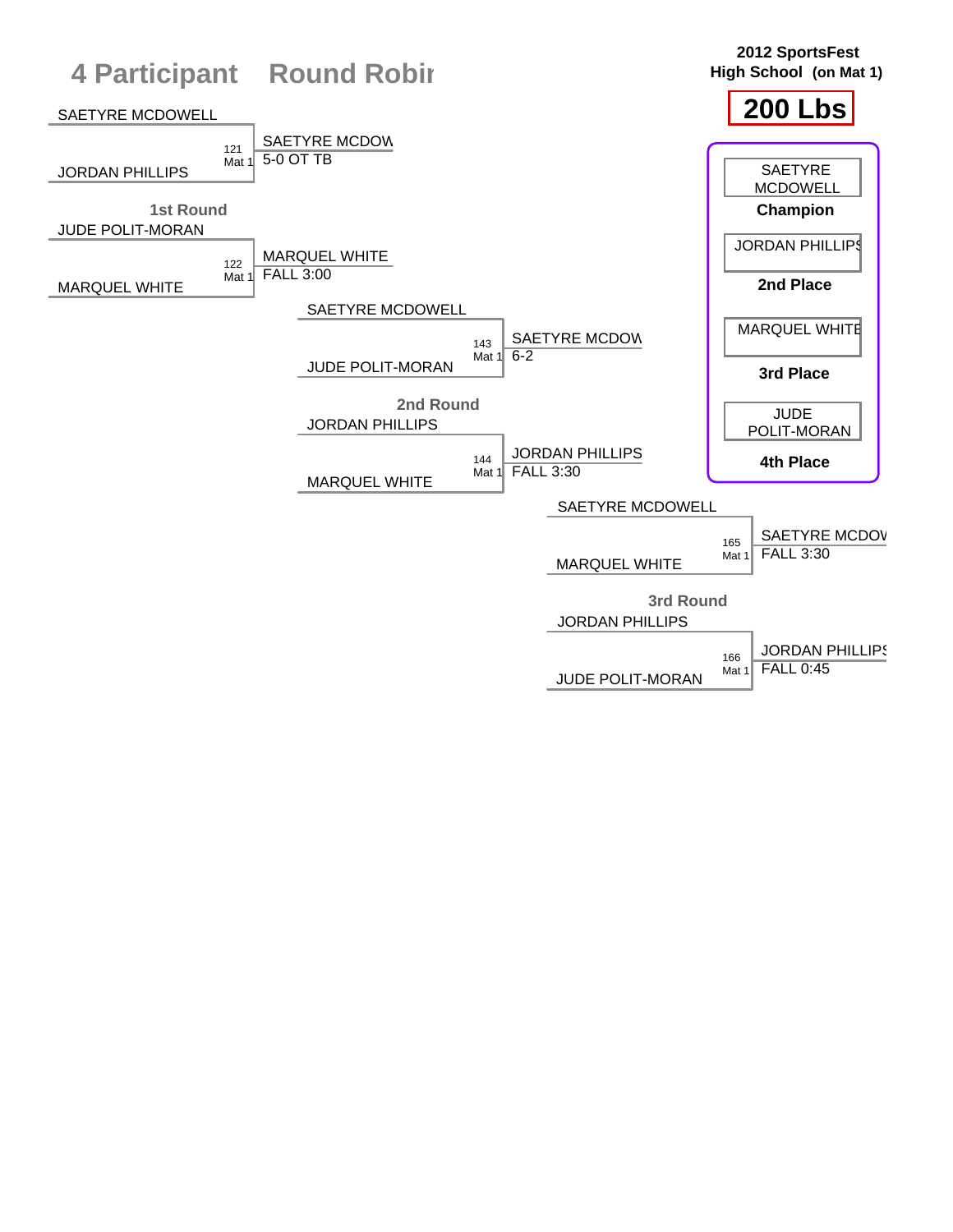# 4 Participant Round Robin

**2012 SportsFest**
**High School (on Mat 1)**

**200 Lbs**

### 1st Round

SAETYRE MCDOWELL
JORDAN PHILLIPS
121 Mat 1
SAETYRE MCDOW
5-0 OT TB

JUDE POLIT-MORAN
MARQUEL WHITE
122 Mat 1
MARQUEL WHITE
FALL 3:00

### 2nd Round

SAETYRE MCDOWELL
JUDE POLIT-MORAN
143 Mat 1
SAETYRE MCDOW
6-2

JORDAN PHILLIPS
MARQUEL WHITE
144 Mat 1
JORDAN PHILLIPS
FALL 3:30

### 3rd Round

SAETYRE MCDOWELL
MARQUEL WHITE
165 Mat 1
SAETYRE MCDOV
FALL 3:30

JORDAN PHILLIPS
JUDE POLIT-MORAN
166 Mat 1
JORDAN PHILLIPS
FALL 0:45

### Placings

SAETYRE MCDOWELL
**Champion**

JORDAN PHILLIPS
**2nd Place**

MARQUEL WHITE
**3rd Place**

JUDE POLIT-MORAN
**4th Place**